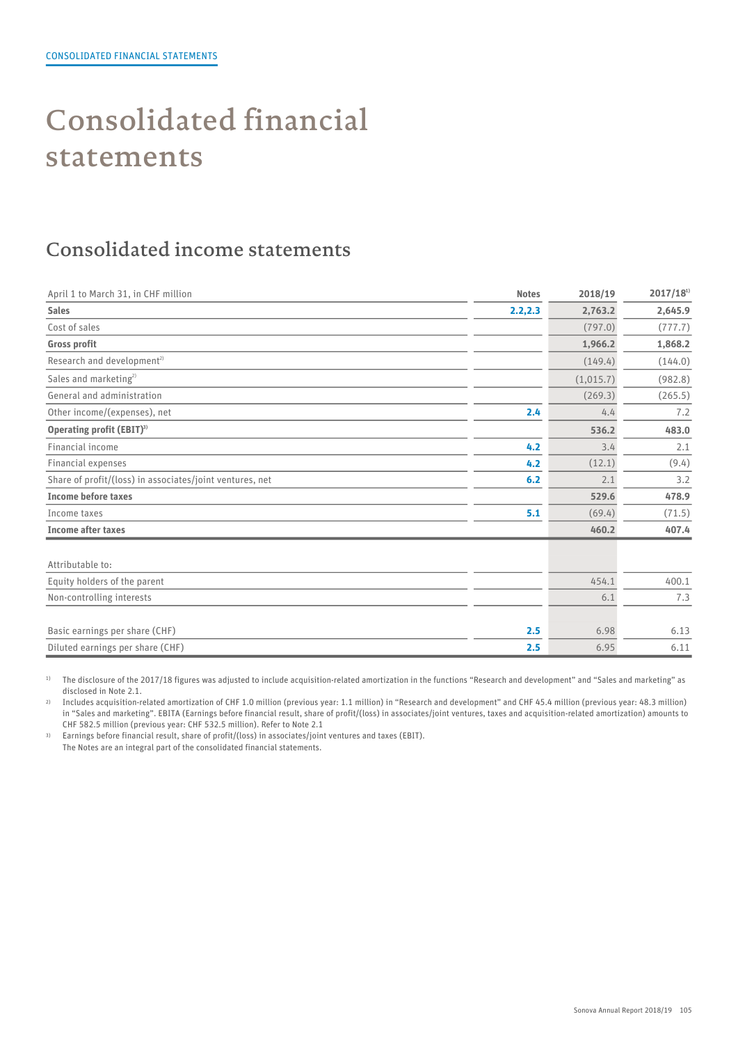# Consolidated financial statements

## Consolidated income statements

| April 1 to March 31, in CHF million | Notes | 2018/19 | 2017/18[1] |
|---|---|---|---|
| **Sales** | **2.2,2.3** | **2,763.2** | **2,645.9** |
| Cost of sales | | (797.0) | (777.7) |
| **Gross profit** | | **1,966.2** | **1,868.2** |
| Research and development[2] | | (149.4) | (144.0) |
| Sales and marketing[2] | | (1,015.7) | (982.8) |
| General and administration | | (269.3) | (265.5) |
| Other income/(expenses), net | 2.4 | 4.4 | 7.2 |
| **Operating profit (EBIT)[3]** | | **536.2** | **483.0** |
| Financial income | 4.2 | 3.4 | 2.1 |
| Financial expenses | 4.2 | (12.1) | (9.4) |
| Share of profit/(loss) in associates/joint ventures, net | 6.2 | 2.1 | 3.2 |
| **Income before taxes** | | **529.6** | **478.9** |
| Income taxes | 5.1 | (69.4) | (71.5) |
| **Income after taxes** | | **460.2** | **407.4** |
| | | | |
| Attributable to: | | | |
| Equity holders of the parent | | 454.1 | 400.1 |
| Non-controlling interests | | 6.1 | 7.3 |
| | | | |
| Basic earnings per share (CHF) | 2.5 | 6.98 | 6.13 |
| Diluted earnings per share (CHF) | 2.5 | 6.95 | 6.11 |

[1] The disclosure of the 2017/18 figures was adjusted to include acquisition-related amortization in the functions "Research and development" and "Sales and marketing" as disclosed in Note 2.1.

[2] Includes acquisition-related amortization of CHF 1.0 million (previous year: 1.1 million) in "Research and development" and CHF 45.4 million (previous year: 48.3 million) in "Sales and marketing". EBITA (Earnings before financial result, share of profit/(loss) in associates/joint ventures, taxes and acquisition-related amortization) amounts to CHF 582.5 million (previous year: CHF 532.5 million). Refer to Note 2.1

[3] Earnings before financial result, share of profit/(loss) in associates/joint ventures and taxes (EBIT).

The Notes are an integral part of the consolidated financial statements.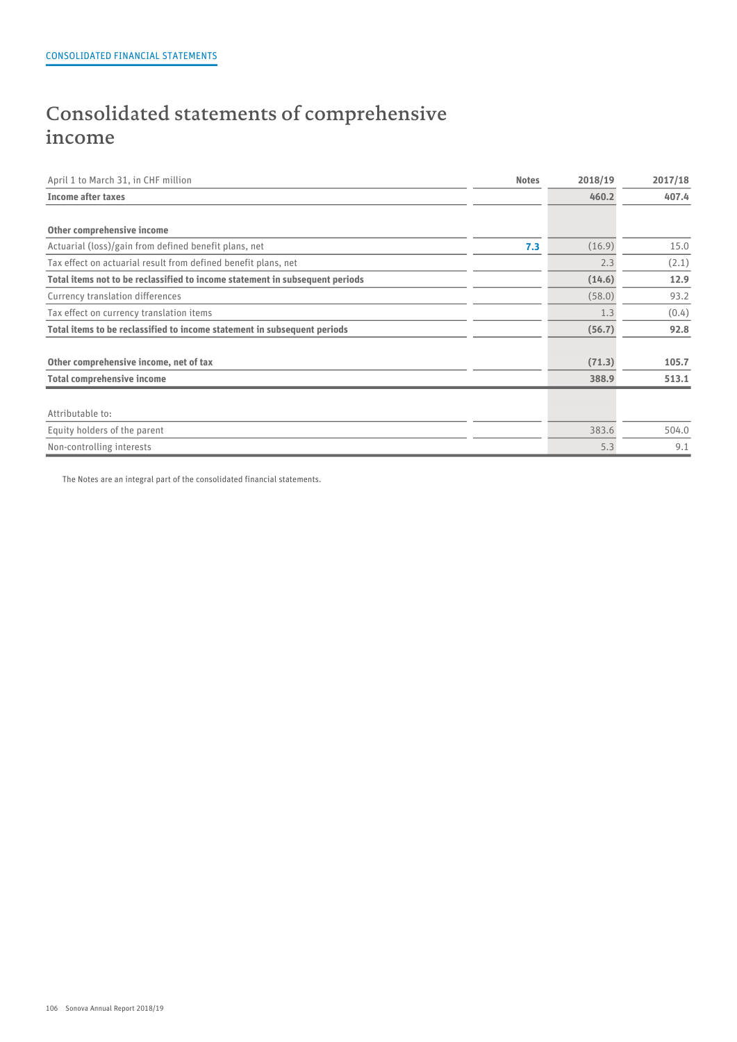CONSOLIDATED FINANCIAL STATEMENTS

# Consolidated statements of comprehensive income

| April 1 to March 31, in CHF million | Notes | 2018/19 | 2017/18 |
|---|---|---|---|
| **Income after taxes** | | **460.2** | **407.4** |
| | | | |
| **Other comprehensive income** | | | |
| Actuarial (loss)/gain from defined benefit plans, net | 7.3 | (16.9) | 15.0 |
| Tax effect on actuarial result from defined benefit plans, net | | 2.3 | (2.1) |
| **Total items not to be reclassified to income statement in subsequent periods** | | **(14.6)** | **12.9** |
| Currency translation differences | | (58.0) | 93.2 |
| Tax effect on currency translation items | | 1.3 | (0.4) |
| **Total items to be reclassified to income statement in subsequent periods** | | **(56.7)** | **92.8** |
| | | | |
| **Other comprehensive income, net of tax** | | **(71.3)** | **105.7** |
| **Total comprehensive income** | | **388.9** | **513.1** |
| | | | |
| Attributable to: | | | |
| Equity holders of the parent | | 383.6 | 504.0 |
| Non-controlling interests | | 5.3 | 9.1 |

The Notes are an integral part of the consolidated financial statements.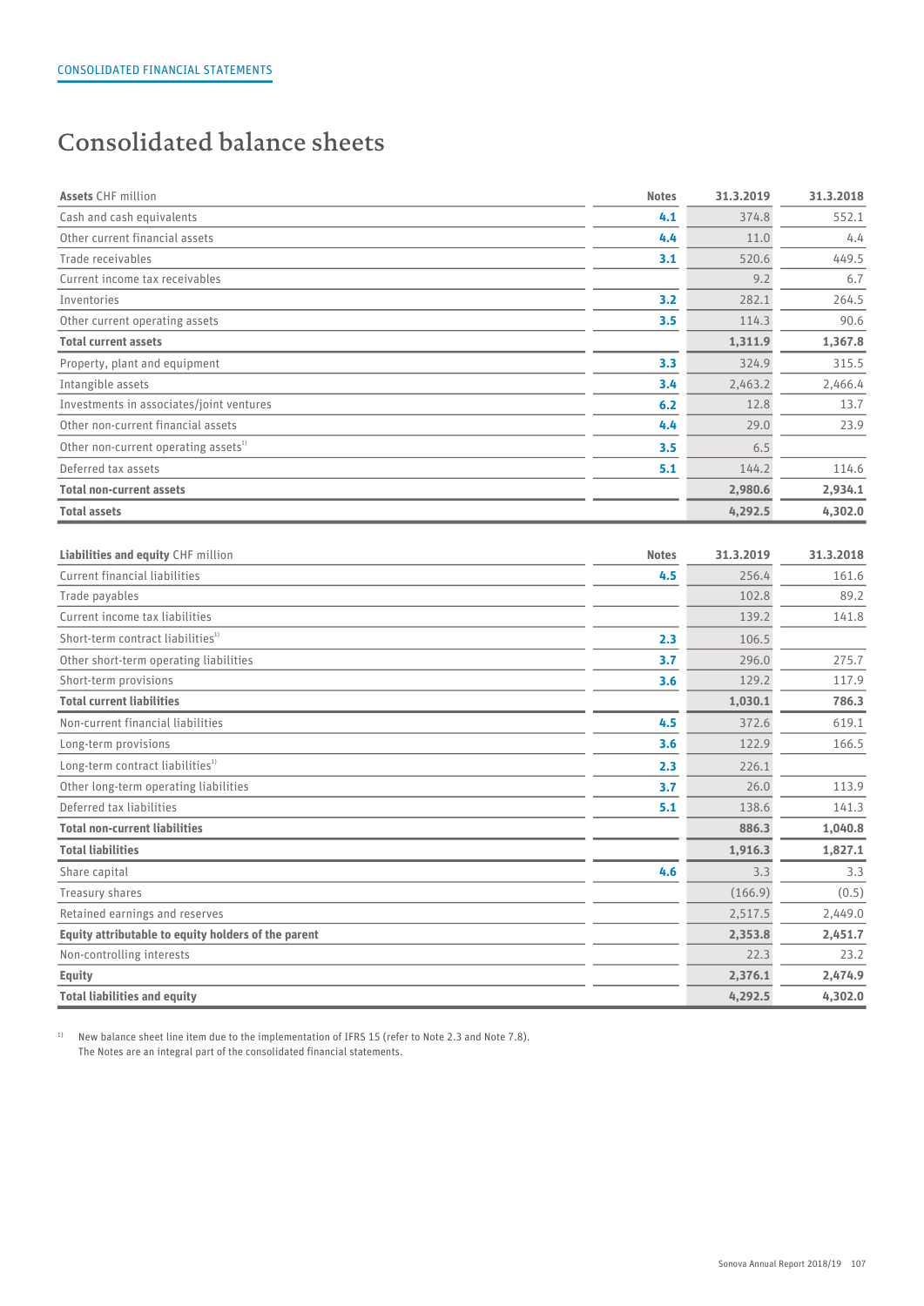CONSOLIDATED FINANCIAL STATEMENTS

# Consolidated balance sheets

| **Assets** CHF million | Notes | 31.3.2019 | 31.3.2018 |
|---|---|---|---|
| Cash and cash equivalents | 4.1 | 374.8 | 552.1 |
| Other current financial assets | 4.4 | 11.0 | 4.4 |
| Trade receivables | 3.1 | 520.6 | 449.5 |
| Current income tax receivables | | 9.2 | 6.7 |
| Inventories | 3.2 | 282.1 | 264.5 |
| Other current operating assets | 3.5 | 114.3 | 90.6 |
| **Total current assets** | | **1,311.9** | **1,367.8** |
| Property, plant and equipment | 3.3 | 324.9 | 315.5 |
| Intangible assets | 3.4 | 2,463.2 | 2,466.4 |
| Investments in associates/joint ventures | 6.2 | 12.8 | 13.7 |
| Other non-current financial assets | 4.4 | 29.0 | 23.9 |
| Other non-current operating assets[1] | 3.5 | 6.5 | |
| Deferred tax assets | 5.1 | 144.2 | 114.6 |
| **Total non-current assets** | | **2,980.6** | **2,934.1** |
| **Total assets** | | **4,292.5** | **4,302.0** |

| **Liabilities and equity** CHF million | Notes | 31.3.2019 | 31.3.2018 |
|---|---|---|---|
| Current financial liabilities | 4.5 | 256.4 | 161.6 |
| Trade payables | | 102.8 | 89.2 |
| Current income tax liabilities | | 139.2 | 141.8 |
| Short-term contract liabilities[1] | 2.3 | 106.5 | |
| Other short-term operating liabilities | 3.7 | 296.0 | 275.7 |
| Short-term provisions | 3.6 | 129.2 | 117.9 |
| **Total current liabilities** | | **1,030.1** | **786.3** |
| Non-current financial liabilities | 4.5 | 372.6 | 619.1 |
| Long-term provisions | 3.6 | 122.9 | 166.5 |
| Long-term contract liabilities[1] | 2.3 | 226.1 | |
| Other long-term operating liabilities | 3.7 | 26.0 | 113.9 |
| Deferred tax liabilities | 5.1 | 138.6 | 141.3 |
| **Total non-current liabilities** | | **886.3** | **1,040.8** |
| **Total liabilities** | | **1,916.3** | **1,827.1** |
| Share capital | 4.6 | 3.3 | 3.3 |
| Treasury shares | | (166.9) | (0.5) |
| Retained earnings and reserves | | 2,517.5 | 2,449.0 |
| **Equity attributable to equity holders of the parent** | | **2,353.8** | **2,451.7** |
| Non-controlling interests | | 22.3 | 23.2 |
| **Equity** | | **2,376.1** | **2,474.9** |
| **Total liabilities and equity** | | **4,292.5** | **4,302.0** |

[1] New balance sheet line item due to the implementation of IFRS 15 (refer to Note 2.3 and Note 7.8).
The Notes are an integral part of the consolidated financial statements.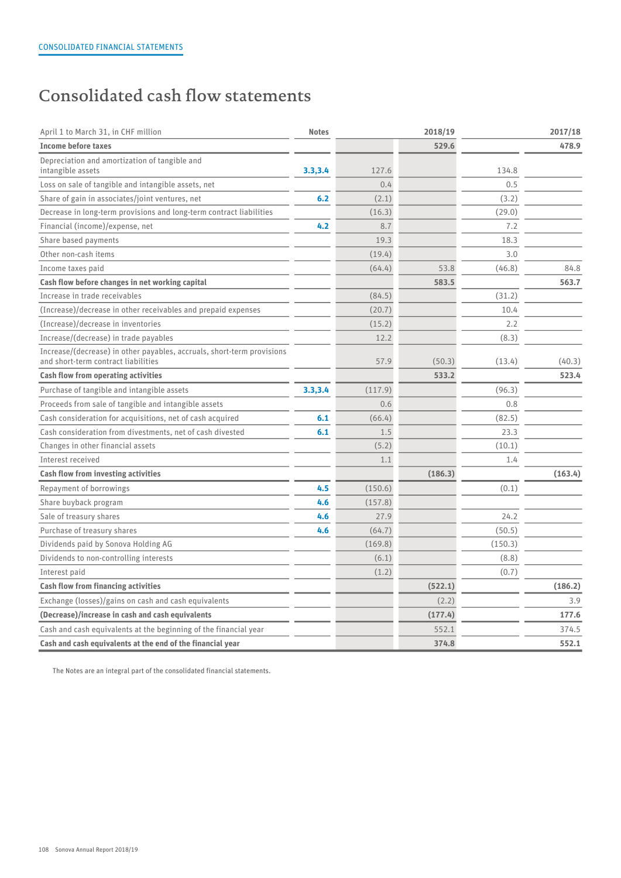## Consolidated cash flow statements

| April 1 to March 31, in CHF million | Notes | 2018/19 | | 2017/18 | |
|---|---|---|---|---|---|
| **Income before taxes** | | | **529.6** | | **478.9** |
| Depreciation and amortization of tangible and intangible assets | 3.3,3.4 | 127.6 | | 134.8 | |
| Loss on sale of tangible and intangible assets, net | | 0.4 | | 0.5 | |
| Share of gain in associates/joint ventures, net | 6.2 | (2.1) | | (3.2) | |
| Decrease in long-term provisions and long-term contract liabilities | | (16.3) | | (29.0) | |
| Financial (income)/expense, net | 4.2 | 8.7 | | 7.2 | |
| Share based payments | | 19.3 | | 18.3 | |
| Other non-cash items | | (19.4) | | 3.0 | |
| Income taxes paid | | (64.4) | 53.8 | (46.8) | 84.8 |
| **Cash flow before changes in net working capital** | | | **583.5** | | **563.7** |
| Increase in trade receivables | | (84.5) | | (31.2) | |
| (Increase)/decrease in other receivables and prepaid expenses | | (20.7) | | 10.4 | |
| (Increase)/decrease in inventories | | (15.2) | | 2.2 | |
| Increase/(decrease) in trade payables | | 12.2 | | (8.3) | |
| Increase/(decrease) in other payables, accruals, short-term provisions and short-term contract liabilities | | 57.9 | (50.3) | (13.4) | (40.3) |
| **Cash flow from operating activities** | | | **533.2** | | **523.4** |
| Purchase of tangible and intangible assets | 3.3,3.4 | (117.9) | | (96.3) | |
| Proceeds from sale of tangible and intangible assets | | 0.6 | | 0.8 | |
| Cash consideration for acquisitions, net of cash acquired | 6.1 | (66.4) | | (82.5) | |
| Cash consideration from divestments, net of cash divested | 6.1 | 1.5 | | 23.3 | |
| Changes in other financial assets | | (5.2) | | (10.1) | |
| Interest received | | 1.1 | | 1.4 | |
| **Cash flow from investing activities** | | | **(186.3)** | | **(163.4)** |
| Repayment of borrowings | 4.5 | (150.6) | | (0.1) | |
| Share buyback program | 4.6 | (157.8) | | | |
| Sale of treasury shares | 4.6 | 27.9 | | 24.2 | |
| Purchase of treasury shares | 4.6 | (64.7) | | (50.5) | |
| Dividends paid by Sonova Holding AG | | (169.8) | | (150.3) | |
| Dividends to non-controlling interests | | (6.1) | | (8.8) | |
| Interest paid | | (1.2) | | (0.7) | |
| **Cash flow from financing activities** | | | **(522.1)** | | **(186.2)** |
| Exchange (losses)/gains on cash and cash equivalents | | | (2.2) | | 3.9 |
| **(Decrease)/increase in cash and cash equivalents** | | | **(177.4)** | | **177.6** |
| Cash and cash equivalents at the beginning of the financial year | | | 552.1 | | 374.5 |
| **Cash and cash equivalents at the end of the financial year** | | | **374.8** | | **552.1** |

The Notes are an integral part of the consolidated financial statements.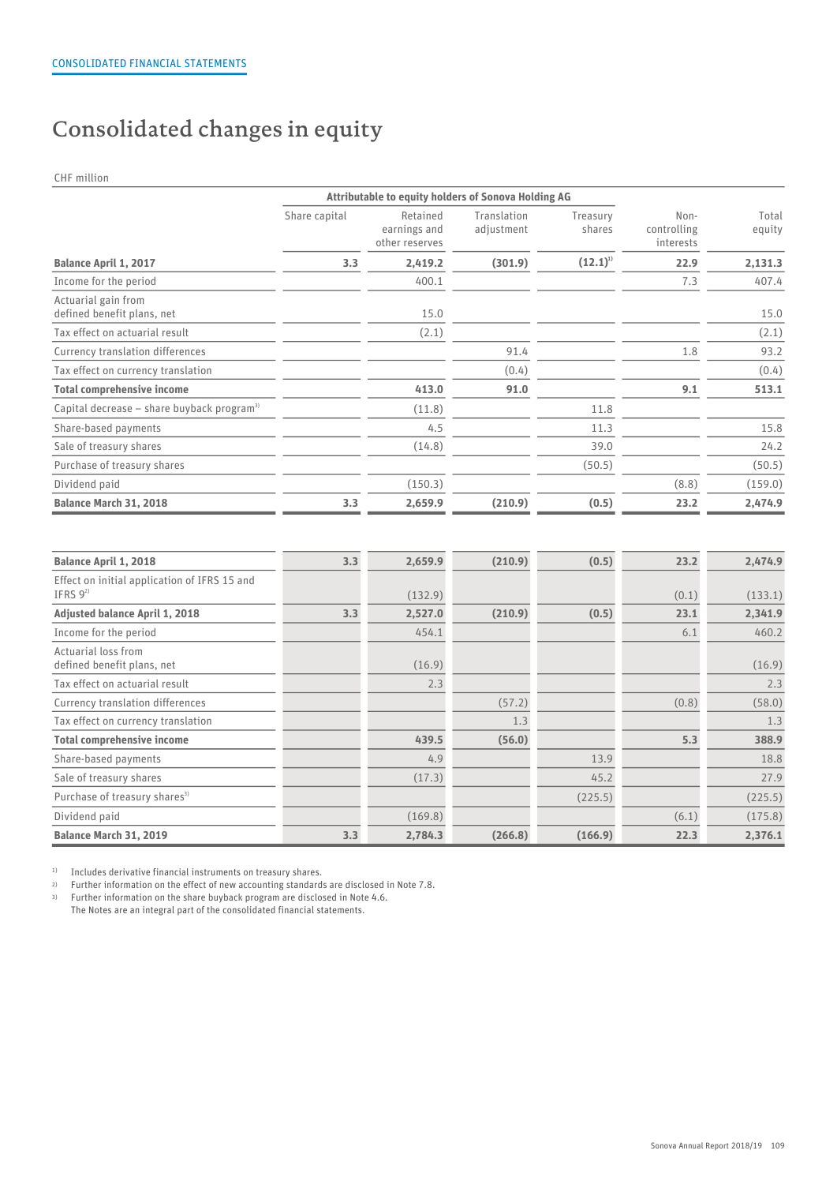# Consolidated changes in equity

CHF million

| | Attributable to equity holders of Sonova Holding AG | | | | | |
|---|---|---|---|---|---|---|
| | Share capital | Retained earnings and other reserves | Translation adjustment | Treasury shares | Non-controlling interests | Total equity |
| **Balance April 1, 2017** | **3.3** | **2,419.2** | **(301.9)** | **(12.1)**[1] | **22.9** | **2,131.3** |
| Income for the period | | 400.1 | | | 7.3 | 407.4 |
| Actuarial gain from defined benefit plans, net | | 15.0 | | | | 15.0 |
| Tax effect on actuarial result | | (2.1) | | | | (2.1) |
| Currency translation differences | | | 91.4 | | 1.8 | 93.2 |
| Tax effect on currency translation | | | (0.4) | | | (0.4) |
| **Total comprehensive income** | | **413.0** | **91.0** | | **9.1** | **513.1** |
| Capital decrease – share buyback program[3] | | (11.8) | | 11.8 | | |
| Share-based payments | | 4.5 | | 11.3 | | 15.8 |
| Sale of treasury shares | | (14.8) | | 39.0 | | 24.2 |
| Purchase of treasury shares | | | | (50.5) | | (50.5) |
| Dividend paid | | (150.3) | | | (8.8) | (159.0) |
| **Balance March 31, 2018** | **3.3** | **2,659.9** | **(210.9)** | **(0.5)** | **23.2** | **2,474.9** |
| | | | | | | |
| **Balance April 1, 2018** | **3.3** | **2,659.9** | **(210.9)** | **(0.5)** | **23.2** | **2,474.9** |
| Effect on initial application of IFRS 15 and IFRS 9[2] | | (132.9) | | | (0.1) | (133.1) |
| **Adjusted balance April 1, 2018** | **3.3** | **2,527.0** | **(210.9)** | **(0.5)** | **23.1** | **2,341.9** |
| Income for the period | | 454.1 | | | 6.1 | 460.2 |
| Actuarial loss from defined benefit plans, net | | (16.9) | | | | (16.9) |
| Tax effect on actuarial result | | 2.3 | | | | 2.3 |
| Currency translation differences | | | (57.2) | | (0.8) | (58.0) |
| Tax effect on currency translation | | | 1.3 | | | 1.3 |
| **Total comprehensive income** | | **439.5** | **(56.0)** | | **5.3** | **388.9** |
| Share-based payments | | 4.9 | | 13.9 | | 18.8 |
| Sale of treasury shares | | (17.3) | | 45.2 | | 27.9 |
| Purchase of treasury shares[3] | | | | (225.5) | | (225.5) |
| Dividend paid | | (169.8) | | | (6.1) | (175.8) |
| **Balance March 31, 2019** | **3.3** | **2,784.3** | **(266.8)** | **(166.9)** | **22.3** | **2,376.1** |

[1] Includes derivative financial instruments on treasury shares.
[2] Further information on the effect of new accounting standards are disclosed in Note 7.8.
[3] Further information on the share buyback program are disclosed in Note 4.6.
The Notes are an integral part of the consolidated financial statements.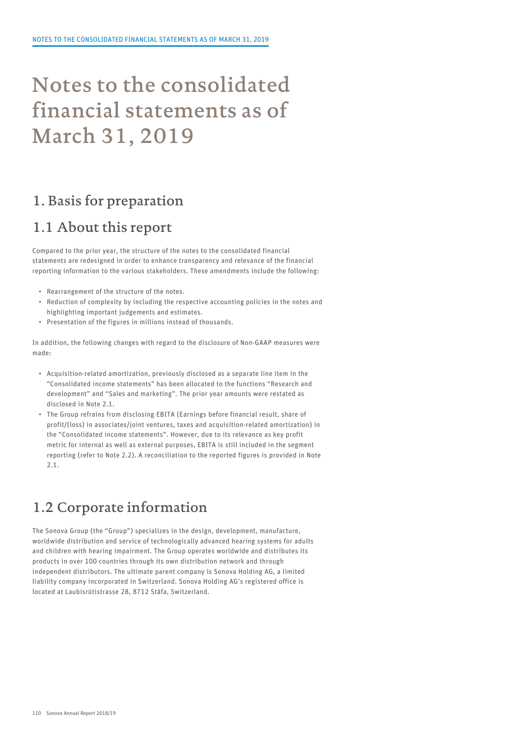# Notes to the consolidated financial statements as of March 31, 2019

## 1. Basis for preparation

## 1.1 About this report

Compared to the prior year, the structure of the notes to the consolidated financial statements are redesigned in order to enhance transparency and relevance of the financial reporting information to the various stakeholders. These amendments include the following:

- Rearrangement of the structure of the notes.
- Reduction of complexity by including the respective accounting policies in the notes and highlighting important judgements and estimates.
- Presentation of the figures in millions instead of thousands.

In addition, the following changes with regard to the disclosure of Non-GAAP measures were made:

- Acquisition-related amortization, previously disclosed as a separate line item in the "Consolidated income statements" has been allocated to the functions "Research and development" and "Sales and marketing". The prior year amounts were restated as disclosed in Note 2.1.
- The Group refrains from disclosing EBITA (Earnings before financial result, share of profit/(loss) in associates/joint ventures, taxes and acquisition-related amortization) in the "Consolidated income statements". However, due to its relevance as key profit metric for internal as well as external purposes, EBITA is still included in the segment reporting (refer to Note 2.2). A reconciliation to the reported figures is provided in Note 2.1.

## 1.2 Corporate information

The Sonova Group (the "Group") specializes in the design, development, manufacture, worldwide distribution and service of technologically advanced hearing systems for adults and children with hearing impairment. The Group operates worldwide and distributes its products in over 100 countries through its own distribution network and through independent distributors. The ultimate parent company is Sonova Holding AG, a limited liability company incorporated in Switzerland. Sonova Holding AG's registered office is located at Laubisrütistrasse 28, 8712 Stäfa, Switzerland.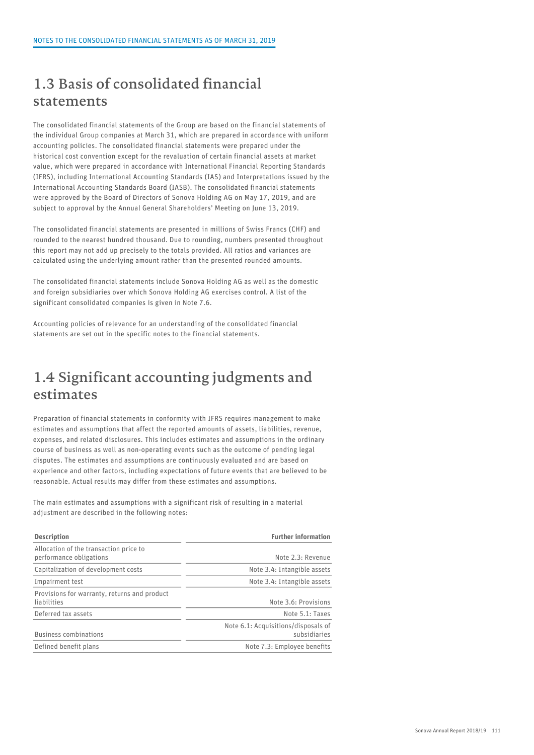## 1.3 Basis of consolidated financial statements

The consolidated financial statements of the Group are based on the financial statements of the individual Group companies at March 31, which are prepared in accordance with uniform accounting policies. The consolidated financial statements were prepared under the historical cost convention except for the revaluation of certain financial assets at market value, which were prepared in accordance with International Financial Reporting Standards (IFRS), including International Accounting Standards (IAS) and Interpretations issued by the International Accounting Standards Board (IASB). The consolidated financial statements were approved by the Board of Directors of Sonova Holding AG on May 17, 2019, and are subject to approval by the Annual General Shareholders' Meeting on June 13, 2019.

The consolidated financial statements are presented in millions of Swiss Francs (CHF) and rounded to the nearest hundred thousand. Due to rounding, numbers presented throughout this report may not add up precisely to the totals provided. All ratios and variances are calculated using the underlying amount rather than the presented rounded amounts.

The consolidated financial statements include Sonova Holding AG as well as the domestic and foreign subsidiaries over which Sonova Holding AG exercises control. A list of the significant consolidated companies is given in Note 7.6.

Accounting policies of relevance for an understanding of the consolidated financial statements are set out in the specific notes to the financial statements.

## 1.4 Significant accounting judgments and estimates

Preparation of financial statements in conformity with IFRS requires management to make estimates and assumptions that affect the reported amounts of assets, liabilities, revenue, expenses, and related disclosures. This includes estimates and assumptions in the ordinary course of business as well as non-operating events such as the outcome of pending legal disputes. The estimates and assumptions are continuously evaluated and are based on experience and other factors, including expectations of future events that are believed to be reasonable. Actual results may differ from these estimates and assumptions.

The main estimates and assumptions with a significant risk of resulting in a material adjustment are described in the following notes:

| **Description** | **Further information** |
|---|---|
| Allocation of the transaction price to performance obligations | Note 2.3: Revenue |
| Capitalization of development costs | Note 3.4: Intangible assets |
| Impairment test | Note 3.4: Intangible assets |
| Provisions for warranty, returns and product liabilities | Note 3.6: Provisions |
| Deferred tax assets | Note 5.1: Taxes |
| Business combinations | Note 6.1: Acquisitions/disposals of subsidiaries |
| Defined benefit plans | Note 7.3: Employee benefits |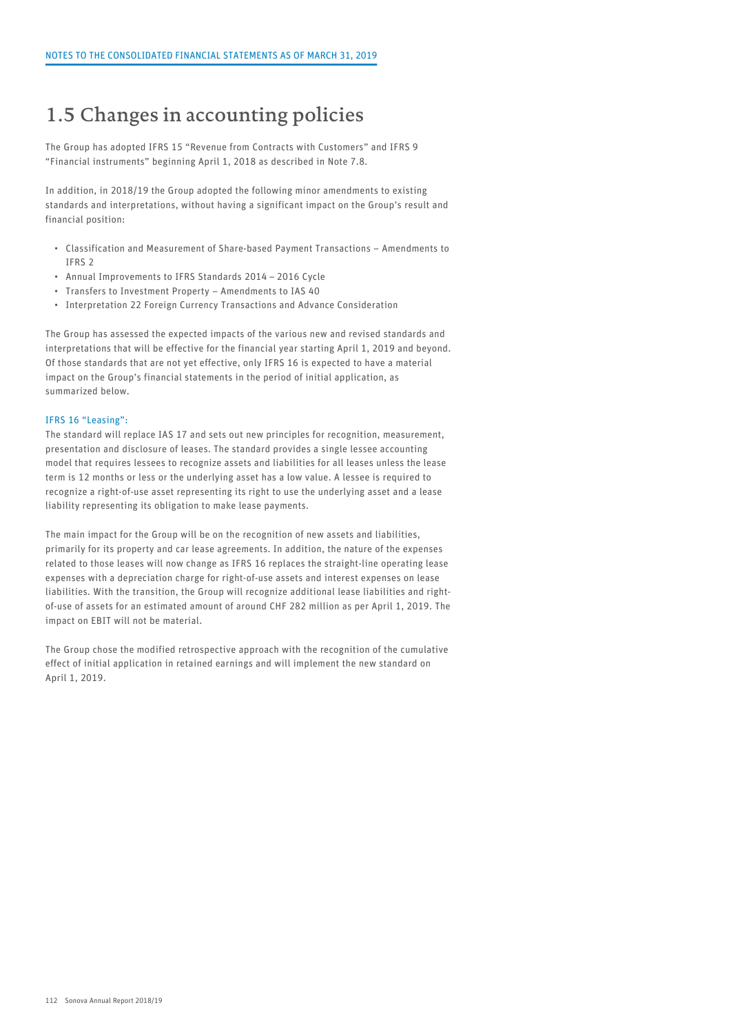## 1.5 Changes in accounting policies

The Group has adopted IFRS 15 "Revenue from Contracts with Customers" and IFRS 9 "Financial instruments" beginning April 1, 2018 as described in Note 7.8.

In addition, in 2018/19 the Group adopted the following minor amendments to existing standards and interpretations, without having a significant impact on the Group's result and financial position:

- Classification and Measurement of Share-based Payment Transactions – Amendments to IFRS 2
- Annual Improvements to IFRS Standards 2014 – 2016 Cycle
- Transfers to Investment Property – Amendments to IAS 40
- Interpretation 22 Foreign Currency Transactions and Advance Consideration

The Group has assessed the expected impacts of the various new and revised standards and interpretations that will be effective for the financial year starting April 1, 2019 and beyond. Of those standards that are not yet effective, only IFRS 16 is expected to have a material impact on the Group's financial statements in the period of initial application, as summarized below.

### IFRS 16 "Leasing":

The standard will replace IAS 17 and sets out new principles for recognition, measurement, presentation and disclosure of leases. The standard provides a single lessee accounting model that requires lessees to recognize assets and liabilities for all leases unless the lease term is 12 months or less or the underlying asset has a low value. A lessee is required to recognize a right-of-use asset representing its right to use the underlying asset and a lease liability representing its obligation to make lease payments.

The main impact for the Group will be on the recognition of new assets and liabilities, primarily for its property and car lease agreements. In addition, the nature of the expenses related to those leases will now change as IFRS 16 replaces the straight-line operating lease expenses with a depreciation charge for right-of-use assets and interest expenses on lease liabilities. With the transition, the Group will recognize additional lease liabilities and right-of-use of assets for an estimated amount of around CHF 282 million as per April 1, 2019. The impact on EBIT will not be material.

The Group chose the modified retrospective approach with the recognition of the cumulative effect of initial application in retained earnings and will implement the new standard on April 1, 2019.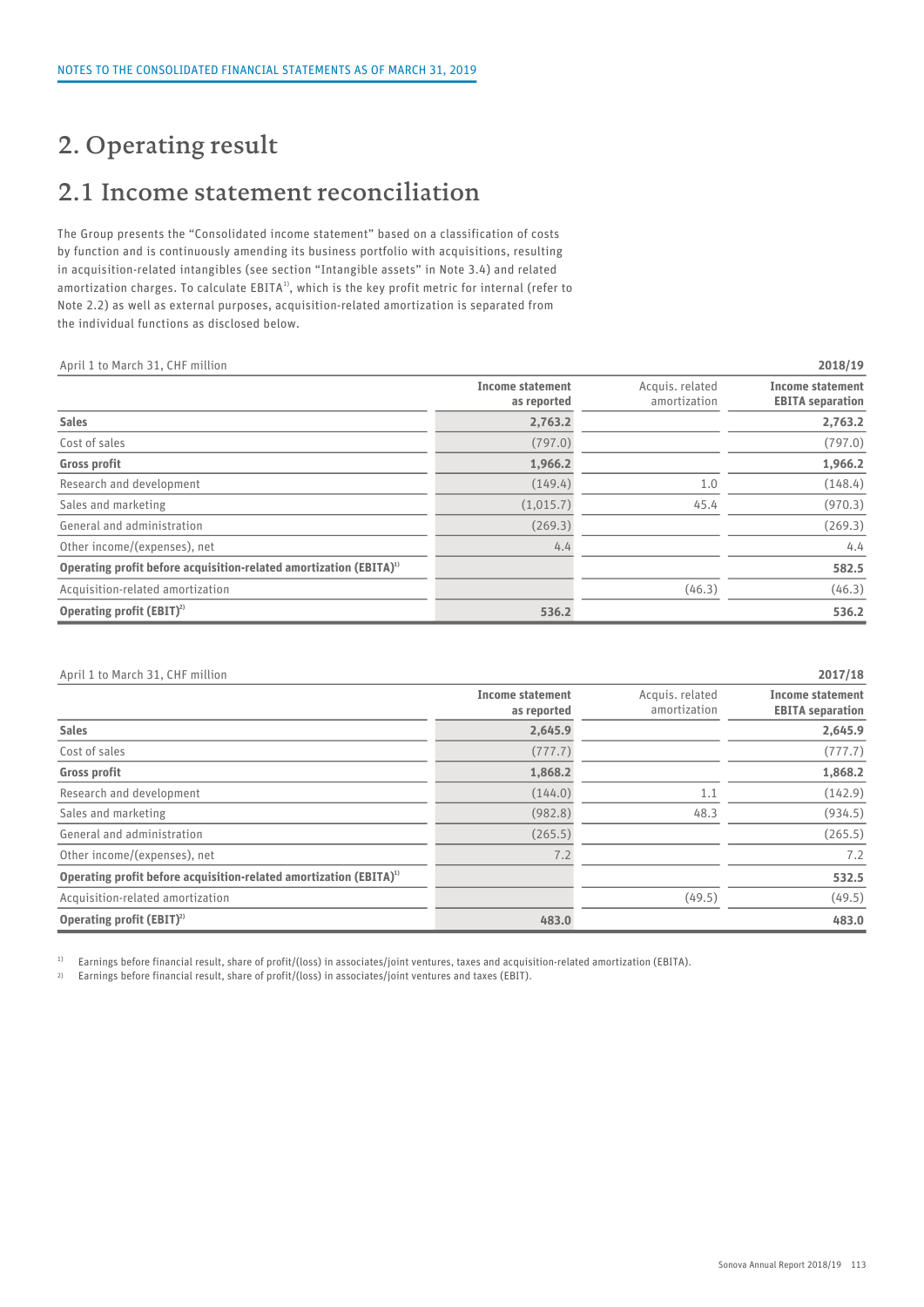NOTES TO THE CONSOLIDATED FINANCIAL STATEMENTS AS OF MARCH 31, 2019

# 2. Operating result

## 2.1 Income statement reconciliation

The Group presents the "Consolidated income statement" based on a classification of costs by function and is continuously amending its business portfolio with acquisitions, resulting in acquisition-related intangibles (see section "Intangible assets" in Note 3.4) and related amortization charges. To calculate EBITA[1], which is the key profit metric for internal (refer to Note 2.2) as well as external purposes, acquisition-related amortization is separated from the individual functions as disclosed below.

| April 1 to March 31, CHF million | | | 2018/19 |
|---|---|---|---|
| | **Income statement as reported** | Acquis. related amortization | **Income statement EBITA separation** |
| **Sales** | **2,763.2** | | **2,763.2** |
| Cost of sales | (797.0) | | (797.0) |
| **Gross profit** | **1,966.2** | | **1,966.2** |
| Research and development | (149.4) | 1.0 | (148.4) |
| Sales and marketing | (1,015.7) | 45.4 | (970.3) |
| General and administration | (269.3) | | (269.3) |
| Other income/(expenses), net | 4.4 | | 4.4 |
| **Operating profit before acquisition-related amortization (EBITA)[1]** | | | **582.5** |
| Acquisition-related amortization | | (46.3) | (46.3) |
| **Operating profit (EBIT)[2]** | **536.2** | | **536.2** |

| April 1 to March 31, CHF million | | | 2017/18 |
|---|---|---|---|
| | **Income statement as reported** | Acquis. related amortization | **Income statement EBITA separation** |
| **Sales** | **2,645.9** | | **2,645.9** |
| Cost of sales | (777.7) | | (777.7) |
| **Gross profit** | **1,868.2** | | **1,868.2** |
| Research and development | (144.0) | 1.1 | (142.9) |
| Sales and marketing | (982.8) | 48.3 | (934.5) |
| General and administration | (265.5) | | (265.5) |
| Other income/(expenses), net | 7.2 | | 7.2 |
| **Operating profit before acquisition-related amortization (EBITA)[1]** | | | **532.5** |
| Acquisition-related amortization | | (49.5) | (49.5) |
| **Operating profit (EBIT)[2]** | **483.0** | | **483.0** |

[1] Earnings before financial result, share of profit/(loss) in associates/joint ventures, taxes and acquisition-related amortization (EBITA).

[2] Earnings before financial result, share of profit/(loss) in associates/joint ventures and taxes (EBIT).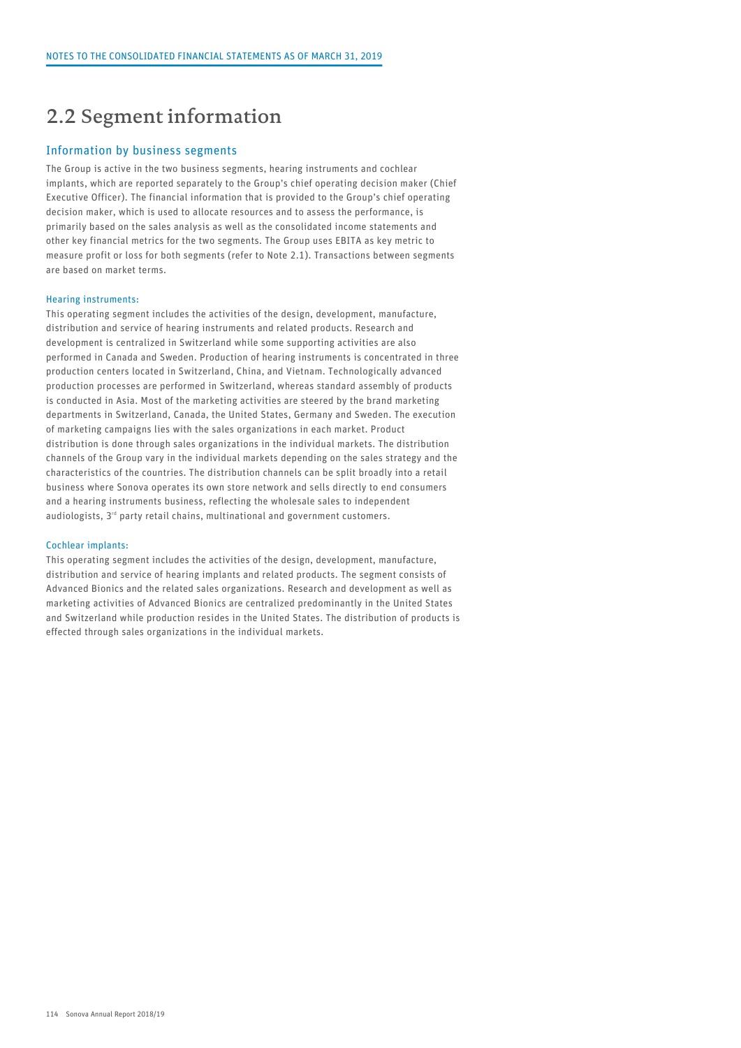# 2.2 Segment information

## Information by business segments

The Group is active in the two business segments, hearing instruments and cochlear implants, which are reported separately to the Group's chief operating decision maker (Chief Executive Officer). The financial information that is provided to the Group's chief operating decision maker, which is used to allocate resources and to assess the performance, is primarily based on the sales analysis as well as the consolidated income statements and other key financial metrics for the two segments. The Group uses EBITA as key metric to measure profit or loss for both segments (refer to Note 2.1). Transactions between segments are based on market terms.

### Hearing instruments:

This operating segment includes the activities of the design, development, manufacture, distribution and service of hearing instruments and related products. Research and development is centralized in Switzerland while some supporting activities are also performed in Canada and Sweden. Production of hearing instruments is concentrated in three production centers located in Switzerland, China, and Vietnam. Technologically advanced production processes are performed in Switzerland, whereas standard assembly of products is conducted in Asia. Most of the marketing activities are steered by the brand marketing departments in Switzerland, Canada, the United States, Germany and Sweden. The execution of marketing campaigns lies with the sales organizations in each market. Product distribution is done through sales organizations in the individual markets. The distribution channels of the Group vary in the individual markets depending on the sales strategy and the characteristics of the countries. The distribution channels can be split broadly into a retail business where Sonova operates its own store network and sells directly to end consumers and a hearing instruments business, reflecting the wholesale sales to independent audiologists, 3rd party retail chains, multinational and government customers.

### Cochlear implants:

This operating segment includes the activities of the design, development, manufacture, distribution and service of hearing implants and related products. The segment consists of Advanced Bionics and the related sales organizations. Research and development as well as marketing activities of Advanced Bionics are centralized predominantly in the United States and Switzerland while production resides in the United States. The distribution of products is effected through sales organizations in the individual markets.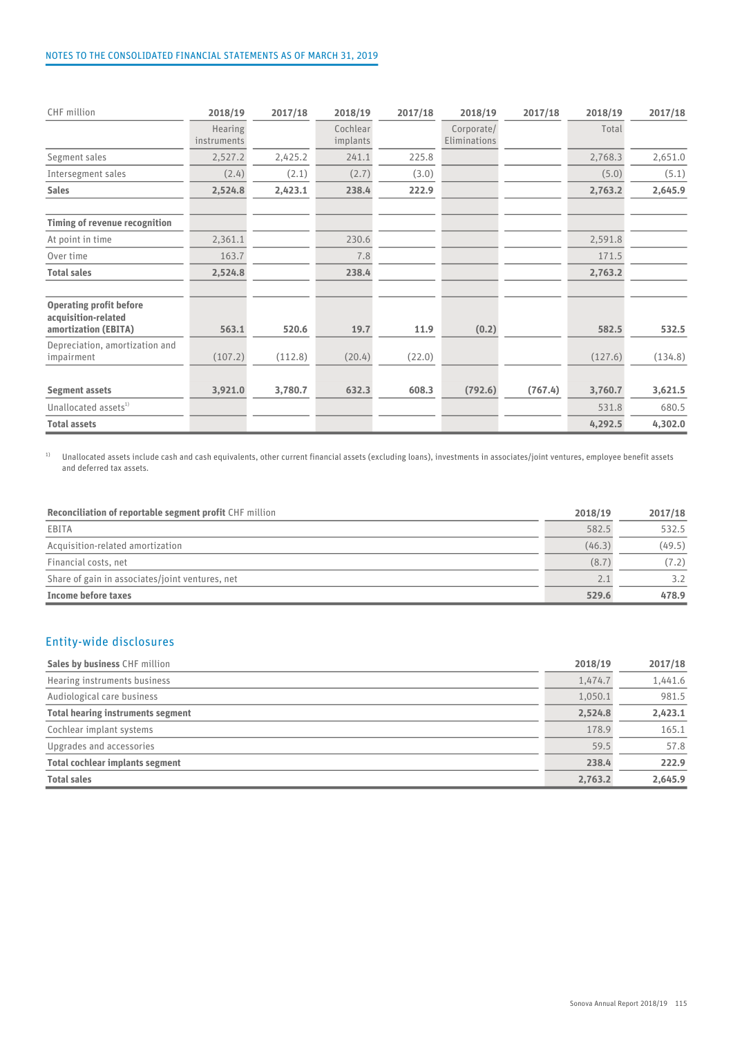| CHF million | 2018/19 | 2017/18 | 2018/19 | 2017/18 | 2018/19 | 2017/18 | 2018/19 | 2017/18 |
|---|---|---|---|---|---|---|---|---|
| | Hearing instruments | | Cochlear implants | | Corporate/ Eliminations | | Total | |
| Segment sales | 2,527.2 | 2,425.2 | 241.1 | 225.8 | | | 2,768.3 | 2,651.0 |
| Intersegment sales | (2.4) | (2.1) | (2.7) | (3.0) | | | (5.0) | (5.1) |
| **Sales** | **2,524.8** | **2,423.1** | **238.4** | **222.9** | | | **2,763.2** | **2,645.9** |
| | | | | | | | | |
| **Timing of revenue recognition** | | | | | | | | |
| At point in time | 2,361.1 | | 230.6 | | | | 2,591.8 | |
| Over time | 163.7 | | 7.8 | | | | 171.5 | |
| **Total sales** | **2,524.8** | | **238.4** | | | | **2,763.2** | |
| | | | | | | | | |
| **Operating profit before acquisition-related amortization (EBITA)** | **563.1** | **520.6** | **19.7** | **11.9** | **(0.2)** | | **582.5** | **532.5** |
| Depreciation, amortization and impairment | (107.2) | (112.8) | (20.4) | (22.0) | | | (127.6) | (134.8) |
| | | | | | | | | |
| **Segment assets** | **3,921.0** | **3,780.7** | **632.3** | **608.3** | **(792.6)** | **(767.4)** | **3,760.7** | **3,621.5** |
| Unallocated assets[1] | | | | | | | 531.8 | 680.5 |
| **Total assets** | | | | | | | **4,292.5** | **4,302.0** |

[1] Unallocated assets include cash and cash equivalents, other current financial assets (excluding loans), investments in associates/joint ventures, employee benefit assets and deferred tax assets.

| **Reconciliation of reportable segment profit** CHF million | 2018/19 | 2017/18 |
|---|---|---|
| EBITA | 582.5 | 532.5 |
| Acquisition-related amortization | (46.3) | (49.5) |
| Financial costs, net | (8.7) | (7.2) |
| Share of gain in associates/joint ventures, net | 2.1 | 3.2 |
| **Income before taxes** | **529.6** | **478.9** |

## Entity-wide disclosures

| **Sales by business** CHF million | 2018/19 | 2017/18 |
|---|---|---|
| Hearing instruments business | 1,474.7 | 1,441.6 |
| Audiological care business | 1,050.1 | 981.5 |
| **Total hearing instruments segment** | **2,524.8** | **2,423.1** |
| Cochlear implant systems | 178.9 | 165.1 |
| Upgrades and accessories | 59.5 | 57.8 |
| **Total cochlear implants segment** | **238.4** | **222.9** |
| **Total sales** | **2,763.2** | **2,645.9** |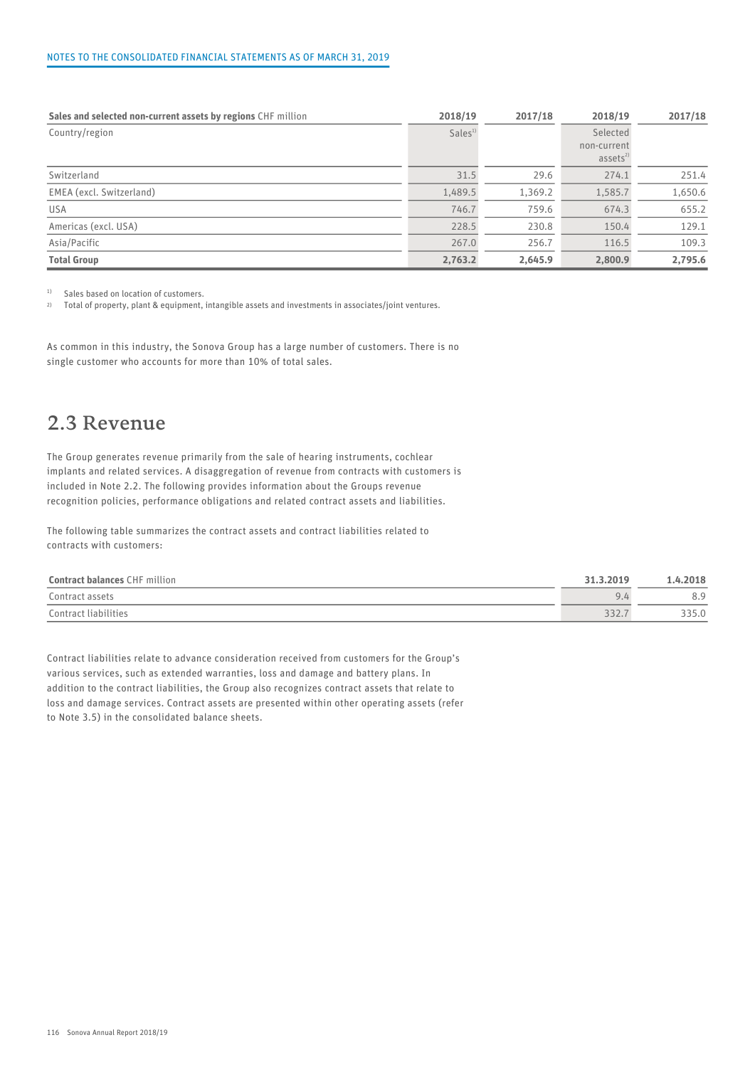| **Sales and selected non-current assets by regions** CHF million | 2018/19 | 2017/18 | 2018/19 | 2017/18 |
|---|---|---|---|---|
| Country/region | Sales[1] | | Selected non-current assets[2] | |
| Switzerland | 31.5 | 29.6 | 274.1 | 251.4 |
| EMEA (excl. Switzerland) | 1,489.5 | 1,369.2 | 1,585.7 | 1,650.6 |
| USA | 746.7 | 759.6 | 674.3 | 655.2 |
| Americas (excl. USA) | 228.5 | 230.8 | 150.4 | 129.1 |
| Asia/Pacific | 267.0 | 256.7 | 116.5 | 109.3 |
| **Total Group** | **2,763.2** | **2,645.9** | **2,800.9** | **2,795.6** |

[1] Sales based on location of customers.
[2] Total of property, plant & equipment, intangible assets and investments in associates/joint ventures.

As common in this industry, the Sonova Group has a large number of customers. There is no single customer who accounts for more than 10% of total sales.

## 2.3 Revenue

The Group generates revenue primarily from the sale of hearing instruments, cochlear implants and related services. A disaggregation of revenue from contracts with customers is included in Note 2.2. The following provides information about the Groups revenue recognition policies, performance obligations and related contract assets and liabilities.

The following table summarizes the contract assets and contract liabilities related to contracts with customers:

| **Contract balances** CHF million | 31.3.2019 | 1.4.2018 |
|---|---|---|
| Contract assets | 9.4 | 8.9 |
| Contract liabilities | 332.7 | 335.0 |

Contract liabilities relate to advance consideration received from customers for the Group's various services, such as extended warranties, loss and damage and battery plans. In addition to the contract liabilities, the Group also recognizes contract assets that relate to loss and damage services. Contract assets are presented within other operating assets (refer to Note 3.5) in the consolidated balance sheets.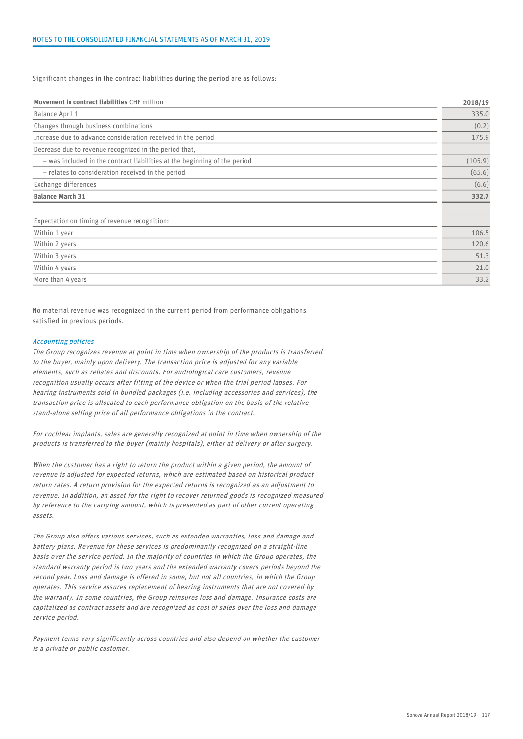Significant changes in the contract liabilities during the period are as follows:

| **Movement in contract liabilities** CHF million | **2018/19** |
|---|---|
| Balance April 1 | 335.0 |
| Changes through business combinations | (0.2) |
| Increase due to advance consideration received in the period | 175.9 |
| Decrease due to revenue recognized in the period that, | |
| – was included in the contract liabilities at the beginning of the period | (105.9) |
| – relates to consideration received in the period | (65.6) |
| Exchange differences | (6.6) |
| **Balance March 31** | **332.7** |
| | |
| Expectation on timing of revenue recognition: | |
| Within 1 year | 106.5 |
| Within 2 years | 120.6 |
| Within 3 years | 51.3 |
| Within 4 years | 21.0 |
| More than 4 years | 33.2 |

No material revenue was recognized in the current period from performance obligations satisfied in previous periods.

*Accounting policies*

*The Group recognizes revenue at point in time when ownership of the products is transferred to the buyer, mainly upon delivery. The transaction price is adjusted for any variable elements, such as rebates and discounts. For audiological care customers, revenue recognition usually occurs after fitting of the device or when the trial period lapses. For hearing instruments sold in bundled packages (i.e. including accessories and services), the transaction price is allocated to each performance obligation on the basis of the relative stand-alone selling price of all performance obligations in the contract.*

*For cochlear implants, sales are generally recognized at point in time when ownership of the products is transferred to the buyer (mainly hospitals), either at delivery or after surgery.*

*When the customer has a right to return the product within a given period, the amount of revenue is adjusted for expected returns, which are estimated based on historical product return rates. A return provision for the expected returns is recognized as an adjustment to revenue. In addition, an asset for the right to recover returned goods is recognized measured by reference to the carrying amount, which is presented as part of other current operating assets.*

*The Group also offers various services, such as extended warranties, loss and damage and battery plans. Revenue for these services is predominantly recognized on a straight-line basis over the service period. In the majority of countries in which the Group operates, the standard warranty period is two years and the extended warranty covers periods beyond the second year. Loss and damage is offered in some, but not all countries, in which the Group operates. This service assures replacement of hearing instruments that are not covered by the warranty. In some countries, the Group reinsures loss and damage. Insurance costs are capitalized as contract assets and are recognized as cost of sales over the loss and damage service period.*

*Payment terms vary significantly across countries and also depend on whether the customer is a private or public customer.*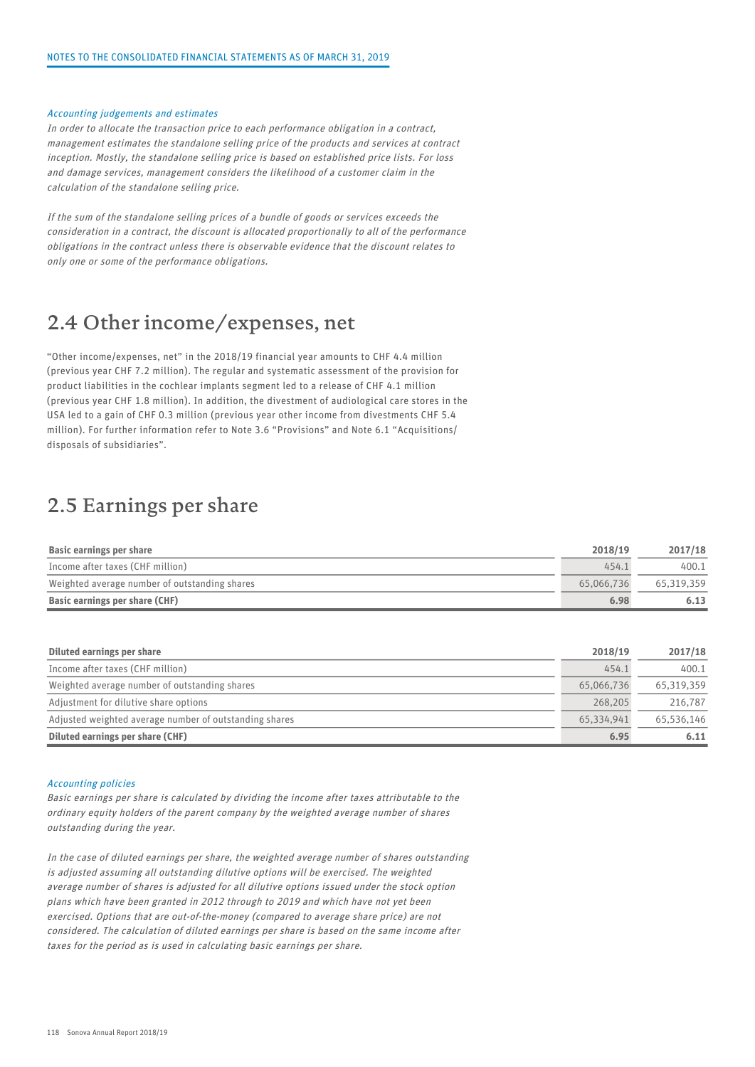*Accounting judgements and estimates*

*In order to allocate the transaction price to each performance obligation in a contract, management estimates the standalone selling price of the products and services at contract inception. Mostly, the standalone selling price is based on established price lists. For loss and damage services, management considers the likelihood of a customer claim in the calculation of the standalone selling price.*

*If the sum of the standalone selling prices of a bundle of goods or services exceeds the consideration in a contract, the discount is allocated proportionally to all of the performance obligations in the contract unless there is observable evidence that the discount relates to only one or some of the performance obligations.*

## 2.4 Other income/expenses, net

"Other income/expenses, net" in the 2018/19 financial year amounts to CHF 4.4 million (previous year CHF 7.2 million). The regular and systematic assessment of the provision for product liabilities in the cochlear implants segment led to a release of CHF 4.1 million (previous year CHF 1.8 million). In addition, the divestment of audiological care stores in the USA led to a gain of CHF 0.3 million (previous year other income from divestments CHF 5.4 million). For further information refer to Note 3.6 "Provisions" and Note 6.1 "Acquisitions/ disposals of subsidiaries".

## 2.5 Earnings per share

| **Basic earnings per share** | **2018/19** | **2017/18** |
|---|---|---|
| Income after taxes (CHF million) | 454.1 | 400.1 |
| Weighted average number of outstanding shares | 65,066,736 | 65,319,359 |
| **Basic earnings per share (CHF)** | **6.98** | **6.13** |

| **Diluted earnings per share** | **2018/19** | **2017/18** |
|---|---|---|
| Income after taxes (CHF million) | 454.1 | 400.1 |
| Weighted average number of outstanding shares | 65,066,736 | 65,319,359 |
| Adjustment for dilutive share options | 268,205 | 216,787 |
| Adjusted weighted average number of outstanding shares | 65,334,941 | 65,536,146 |
| **Diluted earnings per share (CHF)** | **6.95** | **6.11** |

*Accounting policies*

*Basic earnings per share is calculated by dividing the income after taxes attributable to the ordinary equity holders of the parent company by the weighted average number of shares outstanding during the year.*

*In the case of diluted earnings per share, the weighted average number of shares outstanding is adjusted assuming all outstanding dilutive options will be exercised. The weighted average number of shares is adjusted for all dilutive options issued under the stock option plans which have been granted in 2012 through to 2019 and which have not yet been exercised. Options that are out-of-the-money (compared to average share price) are not considered. The calculation of diluted earnings per share is based on the same income after taxes for the period as is used in calculating basic earnings per share.*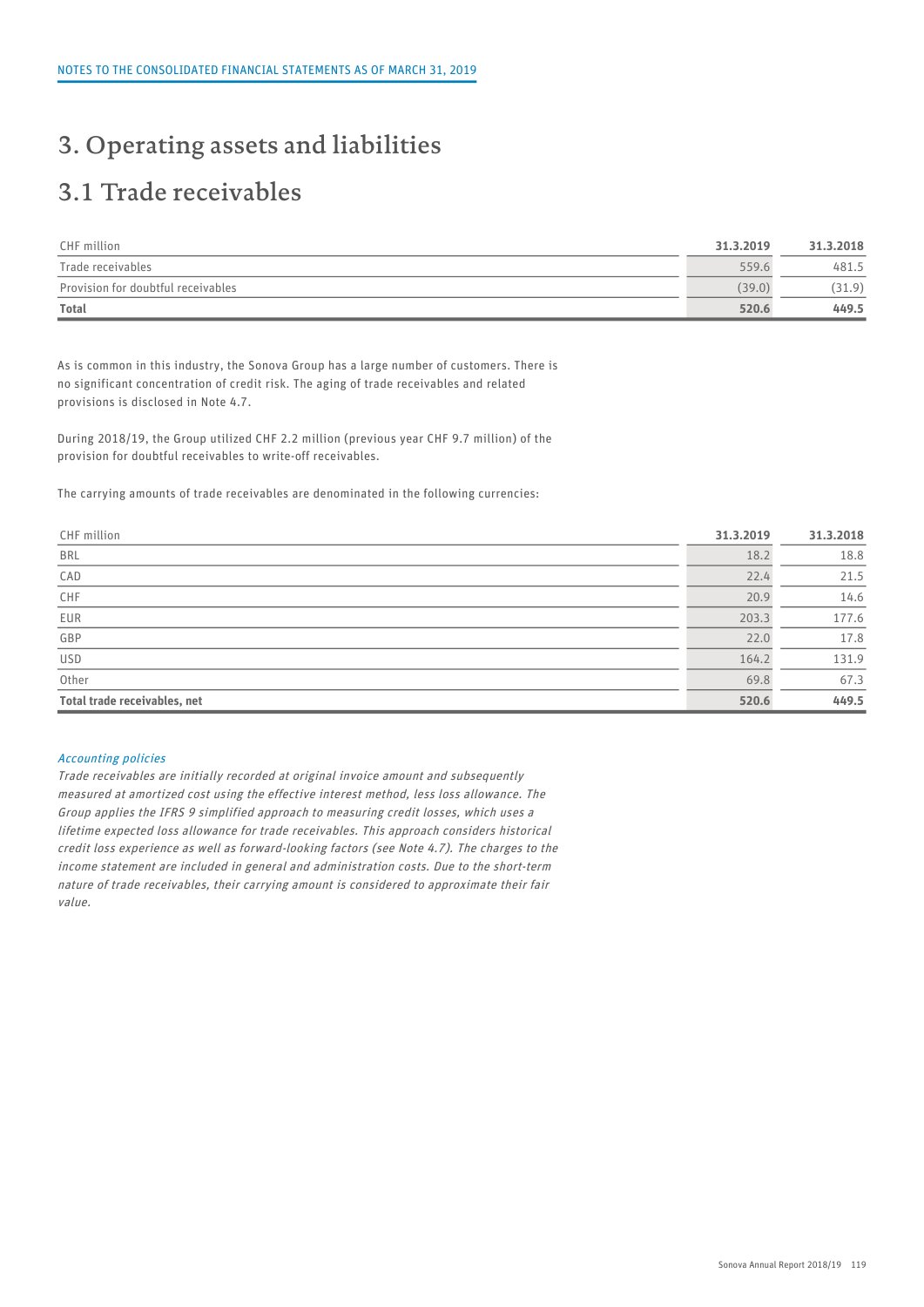# 3. Operating assets and liabilities

## 3.1 Trade receivables

| CHF million | 31.3.2019 | 31.3.2018 |
|---|---|---|
| Trade receivables | 559.6 | 481.5 |
| Provision for doubtful receivables | (39.0) | (31.9) |
| **Total** | **520.6** | **449.5** |

As is common in this industry, the Sonova Group has a large number of customers. There is no significant concentration of credit risk. The aging of trade receivables and related provisions is disclosed in Note 4.7.

During 2018/19, the Group utilized CHF 2.2 million (previous year CHF 9.7 million) of the provision for doubtful receivables to write-off receivables.

The carrying amounts of trade receivables are denominated in the following currencies:

| CHF million | 31.3.2019 | 31.3.2018 |
|---|---|---|
| BRL | 18.2 | 18.8 |
| CAD | 22.4 | 21.5 |
| CHF | 20.9 | 14.6 |
| EUR | 203.3 | 177.6 |
| GBP | 22.0 | 17.8 |
| USD | 164.2 | 131.9 |
| Other | 69.8 | 67.3 |
| **Total trade receivables, net** | **520.6** | **449.5** |

*Accounting policies*

*Trade receivables are initially recorded at original invoice amount and subsequently measured at amortized cost using the effective interest method, less loss allowance. The Group applies the IFRS 9 simplified approach to measuring credit losses, which uses a lifetime expected loss allowance for trade receivables. This approach considers historical credit loss experience as well as forward-looking factors (see Note 4.7). The charges to the income statement are included in general and administration costs. Due to the short-term nature of trade receivables, their carrying amount is considered to approximate their fair value.*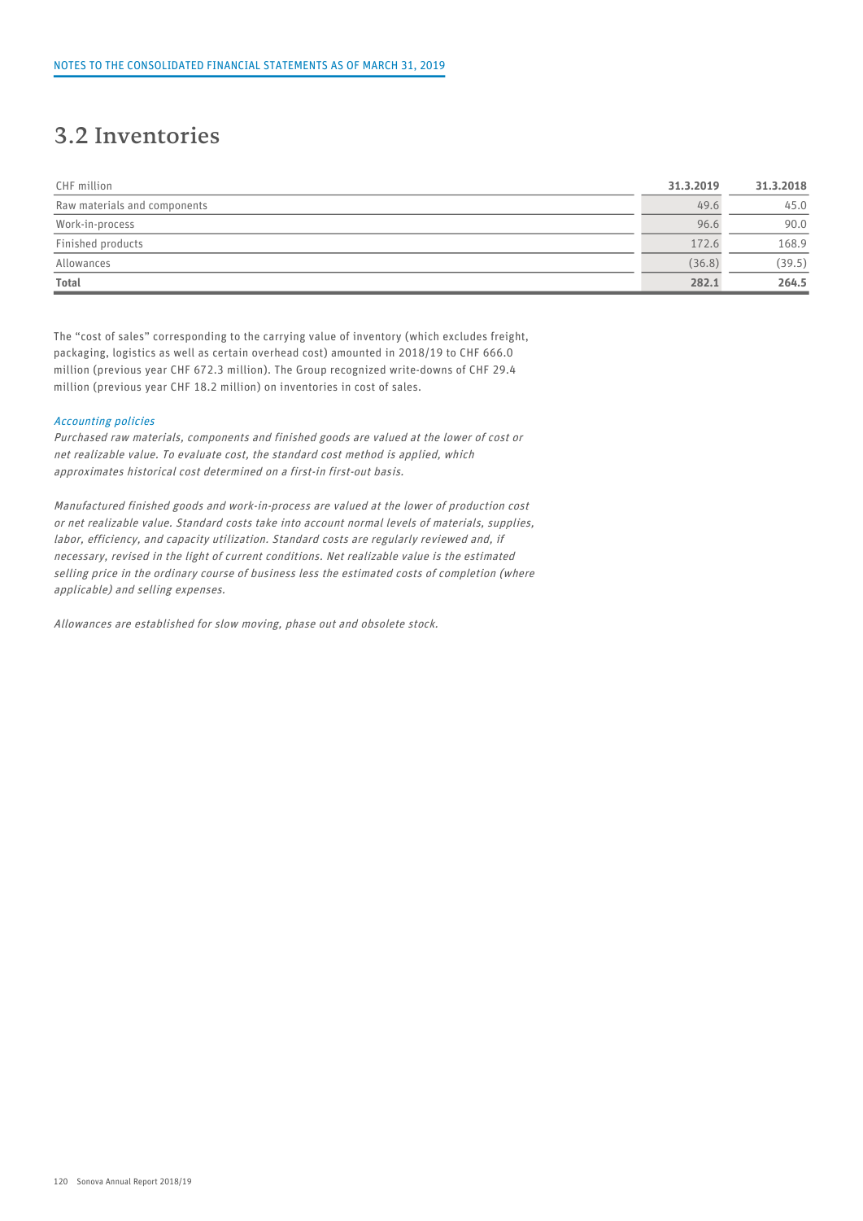## 3.2 Inventories

| CHF million | 31.3.2019 | 31.3.2018 |
|---|---|---|
| Raw materials and components | 49.6 | 45.0 |
| Work-in-process | 96.6 | 90.0 |
| Finished products | 172.6 | 168.9 |
| Allowances | (36.8) | (39.5) |
| **Total** | **282.1** | **264.5** |

The "cost of sales" corresponding to the carrying value of inventory (which excludes freight, packaging, logistics as well as certain overhead cost) amounted in 2018/19 to CHF 666.0 million (previous year CHF 672.3 million). The Group recognized write-downs of CHF 29.4 million (previous year CHF 18.2 million) on inventories in cost of sales.

*Accounting policies*

*Purchased raw materials, components and finished goods are valued at the lower of cost or net realizable value. To evaluate cost, the standard cost method is applied, which approximates historical cost determined on a first-in first-out basis.*

*Manufactured finished goods and work-in-process are valued at the lower of production cost or net realizable value. Standard costs take into account normal levels of materials, supplies, labor, efficiency, and capacity utilization. Standard costs are regularly reviewed and, if necessary, revised in the light of current conditions. Net realizable value is the estimated selling price in the ordinary course of business less the estimated costs of completion (where applicable) and selling expenses.*

*Allowances are established for slow moving, phase out and obsolete stock.*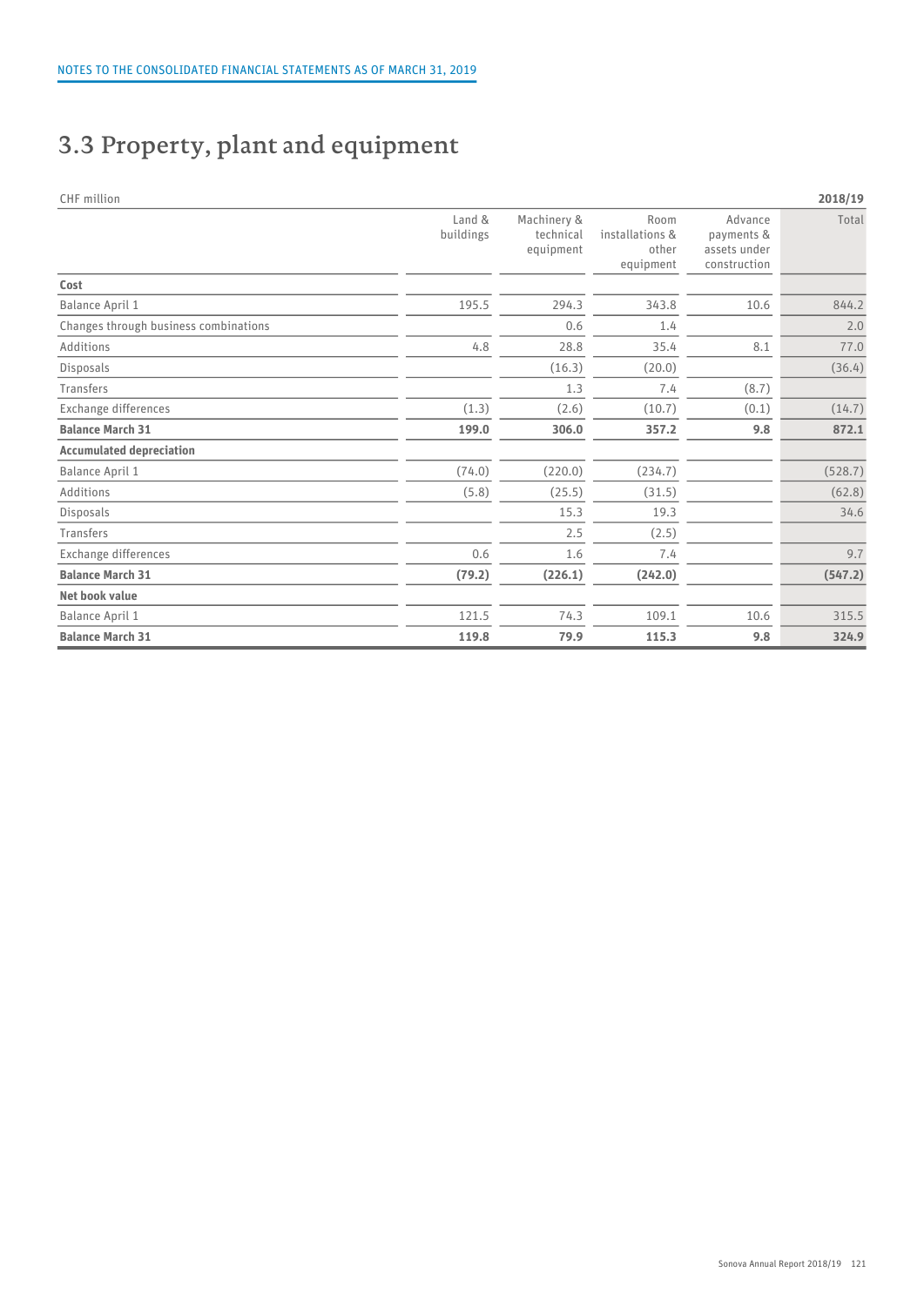# 3.3 Property, plant and equipment

| CHF million | | | | | 2018/19 |
|---|---|---|---|---|---|
| | Land & buildings | Machinery & technical equipment | Room installations & other equipment | Advance payments & assets under construction | Total |
| **Cost** | | | | | |
| Balance April 1 | 195.5 | 294.3 | 343.8 | 10.6 | 844.2 |
| Changes through business combinations | | 0.6 | 1.4 | | 2.0 |
| Additions | 4.8 | 28.8 | 35.4 | 8.1 | 77.0 |
| Disposals | | (16.3) | (20.0) | | (36.4) |
| Transfers | | 1.3 | 7.4 | (8.7) | |
| Exchange differences | (1.3) | (2.6) | (10.7) | (0.1) | (14.7) |
| **Balance March 31** | **199.0** | **306.0** | **357.2** | **9.8** | **872.1** |
| **Accumulated depreciation** | | | | | |
| Balance April 1 | (74.0) | (220.0) | (234.7) | | (528.7) |
| Additions | (5.8) | (25.5) | (31.5) | | (62.8) |
| Disposals | | 15.3 | 19.3 | | 34.6 |
| Transfers | | 2.5 | (2.5) | | |
| Exchange differences | 0.6 | 1.6 | 7.4 | | 9.7 |
| **Balance March 31** | **(79.2)** | **(226.1)** | **(242.0)** | | **(547.2)** |
| **Net book value** | | | | | |
| Balance April 1 | 121.5 | 74.3 | 109.1 | 10.6 | 315.5 |
| **Balance March 31** | **119.8** | **79.9** | **115.3** | **9.8** | **324.9** |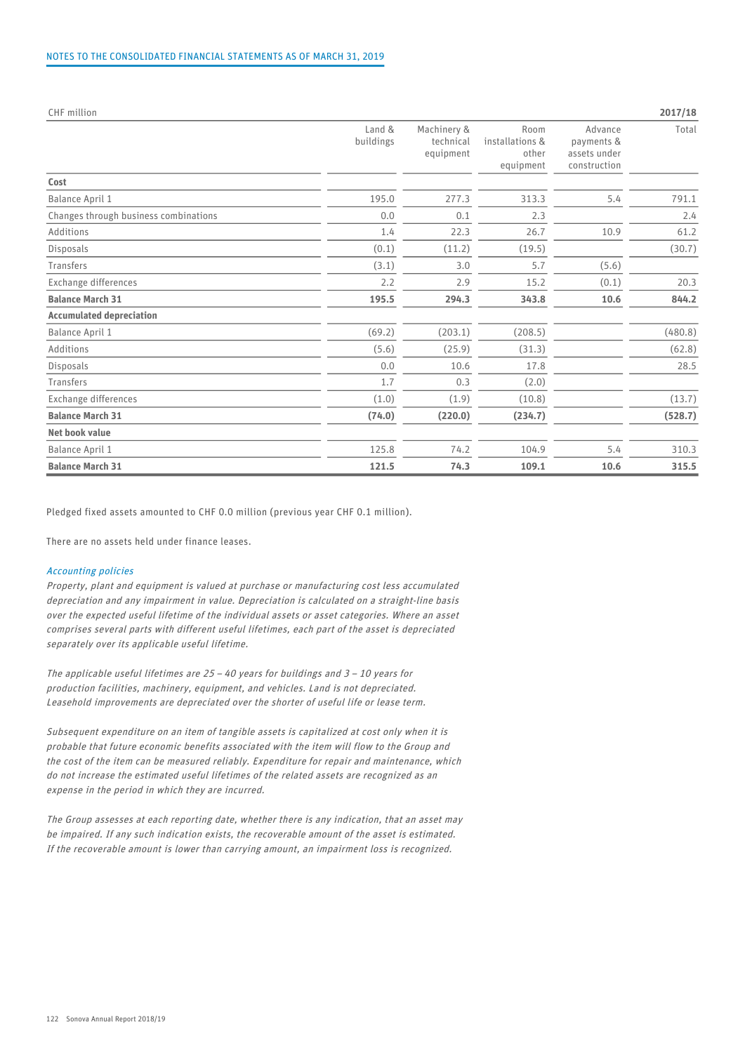| CHF million | | | | | 2017/18 |
|---|---|---|---|---|---|
| | Land & buildings | Machinery & technical equipment | Room installations & other equipment | Advance payments & assets under construction | Total |
| **Cost** | | | | | |
| Balance April 1 | 195.0 | 277.3 | 313.3 | 5.4 | 791.1 |
| Changes through business combinations | 0.0 | 0.1 | 2.3 | | 2.4 |
| Additions | 1.4 | 22.3 | 26.7 | 10.9 | 61.2 |
| Disposals | (0.1) | (11.2) | (19.5) | | (30.7) |
| Transfers | (3.1) | 3.0 | 5.7 | (5.6) | |
| Exchange differences | 2.2 | 2.9 | 15.2 | (0.1) | 20.3 |
| **Balance March 31** | **195.5** | **294.3** | **343.8** | **10.6** | **844.2** |
| **Accumulated depreciation** | | | | | |
| Balance April 1 | (69.2) | (203.1) | (208.5) | | (480.8) |
| Additions | (5.6) | (25.9) | (31.3) | | (62.8) |
| Disposals | 0.0 | 10.6 | 17.8 | | 28.5 |
| Transfers | 1.7 | 0.3 | (2.0) | | |
| Exchange differences | (1.0) | (1.9) | (10.8) | | (13.7) |
| **Balance March 31** | **(74.0)** | **(220.0)** | **(234.7)** | | **(528.7)** |
| **Net book value** | | | | | |
| Balance April 1 | 125.8 | 74.2 | 104.9 | 5.4 | 310.3 |
| **Balance March 31** | **121.5** | **74.3** | **109.1** | **10.6** | **315.5** |

Pledged fixed assets amounted to CHF 0.0 million (previous year CHF 0.1 million).

There are no assets held under finance leases.

*Accounting policies*

*Property, plant and equipment is valued at purchase or manufacturing cost less accumulated depreciation and any impairment in value. Depreciation is calculated on a straight-line basis over the expected useful lifetime of the individual assets or asset categories. Where an asset comprises several parts with different useful lifetimes, each part of the asset is depreciated separately over its applicable useful lifetime.*

*The applicable useful lifetimes are 25 – 40 years for buildings and 3 – 10 years for production facilities, machinery, equipment, and vehicles. Land is not depreciated. Leasehold improvements are depreciated over the shorter of useful life or lease term.*

*Subsequent expenditure on an item of tangible assets is capitalized at cost only when it is probable that future economic benefits associated with the item will flow to the Group and the cost of the item can be measured reliably. Expenditure for repair and maintenance, which do not increase the estimated useful lifetimes of the related assets are recognized as an expense in the period in which they are incurred.*

*The Group assesses at each reporting date, whether there is any indication, that an asset may be impaired. If any such indication exists, the recoverable amount of the asset is estimated. If the recoverable amount is lower than carrying amount, an impairment loss is recognized.*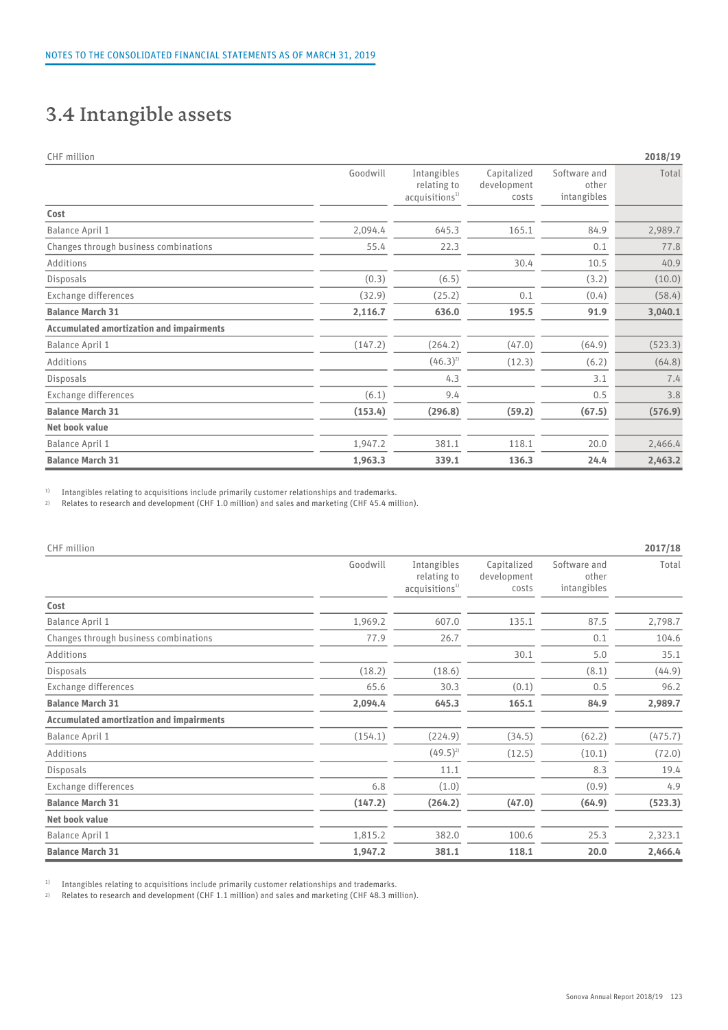# 3.4 Intangible assets

| CHF million | | | | | 2018/19 |
|---|---|---|---|---|---|
| | Goodwill | Intangibles relating to acquisitions[1] | Capitalized development costs | Software and other intangibles | Total |
| **Cost** | | | | | |
| Balance April 1 | 2,094.4 | 645.3 | 165.1 | 84.9 | 2,989.7 |
| Changes through business combinations | 55.4 | 22.3 | | 0.1 | 77.8 |
| Additions | | | 30.4 | 10.5 | 40.9 |
| Disposals | (0.3) | (6.5) | | (3.2) | (10.0) |
| Exchange differences | (32.9) | (25.2) | 0.1 | (0.4) | (58.4) |
| **Balance March 31** | **2,116.7** | **636.0** | **195.5** | **91.9** | **3,040.1** |
| **Accumulated amortization and impairments** | | | | | |
| Balance April 1 | (147.2) | (264.2) | (47.0) | (64.9) | (523.3) |
| Additions | | (46.3)[2] | (12.3) | (6.2) | (64.8) |
| Disposals | | 4.3 | | 3.1 | 7.4 |
| Exchange differences | (6.1) | 9.4 | | 0.5 | 3.8 |
| **Balance March 31** | **(153.4)** | **(296.8)** | **(59.2)** | **(67.5)** | **(576.9)** |
| **Net book value** | | | | | |
| Balance April 1 | 1,947.2 | 381.1 | 118.1 | 20.0 | 2,466.4 |
| **Balance March 31** | **1,963.3** | **339.1** | **136.3** | **24.4** | **2,463.2** |

1) Intangibles relating to acquisitions include primarily customer relationships and trademarks.
2) Relates to research and development (CHF 1.0 million) and sales and marketing (CHF 45.4 million).

| CHF million | | | | | 2017/18 |
|---|---|---|---|---|---|
| | Goodwill | Intangibles relating to acquisitions[1] | Capitalized development costs | Software and other intangibles | Total |
| **Cost** | | | | | |
| Balance April 1 | 1,969.2 | 607.0 | 135.1 | 87.5 | 2,798.7 |
| Changes through business combinations | 77.9 | 26.7 | | 0.1 | 104.6 |
| Additions | | | 30.1 | 5.0 | 35.1 |
| Disposals | (18.2) | (18.6) | | (8.1) | (44.9) |
| Exchange differences | 65.6 | 30.3 | (0.1) | 0.5 | 96.2 |
| **Balance March 31** | **2,094.4** | **645.3** | **165.1** | **84.9** | **2,989.7** |
| **Accumulated amortization and impairments** | | | | | |
| Balance April 1 | (154.1) | (224.9) | (34.5) | (62.2) | (475.7) |
| Additions | | (49.5)[2] | (12.5) | (10.1) | (72.0) |
| Disposals | | 11.1 | | 8.3 | 19.4 |
| Exchange differences | 6.8 | (1.0) | | (0.9) | 4.9 |
| **Balance March 31** | **(147.2)** | **(264.2)** | **(47.0)** | **(64.9)** | **(523.3)** |
| **Net book value** | | | | | |
| Balance April 1 | 1,815.2 | 382.0 | 100.6 | 25.3 | 2,323.1 |
| **Balance March 31** | **1,947.2** | **381.1** | **118.1** | **20.0** | **2,466.4** |

1) Intangibles relating to acquisitions include primarily customer relationships and trademarks.
2) Relates to research and development (CHF 1.1 million) and sales and marketing (CHF 48.3 million).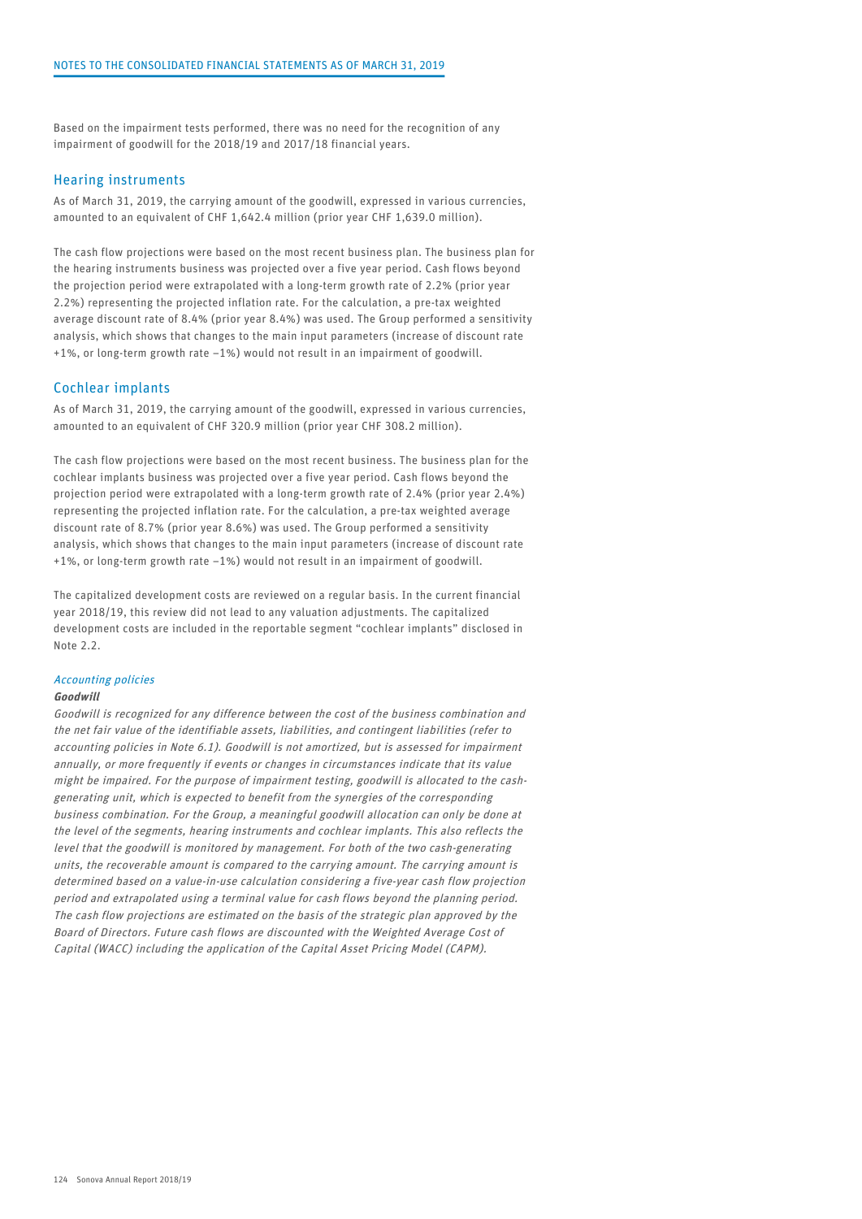Based on the impairment tests performed, there was no need for the recognition of any impairment of goodwill for the 2018/19 and 2017/18 financial years.

## Hearing instruments

As of March 31, 2019, the carrying amount of the goodwill, expressed in various currencies, amounted to an equivalent of CHF 1,642.4 million (prior year CHF 1,639.0 million).

The cash flow projections were based on the most recent business plan. The business plan for the hearing instruments business was projected over a five year period. Cash flows beyond the projection period were extrapolated with a long-term growth rate of 2.2% (prior year 2.2%) representing the projected inflation rate. For the calculation, a pre-tax weighted average discount rate of 8.4% (prior year 8.4%) was used. The Group performed a sensitivity analysis, which shows that changes to the main input parameters (increase of discount rate +1%, or long-term growth rate –1%) would not result in an impairment of goodwill.

## Cochlear implants

As of March 31, 2019, the carrying amount of the goodwill, expressed in various currencies, amounted to an equivalent of CHF 320.9 million (prior year CHF 308.2 million).

The cash flow projections were based on the most recent business. The business plan for the cochlear implants business was projected over a five year period. Cash flows beyond the projection period were extrapolated with a long-term growth rate of 2.4% (prior year 2.4%) representing the projected inflation rate. For the calculation, a pre-tax weighted average discount rate of 8.7% (prior year 8.6%) was used. The Group performed a sensitivity analysis, which shows that changes to the main input parameters (increase of discount rate +1%, or long-term growth rate –1%) would not result in an impairment of goodwill.

The capitalized development costs are reviewed on a regular basis. In the current financial year 2018/19, this review did not lead to any valuation adjustments. The capitalized development costs are included in the reportable segment "cochlear implants" disclosed in Note 2.2.

*Accounting policies*

***Goodwill***

*Goodwill is recognized for any difference between the cost of the business combination and the net fair value of the identifiable assets, liabilities, and contingent liabilities (refer to accounting policies in Note 6.1). Goodwill is not amortized, but is assessed for impairment annually, or more frequently if events or changes in circumstances indicate that its value might be impaired. For the purpose of impairment testing, goodwill is allocated to the cash-generating unit, which is expected to benefit from the synergies of the corresponding business combination. For the Group, a meaningful goodwill allocation can only be done at the level of the segments, hearing instruments and cochlear implants. This also reflects the level that the goodwill is monitored by management. For both of the two cash-generating units, the recoverable amount is compared to the carrying amount. The carrying amount is determined based on a value-in-use calculation considering a five-year cash flow projection period and extrapolated using a terminal value for cash flows beyond the planning period. The cash flow projections are estimated on the basis of the strategic plan approved by the Board of Directors. Future cash flows are discounted with the Weighted Average Cost of Capital (WACC) including the application of the Capital Asset Pricing Model (CAPM).*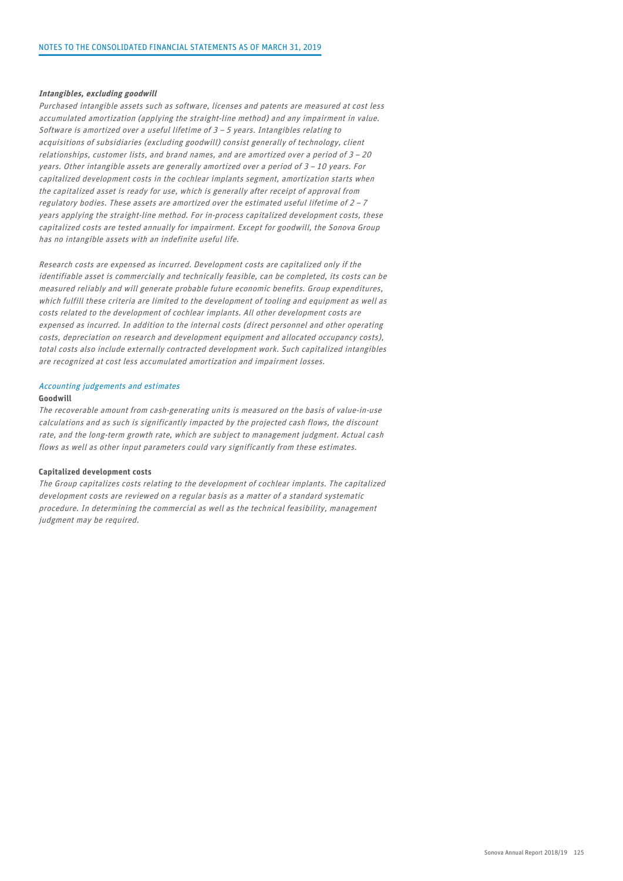***Intangibles, excluding goodwill***

*Purchased intangible assets such as software, licenses and patents are measured at cost less accumulated amortization (applying the straight-line method) and any impairment in value. Software is amortized over a useful lifetime of 3 – 5 years. Intangibles relating to acquisitions of subsidiaries (excluding goodwill) consist generally of technology, client relationships, customer lists, and brand names, and are amortized over a period of 3 – 20 years. Other intangible assets are generally amortized over a period of 3 – 10 years. For capitalized development costs in the cochlear implants segment, amortization starts when the capitalized asset is ready for use, which is generally after receipt of approval from regulatory bodies. These assets are amortized over the estimated useful lifetime of 2 – 7 years applying the straight-line method. For in-process capitalized development costs, these capitalized costs are tested annually for impairment. Except for goodwill, the Sonova Group has no intangible assets with an indefinite useful life.*

*Research costs are expensed as incurred. Development costs are capitalized only if the identifiable asset is commercially and technically feasible, can be completed, its costs can be measured reliably and will generate probable future economic benefits. Group expenditures, which fulfill these criteria are limited to the development of tooling and equipment as well as costs related to the development of cochlear implants. All other development costs are expensed as incurred. In addition to the internal costs (direct personnel and other operating costs, depreciation on research and development equipment and allocated occupancy costs), total costs also include externally contracted development work. Such capitalized intangibles are recognized at cost less accumulated amortization and impairment losses.*

*Accounting judgements and estimates*

**Goodwill**

*The recoverable amount from cash-generating units is measured on the basis of value-in-use calculations and as such is significantly impacted by the projected cash flows, the discount rate, and the long-term growth rate, which are subject to management judgment. Actual cash flows as well as other input parameters could vary significantly from these estimates.*

**Capitalized development costs**

*The Group capitalizes costs relating to the development of cochlear implants. The capitalized development costs are reviewed on a regular basis as a matter of a standard systematic procedure. In determining the commercial as well as the technical feasibility, management judgment may be required.*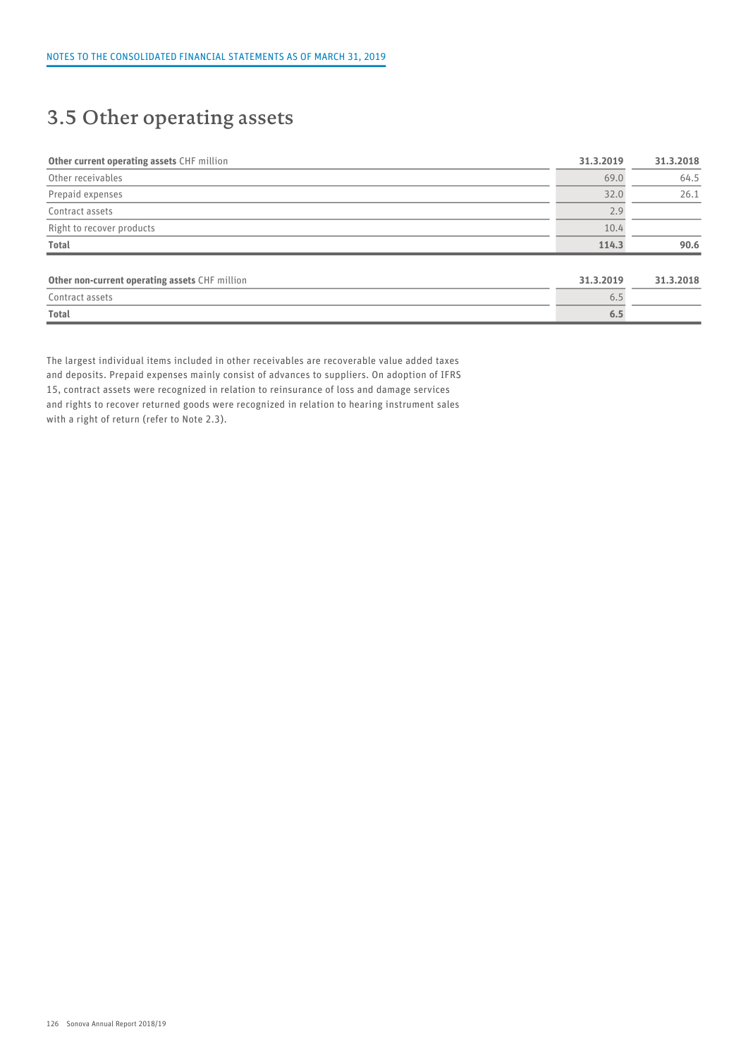## 3.5 Other operating assets

| **Other current operating assets** CHF million | **31.3.2019** | **31.3.2018** |
|---|---|---|
| Other receivables | 69.0 | 64.5 |
| Prepaid expenses | 32.0 | 26.1 |
| Contract assets | 2.9 | |
| Right to recover products | 10.4 | |
| **Total** | **114.3** | **90.6** |

| **Other non-current operating assets** CHF million | **31.3.2019** | **31.3.2018** |
|---|---|---|
| Contract assets | 6.5 | |
| **Total** | **6.5** | |

The largest individual items included in other receivables are recoverable value added taxes and deposits. Prepaid expenses mainly consist of advances to suppliers. On adoption of IFRS 15, contract assets were recognized in relation to reinsurance of loss and damage services and rights to recover returned goods were recognized in relation to hearing instrument sales with a right of return (refer to Note 2.3).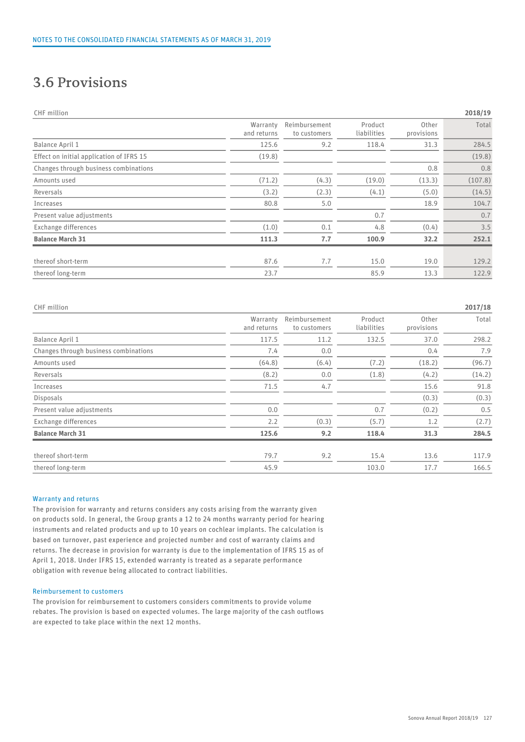# 3.6 Provisions

| CHF million | Warranty and returns | Reimbursement to customers | Product liabilities | Other provisions | 2018/19 Total |
|---|---|---|---|---|---|
| Balance April 1 | 125.6 | 9.2 | 118.4 | 31.3 | 284.5 |
| Effect on initial application of IFRS 15 | (19.8) | | | | (19.8) |
| Changes through business combinations | | | | 0.8 | 0.8 |
| Amounts used | (71.2) | (4.3) | (19.0) | (13.3) | (107.8) |
| Reversals | (3.2) | (2.3) | (4.1) | (5.0) | (14.5) |
| Increases | 80.8 | 5.0 | | 18.9 | 104.7 |
| Present value adjustments | | | 0.7 | | 0.7 |
| Exchange differences | (1.0) | 0.1 | 4.8 | (0.4) | 3.5 |
| **Balance March 31** | **111.3** | **7.7** | **100.9** | **32.2** | **252.1** |
| thereof short-term | 87.6 | 7.7 | 15.0 | 19.0 | 129.2 |
| thereof long-term | 23.7 | | 85.9 | 13.3 | 122.9 |

| CHF million | Warranty and returns | Reimbursement to customers | Product liabilities | Other provisions | 2017/18 Total |
|---|---|---|---|---|---|
| Balance April 1 | 117.5 | 11.2 | 132.5 | 37.0 | 298.2 |
| Changes through business combinations | 7.4 | 0.0 | | 0.4 | 7.9 |
| Amounts used | (64.8) | (6.4) | (7.2) | (18.2) | (96.7) |
| Reversals | (8.2) | 0.0 | (1.8) | (4.2) | (14.2) |
| Increases | 71.5 | 4.7 | | 15.6 | 91.8 |
| Disposals | | | | (0.3) | (0.3) |
| Present value adjustments | 0.0 | | 0.7 | (0.2) | 0.5 |
| Exchange differences | 2.2 | (0.3) | (5.7) | 1.2 | (2.7) |
| **Balance March 31** | **125.6** | **9.2** | **118.4** | **31.3** | **284.5** |
| thereof short-term | 79.7 | 9.2 | 15.4 | 13.6 | 117.9 |
| thereof long-term | 45.9 | | 103.0 | 17.7 | 166.5 |

### Warranty and returns

The provision for warranty and returns considers any costs arising from the warranty given on products sold. In general, the Group grants a 12 to 24 months warranty period for hearing instruments and related products and up to 10 years on cochlear implants. The calculation is based on turnover, past experience and projected number and cost of warranty claims and returns. The decrease in provision for warranty is due to the implementation of IFRS 15 as of April 1, 2018. Under IFRS 15, extended warranty is treated as a separate performance obligation with revenue being allocated to contract liabilities.

### Reimbursement to customers

The provision for reimbursement to customers considers commitments to provide volume rebates. The provision is based on expected volumes. The large majority of the cash outflows are expected to take place within the next 12 months.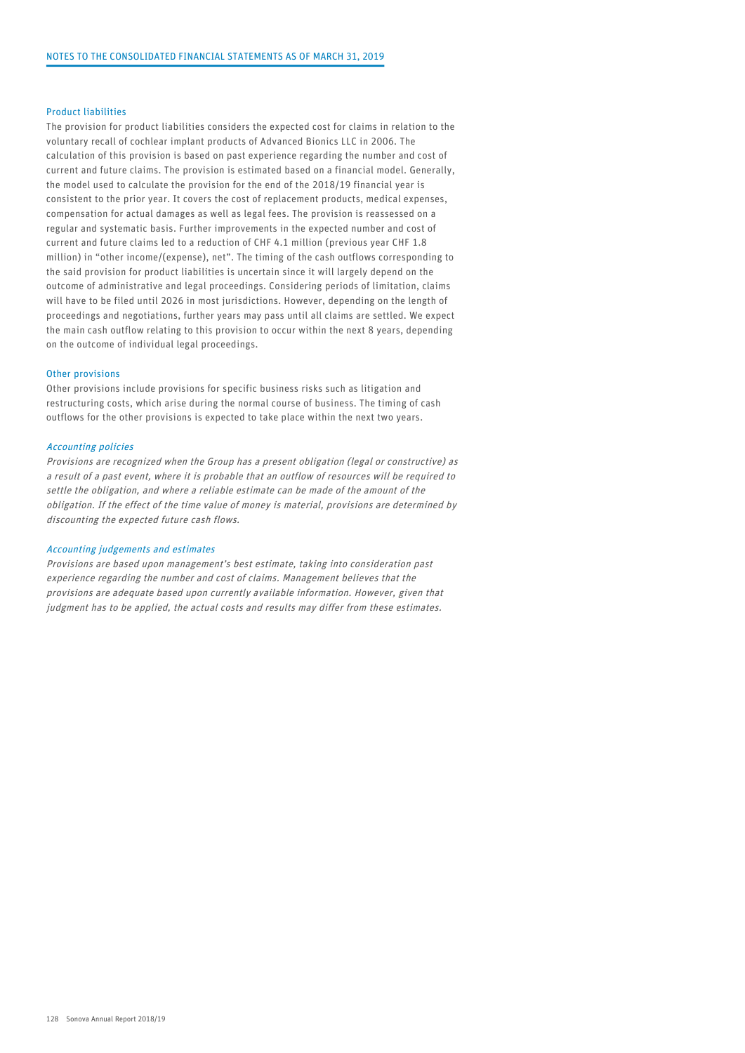### Product liabilities

The provision for product liabilities considers the expected cost for claims in relation to the voluntary recall of cochlear implant products of Advanced Bionics LLC in 2006. The calculation of this provision is based on past experience regarding the number and cost of current and future claims. The provision is estimated based on a financial model. Generally, the model used to calculate the provision for the end of the 2018/19 financial year is consistent to the prior year. It covers the cost of replacement products, medical expenses, compensation for actual damages as well as legal fees. The provision is reassessed on a regular and systematic basis. Further improvements in the expected number and cost of current and future claims led to a reduction of CHF 4.1 million (previous year CHF 1.8 million) in "other income/(expense), net". The timing of the cash outflows corresponding to the said provision for product liabilities is uncertain since it will largely depend on the outcome of administrative and legal proceedings. Considering periods of limitation, claims will have to be filed until 2026 in most jurisdictions. However, depending on the length of proceedings and negotiations, further years may pass until all claims are settled. We expect the main cash outflow relating to this provision to occur within the next 8 years, depending on the outcome of individual legal proceedings.

### Other provisions

Other provisions include provisions for specific business risks such as litigation and restructuring costs, which arise during the normal course of business. The timing of cash outflows for the other provisions is expected to take place within the next two years.

### *Accounting policies*

*Provisions are recognized when the Group has a present obligation (legal or constructive) as a result of a past event, where it is probable that an outflow of resources will be required to settle the obligation, and where a reliable estimate can be made of the amount of the obligation. If the effect of the time value of money is material, provisions are determined by discounting the expected future cash flows.*

### *Accounting judgements and estimates*

*Provisions are based upon management's best estimate, taking into consideration past experience regarding the number and cost of claims. Management believes that the provisions are adequate based upon currently available information. However, given that judgment has to be applied, the actual costs and results may differ from these estimates.*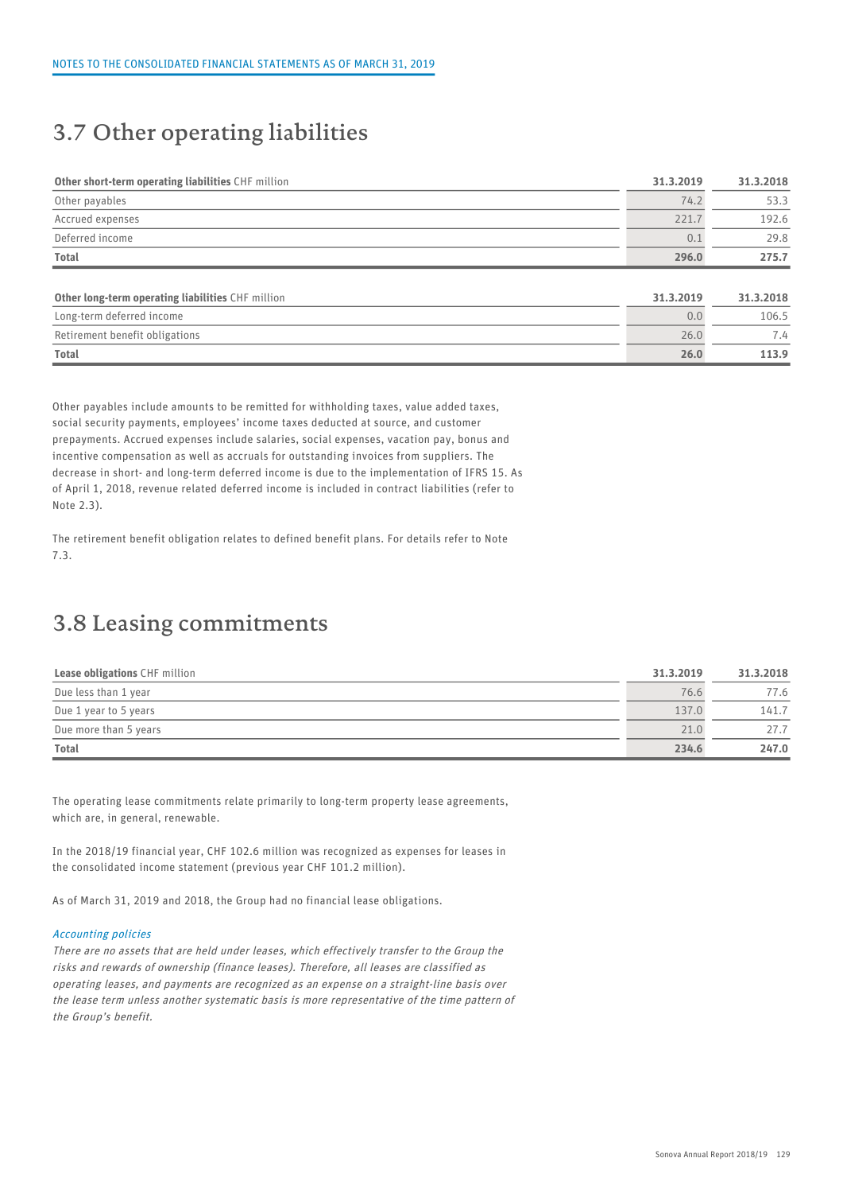## 3.7 Other operating liabilities

| **Other short-term operating liabilities** CHF million | **31.3.2019** | **31.3.2018** |
|---|---|---|
| Other payables | 74.2 | 53.3 |
| Accrued expenses | 221.7 | 192.6 |
| Deferred income | 0.1 | 29.8 |
| **Total** | **296.0** | **275.7** |

| **Other long-term operating liabilities** CHF million | **31.3.2019** | **31.3.2018** |
|---|---|---|
| Long-term deferred income | 0.0 | 106.5 |
| Retirement benefit obligations | 26.0 | 7.4 |
| **Total** | **26.0** | **113.9** |

Other payables include amounts to be remitted for withholding taxes, value added taxes, social security payments, employees' income taxes deducted at source, and customer prepayments. Accrued expenses include salaries, social expenses, vacation pay, bonus and incentive compensation as well as accruals for outstanding invoices from suppliers. The decrease in short- and long-term deferred income is due to the implementation of IFRS 15. As of April 1, 2018, revenue related deferred income is included in contract liabilities (refer to Note 2.3).

The retirement benefit obligation relates to defined benefit plans. For details refer to Note 7.3.

## 3.8 Leasing commitments

| **Lease obligations** CHF million | **31.3.2019** | **31.3.2018** |
|---|---|---|
| Due less than 1 year | 76.6 | 77.6 |
| Due 1 year to 5 years | 137.0 | 141.7 |
| Due more than 5 years | 21.0 | 27.7 |
| **Total** | **234.6** | **247.0** |

The operating lease commitments relate primarily to long-term property lease agreements, which are, in general, renewable.

In the 2018/19 financial year, CHF 102.6 million was recognized as expenses for leases in the consolidated income statement (previous year CHF 101.2 million).

As of March 31, 2019 and 2018, the Group had no financial lease obligations.

*Accounting policies*

*There are no assets that are held under leases, which effectively transfer to the Group the risks and rewards of ownership (finance leases). Therefore, all leases are classified as operating leases, and payments are recognized as an expense on a straight-line basis over the lease term unless another systematic basis is more representative of the time pattern of the Group's benefit.*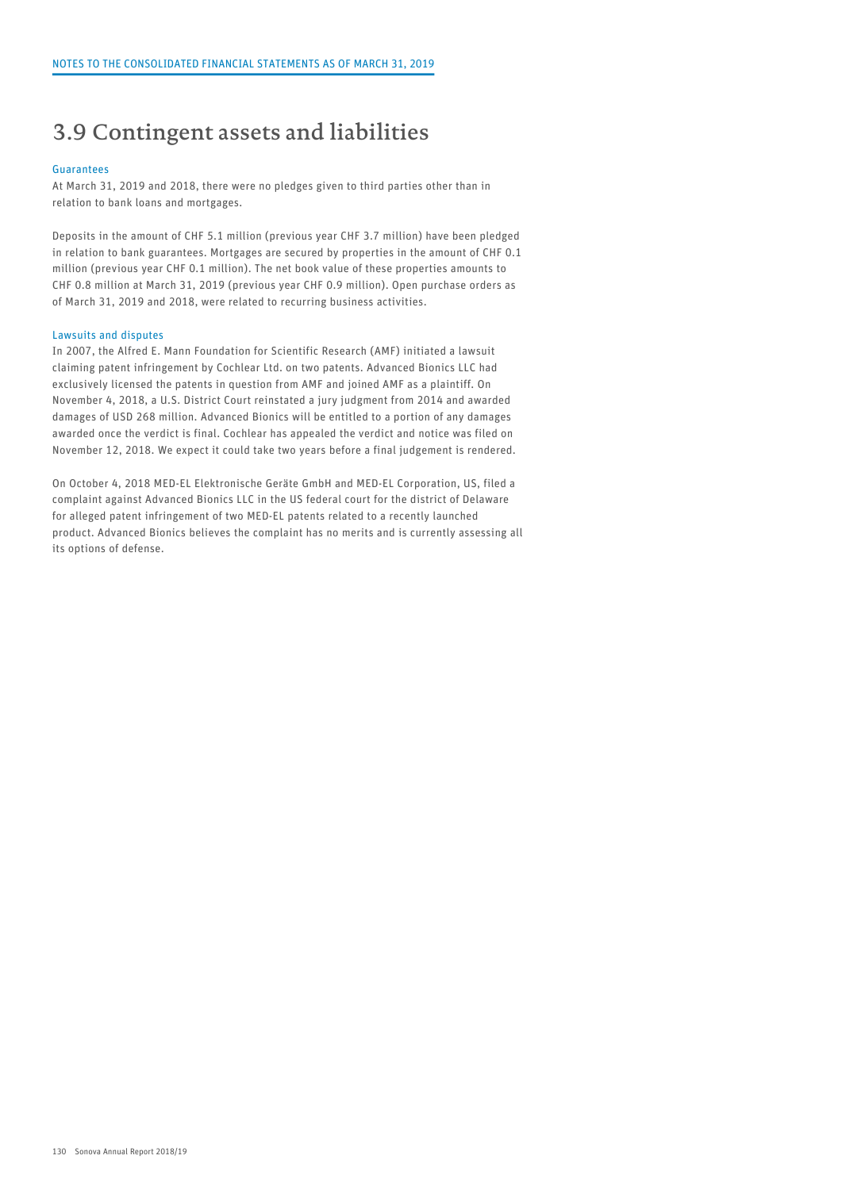# 3.9 Contingent assets and liabilities

### Guarantees

At March 31, 2019 and 2018, there were no pledges given to third parties other than in relation to bank loans and mortgages.

Deposits in the amount of CHF 5.1 million (previous year CHF 3.7 million) have been pledged in relation to bank guarantees. Mortgages are secured by properties in the amount of CHF 0.1 million (previous year CHF 0.1 million). The net book value of these properties amounts to CHF 0.8 million at March 31, 2019 (previous year CHF 0.9 million). Open purchase orders as of March 31, 2019 and 2018, were related to recurring business activities.

### Lawsuits and disputes

In 2007, the Alfred E. Mann Foundation for Scientific Research (AMF) initiated a lawsuit claiming patent infringement by Cochlear Ltd. on two patents. Advanced Bionics LLC had exclusively licensed the patents in question from AMF and joined AMF as a plaintiff. On November 4, 2018, a U.S. District Court reinstated a jury judgment from 2014 and awarded damages of USD 268 million. Advanced Bionics will be entitled to a portion of any damages awarded once the verdict is final. Cochlear has appealed the verdict and notice was filed on November 12, 2018. We expect it could take two years before a final judgement is rendered.

On October 4, 2018 MED-EL Elektronische Geräte GmbH and MED-EL Corporation, US, filed a complaint against Advanced Bionics LLC in the US federal court for the district of Delaware for alleged patent infringement of two MED-EL patents related to a recently launched product. Advanced Bionics believes the complaint has no merits and is currently assessing all its options of defense.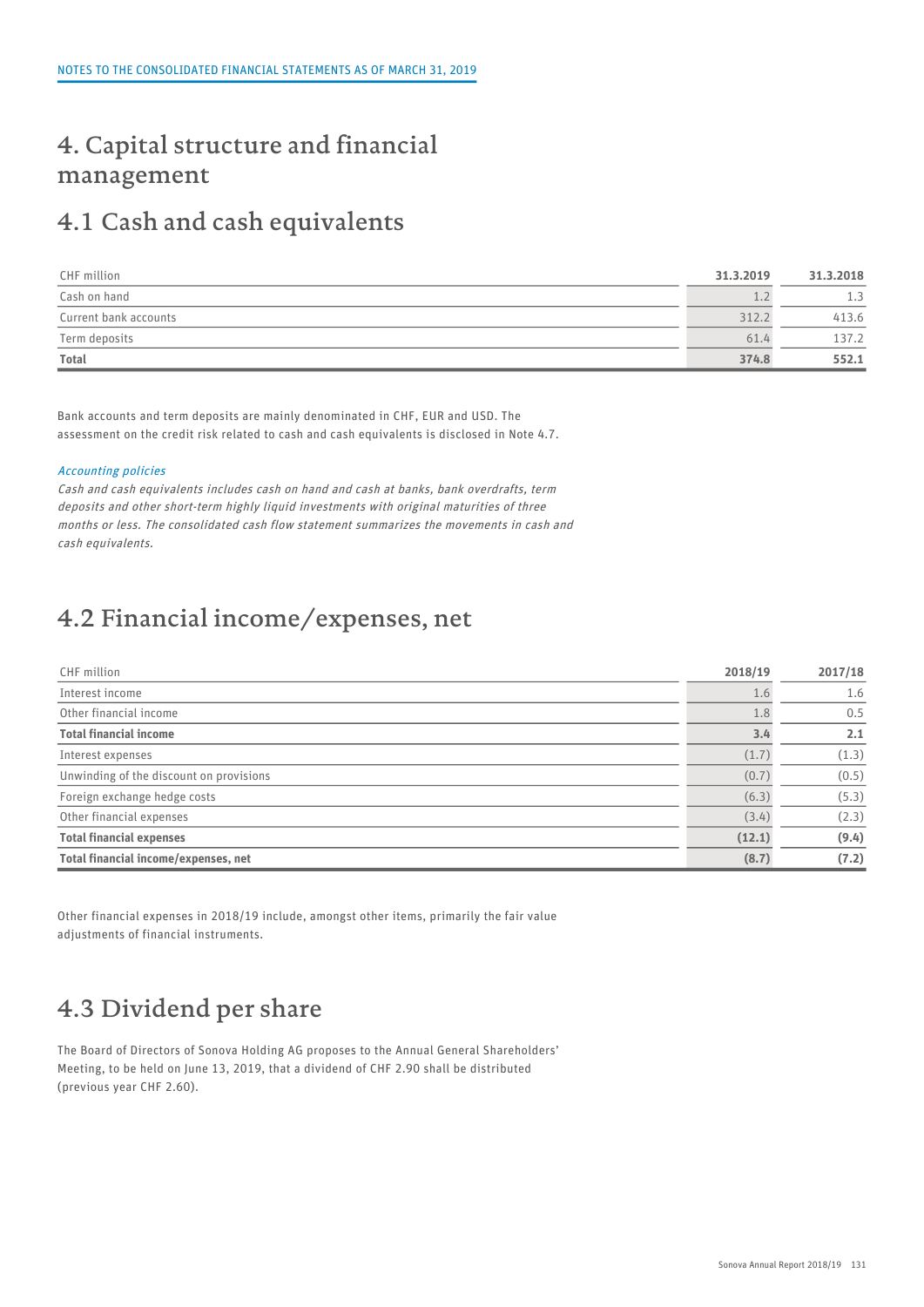# 4. Capital structure and financial management

## 4.1 Cash and cash equivalents

| CHF million | 31.3.2019 | 31.3.2018 |
|---|---|---|
| Cash on hand | 1.2 | 1.3 |
| Current bank accounts | 312.2 | 413.6 |
| Term deposits | 61.4 | 137.2 |
| **Total** | **374.8** | **552.1** |

Bank accounts and term deposits are mainly denominated in CHF, EUR and USD. The assessment on the credit risk related to cash and cash equivalents is disclosed in Note 4.7.

*Accounting policies*

*Cash and cash equivalents includes cash on hand and cash at banks, bank overdrafts, term deposits and other short-term highly liquid investments with original maturities of three months or less. The consolidated cash flow statement summarizes the movements in cash and cash equivalents.*

## 4.2 Financial income/expenses, net

| CHF million | 2018/19 | 2017/18 |
|---|---|---|
| Interest income | 1.6 | 1.6 |
| Other financial income | 1.8 | 0.5 |
| **Total financial income** | **3.4** | **2.1** |
| Interest expenses | (1.7) | (1.3) |
| Unwinding of the discount on provisions | (0.7) | (0.5) |
| Foreign exchange hedge costs | (6.3) | (5.3) |
| Other financial expenses | (3.4) | (2.3) |
| **Total financial expenses** | **(12.1)** | **(9.4)** |
| **Total financial income/expenses, net** | **(8.7)** | **(7.2)** |

Other financial expenses in 2018/19 include, amongst other items, primarily the fair value adjustments of financial instruments.

## 4.3 Dividend per share

The Board of Directors of Sonova Holding AG proposes to the Annual General Shareholders' Meeting, to be held on June 13, 2019, that a dividend of CHF 2.90 shall be distributed (previous year CHF 2.60).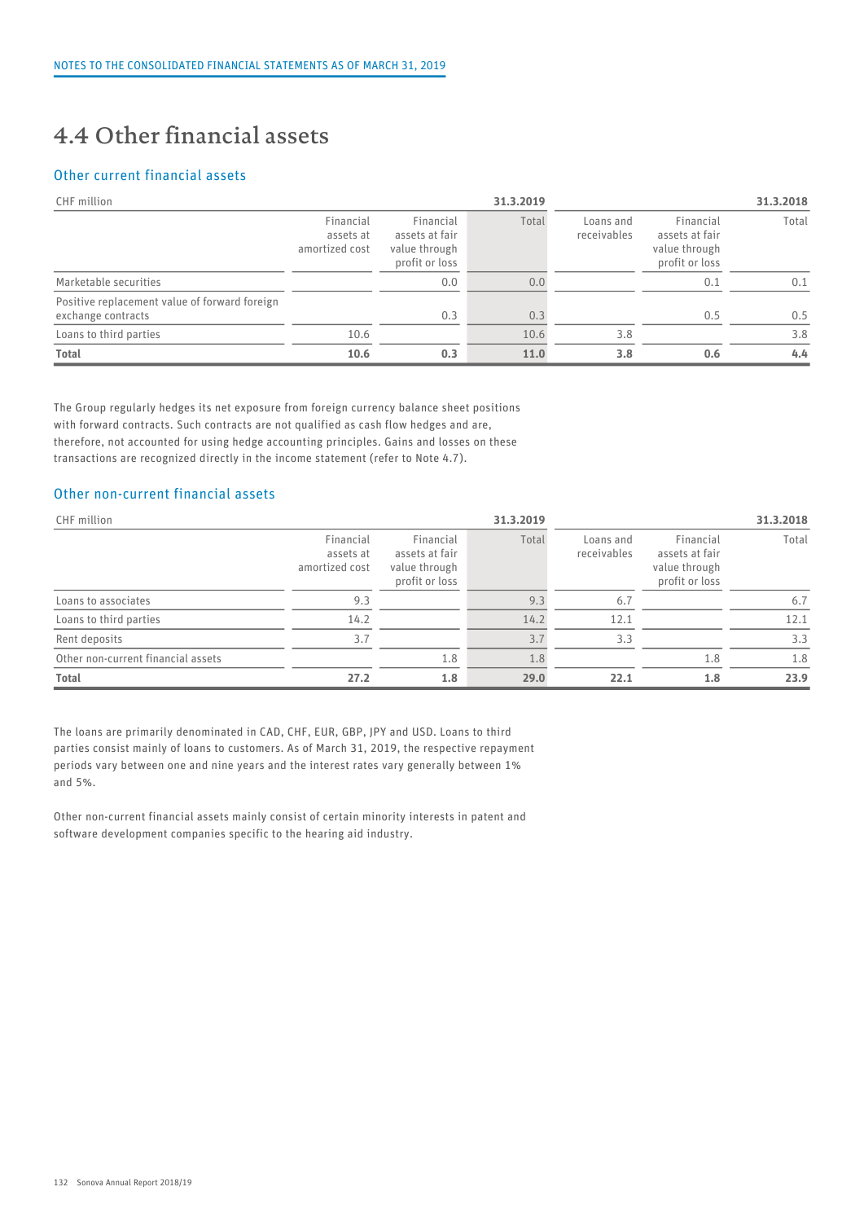## 4.4 Other financial assets

### Other current financial assets

| CHF million | | | 31.3.2019 | | | 31.3.2018 |
|---|---|---|---|---|---|---|
| | Financial assets at amortized cost | Financial assets at fair value through profit or loss | Total | Loans and receivables | Financial assets at fair value through profit or loss | Total |
| Marketable securities | | 0.0 | 0.0 | | 0.1 | 0.1 |
| Positive replacement value of forward foreign exchange contracts | | 0.3 | 0.3 | | 0.5 | 0.5 |
| Loans to third parties | 10.6 | | 10.6 | 3.8 | | 3.8 |
| **Total** | **10.6** | **0.3** | **11.0** | **3.8** | **0.6** | **4.4** |

The Group regularly hedges its net exposure from foreign currency balance sheet positions with forward contracts. Such contracts are not qualified as cash flow hedges and are, therefore, not accounted for using hedge accounting principles. Gains and losses on these transactions are recognized directly in the income statement (refer to Note 4.7).

### Other non-current financial assets

| CHF million | | | 31.3.2019 | | | 31.3.2018 |
|---|---|---|---|---|---|---|
| | Financial assets at amortized cost | Financial assets at fair value through profit or loss | Total | Loans and receivables | Financial assets at fair value through profit or loss | Total |
| Loans to associates | 9.3 | | 9.3 | 6.7 | | 6.7 |
| Loans to third parties | 14.2 | | 14.2 | 12.1 | | 12.1 |
| Rent deposits | 3.7 | | 3.7 | 3.3 | | 3.3 |
| Other non-current financial assets | | 1.8 | 1.8 | | 1.8 | 1.8 |
| **Total** | **27.2** | **1.8** | **29.0** | **22.1** | **1.8** | **23.9** |

The loans are primarily denominated in CAD, CHF, EUR, GBP, JPY and USD. Loans to third parties consist mainly of loans to customers. As of March 31, 2019, the respective repayment periods vary between one and nine years and the interest rates vary generally between 1% and 5%.

Other non-current financial assets mainly consist of certain minority interests in patent and software development companies specific to the hearing aid industry.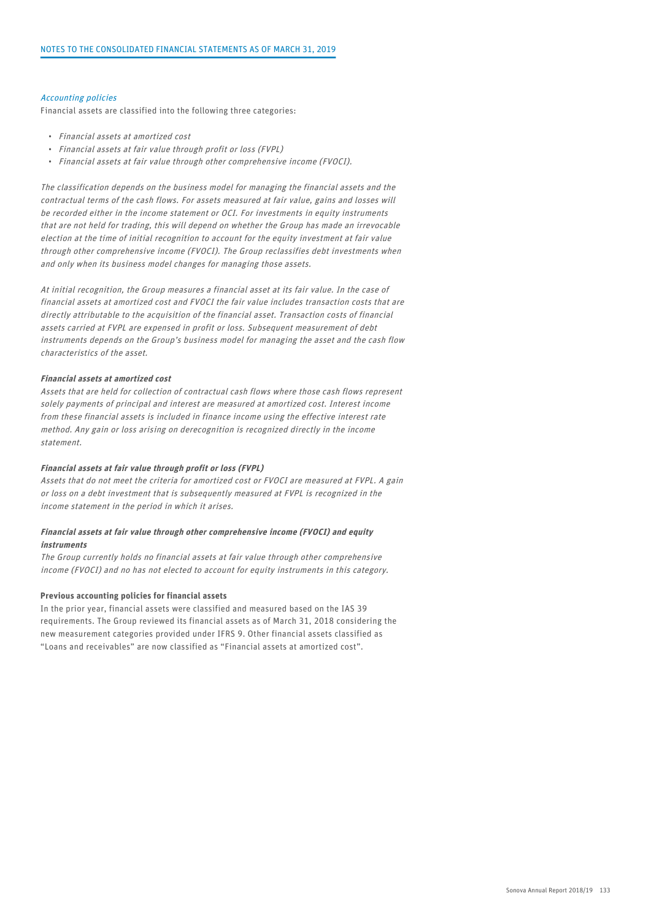*Accounting policies*

Financial assets are classified into the following three categories:

- *Financial assets at amortized cost*
- *Financial assets at fair value through profit or loss (FVPL)*
- *Financial assets at fair value through other comprehensive income (FVOCI).*

*The classification depends on the business model for managing the financial assets and the contractual terms of the cash flows. For assets measured at fair value, gains and losses will be recorded either in the income statement or OCI. For investments in equity instruments that are not held for trading, this will depend on whether the Group has made an irrevocable election at the time of initial recognition to account for the equity investment at fair value through other comprehensive income (FVOCI). The Group reclassifies debt investments when and only when its business model changes for managing those assets.*

*At initial recognition, the Group measures a financial asset at its fair value. In the case of financial assets at amortized cost and FVOCI the fair value includes transaction costs that are directly attributable to the acquisition of the financial asset. Transaction costs of financial assets carried at FVPL are expensed in profit or loss. Subsequent measurement of debt instruments depends on the Group's business model for managing the asset and the cash flow characteristics of the asset.*

***Financial assets at amortized cost***

*Assets that are held for collection of contractual cash flows where those cash flows represent solely payments of principal and interest are measured at amortized cost. Interest income from these financial assets is included in finance income using the effective interest rate method. Any gain or loss arising on derecognition is recognized directly in the income statement.*

***Financial assets at fair value through profit or loss (FVPL)***

*Assets that do not meet the criteria for amortized cost or FVOCI are measured at FVPL. A gain or loss on a debt investment that is subsequently measured at FVPL is recognized in the income statement in the period in which it arises.*

***Financial assets at fair value through other comprehensive income (FVOCI) and equity instruments***

*The Group currently holds no financial assets at fair value through other comprehensive income (FVOCI) and no has not elected to account for equity instruments in this category.*

**Previous accounting policies for financial assets**

In the prior year, financial assets were classified and measured based on the IAS 39 requirements. The Group reviewed its financial assets as of March 31, 2018 considering the new measurement categories provided under IFRS 9. Other financial assets classified as "Loans and receivables" are now classified as "Financial assets at amortized cost".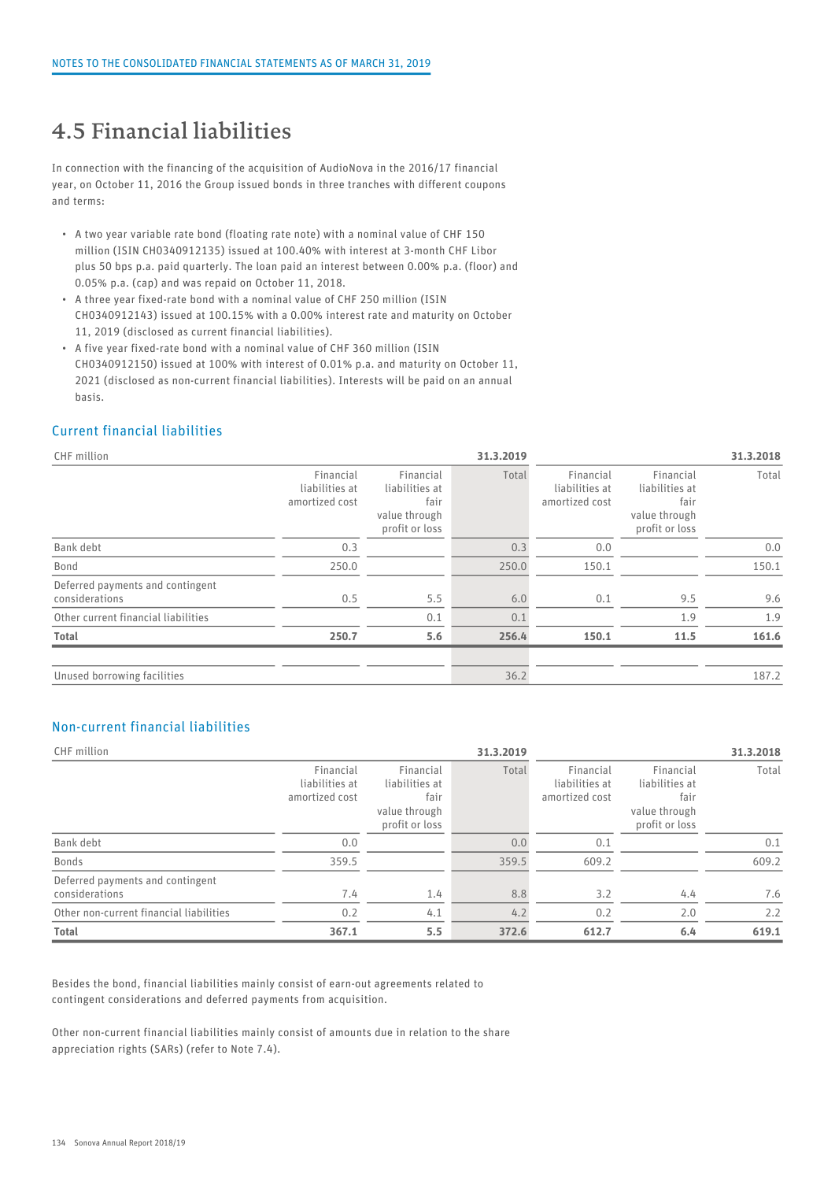# 4.5 Financial liabilities

In connection with the financing of the acquisition of AudioNova in the 2016/17 financial year, on October 11, 2016 the Group issued bonds in three tranches with different coupons and terms:

- A two year variable rate bond (floating rate note) with a nominal value of CHF 150 million (ISIN CH0340912135) issued at 100.40% with interest at 3-month CHF Libor plus 50 bps p.a. paid quarterly. The loan paid an interest between 0.00% p.a. (floor) and 0.05% p.a. (cap) and was repaid on October 11, 2018.
- A three year fixed-rate bond with a nominal value of CHF 250 million (ISIN CH0340912143) issued at 100.15% with a 0.00% interest rate and maturity on October 11, 2019 (disclosed as current financial liabilities).
- A five year fixed-rate bond with a nominal value of CHF 360 million (ISIN CH0340912150) issued at 100% with interest of 0.01% p.a. and maturity on October 11, 2021 (disclosed as non-current financial liabilities). Interests will be paid on an annual basis.

## Current financial liabilities

| CHF million | | | 31.3.2019 | | | 31.3.2018 |
|---|---|---|---|---|---|---|
| | Financial liabilities at amortized cost | Financial liabilities at fair value through profit or loss | Total | Financial liabilities at amortized cost | Financial liabilities at fair value through profit or loss | Total |
| Bank debt | 0.3 | | 0.3 | 0.0 | | 0.0 |
| Bond | 250.0 | | 250.0 | 150.1 | | 150.1 |
| Deferred payments and contingent considerations | 0.5 | 5.5 | 6.0 | 0.1 | 9.5 | 9.6 |
| Other current financial liabilities | | 0.1 | 0.1 | | 1.9 | 1.9 |
| **Total** | **250.7** | **5.6** | **256.4** | **150.1** | **11.5** | **161.6** |
| | | | | | | |
| Unused borrowing facilities | | | 36.2 | | | 187.2 |

## Non-current financial liabilities

| CHF million | | | 31.3.2019 | | | 31.3.2018 |
|---|---|---|---|---|---|---|
| | Financial liabilities at amortized cost | Financial liabilities at fair value through profit or loss | Total | Financial liabilities at amortized cost | Financial liabilities at fair value through profit or loss | Total |
| Bank debt | 0.0 | | 0.0 | 0.1 | | 0.1 |
| Bonds | 359.5 | | 359.5 | 609.2 | | 609.2 |
| Deferred payments and contingent considerations | 7.4 | 1.4 | 8.8 | 3.2 | 4.4 | 7.6 |
| Other non-current financial liabilities | 0.2 | 4.1 | 4.2 | 0.2 | 2.0 | 2.2 |
| **Total** | **367.1** | **5.5** | **372.6** | **612.7** | **6.4** | **619.1** |

Besides the bond, financial liabilities mainly consist of earn-out agreements related to contingent considerations and deferred payments from acquisition.

Other non-current financial liabilities mainly consist of amounts due in relation to the share appreciation rights (SARs) (refer to Note 7.4).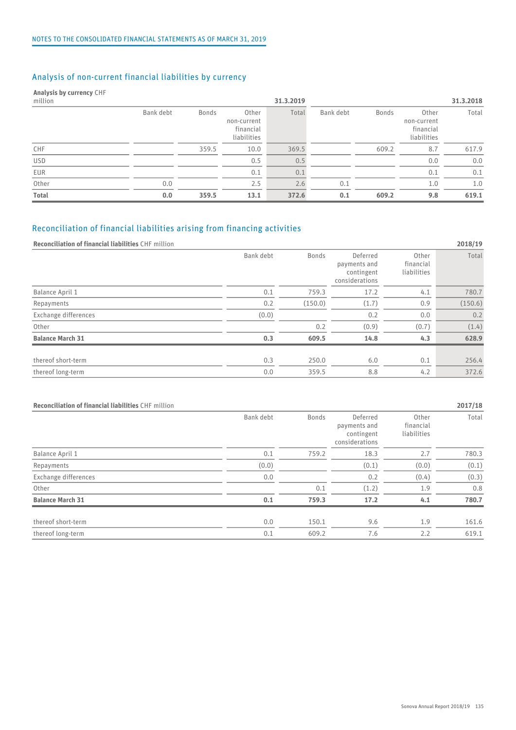## Analysis of non-current financial liabilities by currency

| Analysis by currency CHF million | | | | 31.3.2019 | | | | 31.3.2018 |
|---|---|---|---|---|---|---|---|---|
| | Bank debt | Bonds | Other non-current financial liabilities | Total | Bank debt | Bonds | Other non-current financial liabilities | Total |
| CHF | | 359.5 | 10.0 | 369.5 | | 609.2 | 8.7 | 617.9 |
| USD | | | 0.5 | 0.5 | | | 0.0 | 0.0 |
| EUR | | | 0.1 | 0.1 | | | 0.1 | 0.1 |
| Other | 0.0 | | 2.5 | 2.6 | 0.1 | | 1.0 | 1.0 |
| **Total** | **0.0** | **359.5** | **13.1** | **372.6** | **0.1** | **609.2** | **9.8** | **619.1** |

## Reconciliation of financial liabilities arising from financing activities

| Reconciliation of financial liabilities CHF million | | | | | 2018/19 |
|---|---|---|---|---|---|
| | Bank debt | Bonds | Deferred payments and contingent considerations | Other financial liabilities | Total |
| Balance April 1 | 0.1 | 759.3 | 17.2 | 4.1 | 780.7 |
| Repayments | 0.2 | (150.0) | (1.7) | 0.9 | (150.6) |
| Exchange differences | (0.0) | | 0.2 | 0.0 | 0.2 |
| Other | | 0.2 | (0.9) | (0.7) | (1.4) |
| **Balance March 31** | **0.3** | **609.5** | **14.8** | **4.3** | **628.9** |
| thereof short-term | 0.3 | 250.0 | 6.0 | 0.1 | 256.4 |
| thereof long-term | 0.0 | 359.5 | 8.8 | 4.2 | 372.6 |

| Reconciliation of financial liabilities CHF million | | | | | 2017/18 |
|---|---|---|---|---|---|
| | Bank debt | Bonds | Deferred payments and contingent considerations | Other financial liabilities | Total |
| Balance April 1 | 0.1 | 759.2 | 18.3 | 2.7 | 780.3 |
| Repayments | (0.0) | | (0.1) | (0.0) | (0.1) |
| Exchange differences | 0.0 | | 0.2 | (0.4) | (0.3) |
| Other | | 0.1 | (1.2) | 1.9 | 0.8 |
| **Balance March 31** | **0.1** | **759.3** | **17.2** | **4.1** | **780.7** |
| thereof short-term | 0.0 | 150.1 | 9.6 | 1.9 | 161.6 |
| thereof long-term | 0.1 | 609.2 | 7.6 | 2.2 | 619.1 |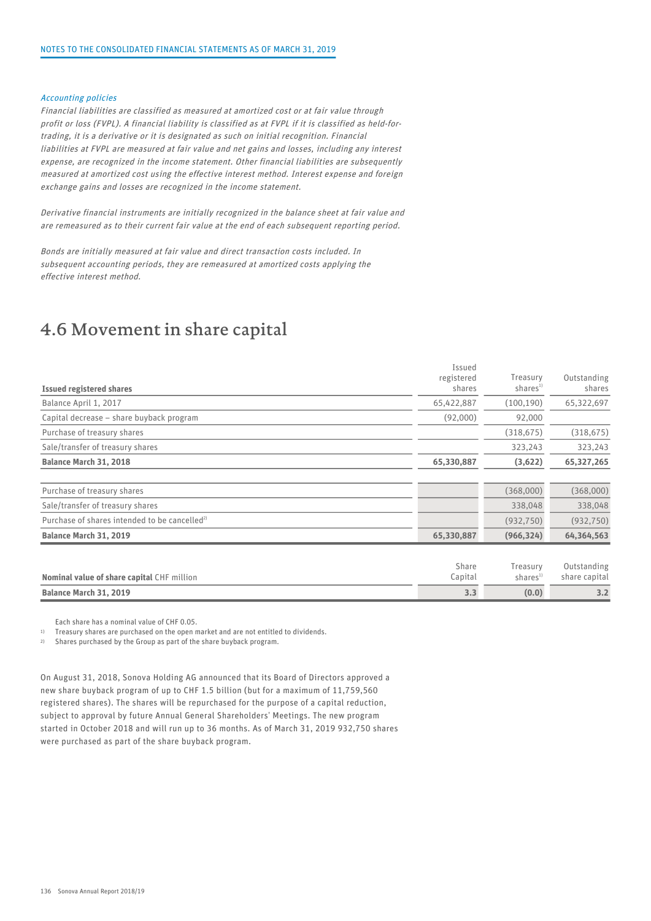*Accounting policies*

*Financial liabilities are classified as measured at amortized cost or at fair value through profit or loss (FVPL). A financial liability is classified as at FVPL if it is classified as held-for-trading, it is a derivative or it is designated as such on initial recognition. Financial liabilities at FVPL are measured at fair value and net gains and losses, including any interest expense, are recognized in the income statement. Other financial liabilities are subsequently measured at amortized cost using the effective interest method. Interest expense and foreign exchange gains and losses are recognized in the income statement.*

*Derivative financial instruments are initially recognized in the balance sheet at fair value and are remeasured as to their current fair value at the end of each subsequent reporting period.*

*Bonds are initially measured at fair value and direct transaction costs included. In subsequent accounting periods, they are remeasured at amortized costs applying the effective interest method.*

# 4.6 Movement in share capital

| **Issued registered shares** | Issued registered shares | Treasury shares[1] | Outstanding shares |
|---|---|---|---|
| Balance April 1, 2017 | 65,422,887 | (100,190) | 65,322,697 |
| Capital decrease – share buyback program | (92,000) | 92,000 | |
| Purchase of treasury shares | | (318,675) | (318,675) |
| Sale/transfer of treasury shares | | 323,243 | 323,243 |
| **Balance March 31, 2018** | **65,330,887** | **(3,622)** | **65,327,265** |
| | | | |
| Purchase of treasury shares | | (368,000) | (368,000) |
| Sale/transfer of treasury shares | | 338,048 | 338,048 |
| Purchase of shares intended to be cancelled[2] | | (932,750) | (932,750) |
| **Balance March 31, 2019** | **65,330,887** | **(966,324)** | **64,364,563** |

| **Nominal value of share capital** CHF million | Share Capital | Treasury shares[1] | Outstanding share capital |
|---|---|---|---|
| **Balance March 31, 2019** | **3.3** | **(0.0)** | **3.2** |

Each share has a nominal value of CHF 0.05.

1) Treasury shares are purchased on the open market and are not entitled to dividends.

2) Shares purchased by the Group as part of the share buyback program.

On August 31, 2018, Sonova Holding AG announced that its Board of Directors approved a new share buyback program of up to CHF 1.5 billion (but for a maximum of 11,759,560 registered shares). The shares will be repurchased for the purpose of a capital reduction, subject to approval by future Annual General Shareholders' Meetings. The new program started in October 2018 and will run up to 36 months. As of March 31, 2019 932,750 shares were purchased as part of the share buyback program.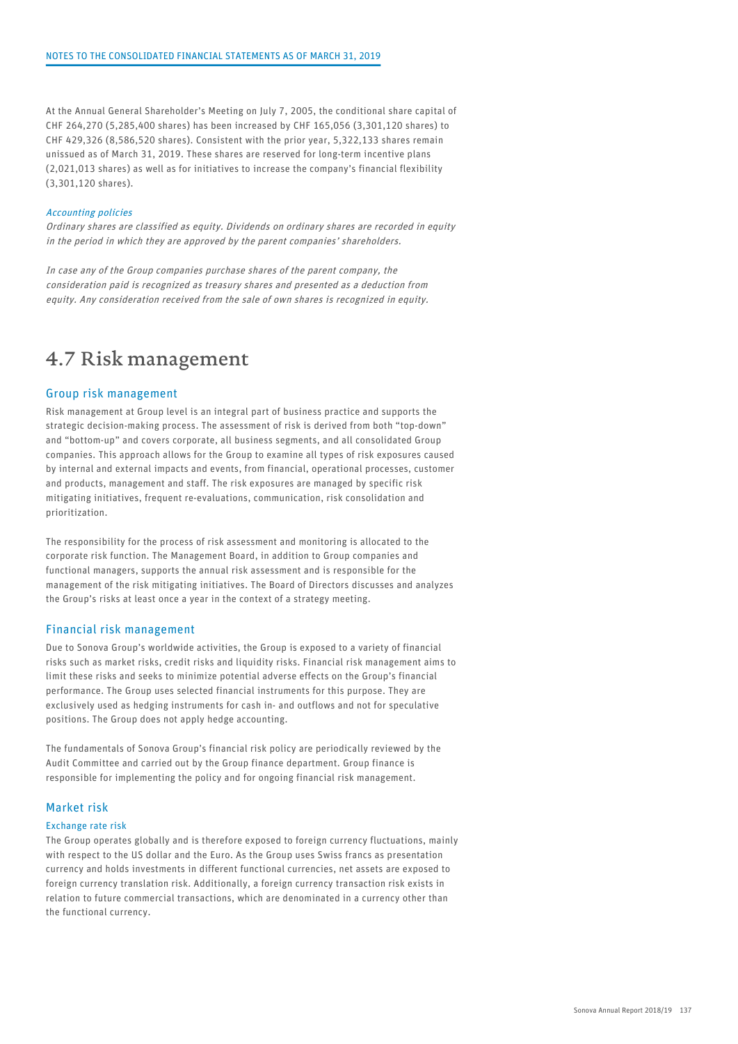At the Annual General Shareholder's Meeting on July 7, 2005, the conditional share capital of CHF 264,270 (5,285,400 shares) has been increased by CHF 165,056 (3,301,120 shares) to CHF 429,326 (8,586,520 shares). Consistent with the prior year, 5,322,133 shares remain unissued as of March 31, 2019. These shares are reserved for long-term incentive plans (2,021,013 shares) as well as for initiatives to increase the company's financial flexibility (3,301,120 shares).

*Accounting policies*

*Ordinary shares are classified as equity. Dividends on ordinary shares are recorded in equity in the period in which they are approved by the parent companies' shareholders.*

*In case any of the Group companies purchase shares of the parent company, the consideration paid is recognized as treasury shares and presented as a deduction from equity. Any consideration received from the sale of own shares is recognized in equity.*

# 4.7 Risk management

## Group risk management

Risk management at Group level is an integral part of business practice and supports the strategic decision-making process. The assessment of risk is derived from both "top-down" and "bottom-up" and covers corporate, all business segments, and all consolidated Group companies. This approach allows for the Group to examine all types of risk exposures caused by internal and external impacts and events, from financial, operational processes, customer and products, management and staff. The risk exposures are managed by specific risk mitigating initiatives, frequent re-evaluations, communication, risk consolidation and prioritization.

The responsibility for the process of risk assessment and monitoring is allocated to the corporate risk function. The Management Board, in addition to Group companies and functional managers, supports the annual risk assessment and is responsible for the management of the risk mitigating initiatives. The Board of Directors discusses and analyzes the Group's risks at least once a year in the context of a strategy meeting.

## Financial risk management

Due to Sonova Group's worldwide activities, the Group is exposed to a variety of financial risks such as market risks, credit risks and liquidity risks. Financial risk management aims to limit these risks and seeks to minimize potential adverse effects on the Group's financial performance. The Group uses selected financial instruments for this purpose. They are exclusively used as hedging instruments for cash in- and outflows and not for speculative positions. The Group does not apply hedge accounting.

The fundamentals of Sonova Group's financial risk policy are periodically reviewed by the Audit Committee and carried out by the Group finance department. Group finance is responsible for implementing the policy and for ongoing financial risk management.

## Market risk

### Exchange rate risk

The Group operates globally and is therefore exposed to foreign currency fluctuations, mainly with respect to the US dollar and the Euro. As the Group uses Swiss francs as presentation currency and holds investments in different functional currencies, net assets are exposed to foreign currency translation risk. Additionally, a foreign currency transaction risk exists in relation to future commercial transactions, which are denominated in a currency other than the functional currency.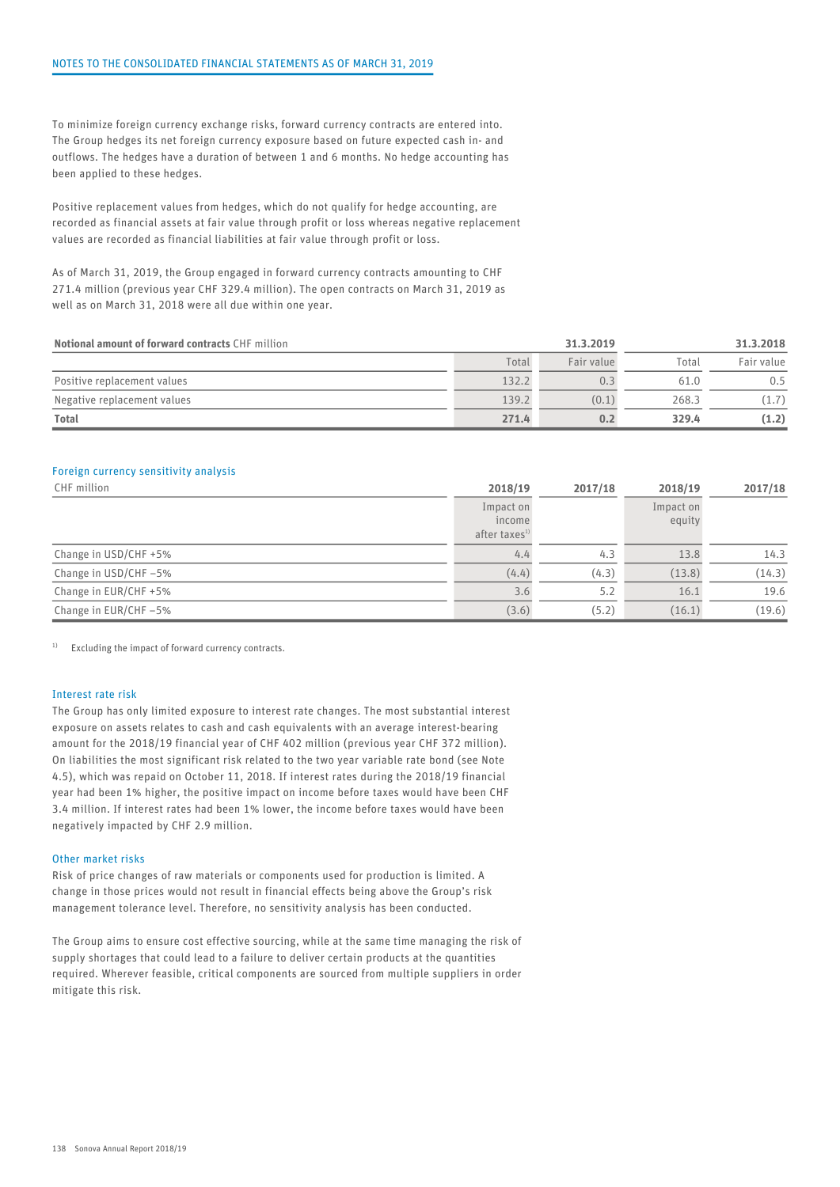To minimize foreign currency exchange risks, forward currency contracts are entered into. The Group hedges its net foreign currency exposure based on future expected cash in- and outflows. The hedges have a duration of between 1 and 6 months. No hedge accounting has been applied to these hedges.

Positive replacement values from hedges, which do not qualify for hedge accounting, are recorded as financial assets at fair value through profit or loss whereas negative replacement values are recorded as financial liabilities at fair value through profit or loss.

As of March 31, 2019, the Group engaged in forward currency contracts amounting to CHF 271.4 million (previous year CHF 329.4 million). The open contracts on March 31, 2019 as well as on March 31, 2018 were all due within one year.

| **Notional amount of forward contracts** CHF million | | 31.3.2019 | | 31.3.2018 |
|---|---|---|---|---|
| | Total | Fair value | Total | Fair value |
| Positive replacement values | 132.2 | 0.3 | 61.0 | 0.5 |
| Negative replacement values | 139.2 | (0.1) | 268.3 | (1.7) |
| **Total** | **271.4** | **0.2** | **329.4** | **(1.2)** |

### Foreign currency sensitivity analysis

| CHF million | 2018/19 | 2017/18 | 2018/19 | 2017/18 |
|---|---|---|---|---|
| | Impact on income after taxes[1] | | Impact on equity | |
| Change in USD/CHF +5% | 4.4 | 4.3 | 13.8 | 14.3 |
| Change in USD/CHF –5% | (4.4) | (4.3) | (13.8) | (14.3) |
| Change in EUR/CHF +5% | 3.6 | 5.2 | 16.1 | 19.6 |
| Change in EUR/CHF –5% | (3.6) | (5.2) | (16.1) | (19.6) |

[1] Excluding the impact of forward currency contracts.

### Interest rate risk

The Group has only limited exposure to interest rate changes. The most substantial interest exposure on assets relates to cash and cash equivalents with an average interest-bearing amount for the 2018/19 financial year of CHF 402 million (previous year CHF 372 million). On liabilities the most significant risk related to the two year variable rate bond (see Note 4.5), which was repaid on October 11, 2018. If interest rates during the 2018/19 financial year had been 1% higher, the positive impact on income before taxes would have been CHF 3.4 million. If interest rates had been 1% lower, the income before taxes would have been negatively impacted by CHF 2.9 million.

### Other market risks

Risk of price changes of raw materials or components used for production is limited. A change in those prices would not result in financial effects being above the Group's risk management tolerance level. Therefore, no sensitivity analysis has been conducted.

The Group aims to ensure cost effective sourcing, while at the same time managing the risk of supply shortages that could lead to a failure to deliver certain products at the quantities required. Wherever feasible, critical components are sourced from multiple suppliers in order mitigate this risk.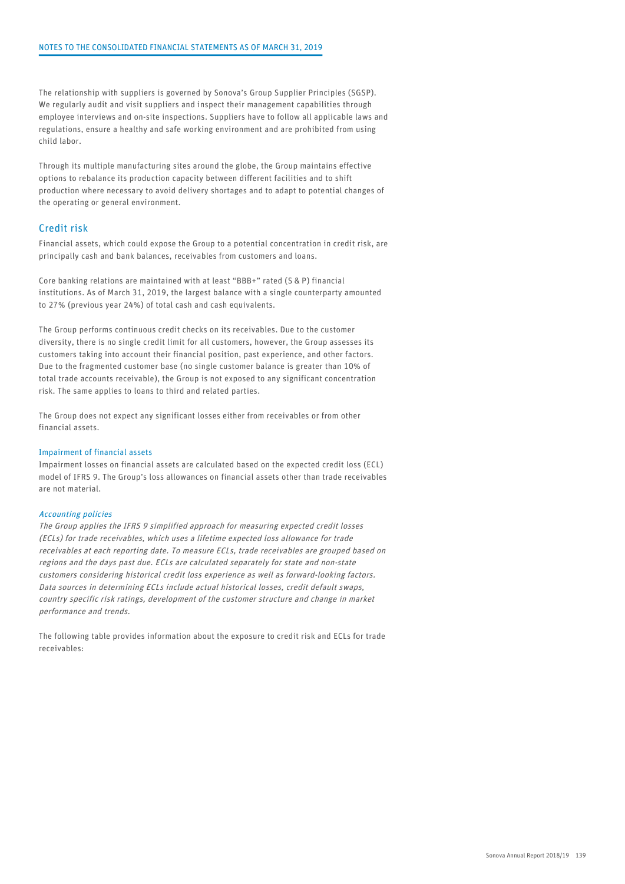The relationship with suppliers is governed by Sonova's Group Supplier Principles (SGSP). We regularly audit and visit suppliers and inspect their management capabilities through employee interviews and on-site inspections. Suppliers have to follow all applicable laws and regulations, ensure a healthy and safe working environment and are prohibited from using child labor.

Through its multiple manufacturing sites around the globe, the Group maintains effective options to rebalance its production capacity between different facilities and to shift production where necessary to avoid delivery shortages and to adapt to potential changes of the operating or general environment.

## Credit risk

Financial assets, which could expose the Group to a potential concentration in credit risk, are principally cash and bank balances, receivables from customers and loans.

Core banking relations are maintained with at least "BBB+" rated (S & P) financial institutions. As of March 31, 2019, the largest balance with a single counterparty amounted to 27% (previous year 24%) of total cash and cash equivalents.

The Group performs continuous credit checks on its receivables. Due to the customer diversity, there is no single credit limit for all customers, however, the Group assesses its customers taking into account their financial position, past experience, and other factors. Due to the fragmented customer base (no single customer balance is greater than 10% of total trade accounts receivable), the Group is not exposed to any significant concentration risk. The same applies to loans to third and related parties.

The Group does not expect any significant losses either from receivables or from other financial assets.

### Impairment of financial assets

Impairment losses on financial assets are calculated based on the expected credit loss (ECL) model of IFRS 9. The Group's loss allowances on financial assets other than trade receivables are not material.

#### *Accounting policies*

*The Group applies the IFRS 9 simplified approach for measuring expected credit losses (ECLs) for trade receivables, which uses a lifetime expected loss allowance for trade receivables at each reporting date. To measure ECLs, trade receivables are grouped based on regions and the days past due. ECLs are calculated separately for state and non-state customers considering historical credit loss experience as well as forward-looking factors. Data sources in determining ECLs include actual historical losses, credit default swaps, country specific risk ratings, development of the customer structure and change in market performance and trends.*

The following table provides information about the exposure to credit risk and ECLs for trade receivables: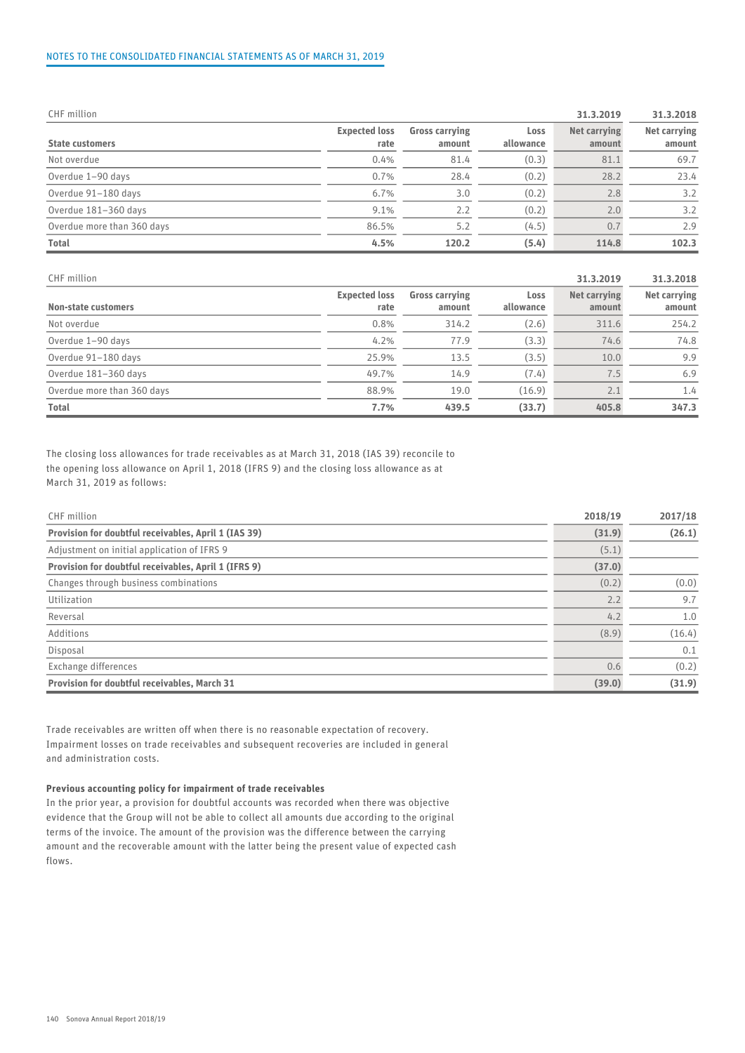| CHF million | | | | 31.3.2019 | 31.3.2018 |
|---|---|---|---|---|---|
| **State customers** | **Expected loss rate** | **Gross carrying amount** | **Loss allowance** | **Net carrying amount** | **Net carrying amount** |
| Not overdue | 0.4% | 81.4 | (0.3) | 81.1 | 69.7 |
| Overdue 1–90 days | 0.7% | 28.4 | (0.2) | 28.2 | 23.4 |
| Overdue 91–180 days | 6.7% | 3.0 | (0.2) | 2.8 | 3.2 |
| Overdue 181–360 days | 9.1% | 2.2 | (0.2) | 2.0 | 3.2 |
| Overdue more than 360 days | 86.5% | 5.2 | (4.5) | 0.7 | 2.9 |
| **Total** | **4.5%** | **120.2** | **(5.4)** | **114.8** | **102.3** |

| CHF million | | | | 31.3.2019 | 31.3.2018 |
|---|---|---|---|---|---|
| **Non-state customers** | **Expected loss rate** | **Gross carrying amount** | **Loss allowance** | **Net carrying amount** | **Net carrying amount** |
| Not overdue | 0.8% | 314.2 | (2.6) | 311.6 | 254.2 |
| Overdue 1–90 days | 4.2% | 77.9 | (3.3) | 74.6 | 74.8 |
| Overdue 91–180 days | 25.9% | 13.5 | (3.5) | 10.0 | 9.9 |
| Overdue 181–360 days | 49.7% | 14.9 | (7.4) | 7.5 | 6.9 |
| Overdue more than 360 days | 88.9% | 19.0 | (16.9) | 2.1 | 1.4 |
| **Total** | **7.7%** | **439.5** | **(33.7)** | **405.8** | **347.3** |

The closing loss allowances for trade receivables as at March 31, 2018 (IAS 39) reconcile to the opening loss allowance on April 1, 2018 (IFRS 9) and the closing loss allowance as at March 31, 2019 as follows:

| CHF million | 2018/19 | 2017/18 |
|---|---|---|
| **Provision for doubtful receivables, April 1 (IAS 39)** | **(31.9)** | **(26.1)** |
| Adjustment on initial application of IFRS 9 | (5.1) | |
| **Provision for doubtful receivables, April 1 (IFRS 9)** | **(37.0)** | |
| Changes through business combinations | (0.2) | (0.0) |
| Utilization | 2.2 | 9.7 |
| Reversal | 4.2 | 1.0 |
| Additions | (8.9) | (16.4) |
| Disposal | | 0.1 |
| Exchange differences | 0.6 | (0.2) |
| **Provision for doubtful receivables, March 31** | **(39.0)** | **(31.9)** |

Trade receivables are written off when there is no reasonable expectation of recovery. Impairment losses on trade receivables and subsequent recoveries are included in general and administration costs.

**Previous accounting policy for impairment of trade receivables**

In the prior year, a provision for doubtful accounts was recorded when there was objective evidence that the Group will not be able to collect all amounts due according to the original terms of the invoice. The amount of the provision was the difference between the carrying amount and the recoverable amount with the latter being the present value of expected cash flows.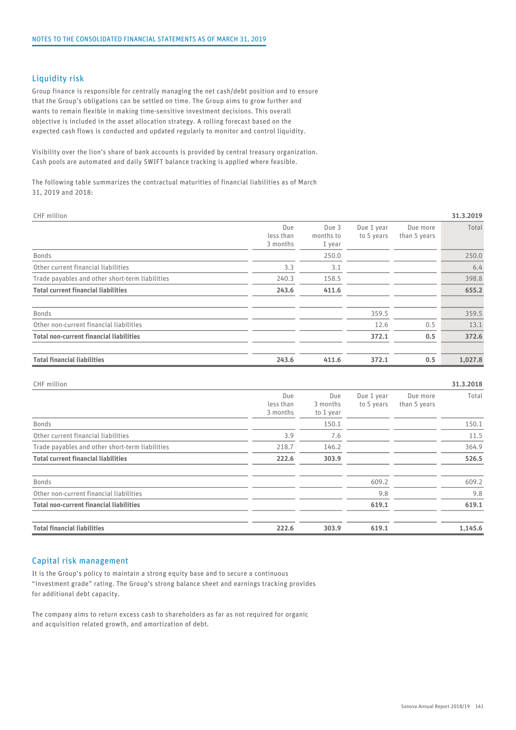## Liquidity risk

Group finance is responsible for centrally managing the net cash/debt position and to ensure that the Group's obligations can be settled on time. The Group aims to grow further and wants to remain flexible in making time-sensitive investment decisions. This overall objective is included in the asset allocation strategy. A rolling forecast based on the expected cash flows is conducted and updated regularly to monitor and control liquidity.

Visibility over the lion's share of bank accounts is provided by central treasury organization. Cash pools are automated and daily SWIFT balance tracking is applied where feasible.

The following table summarizes the contractual maturities of financial liabilities as of March 31, 2019 and 2018:

| CHF million | | | | | 31.3.2019 |
|---|---|---|---|---|---|
| | Due less than 3 months | Due 3 months to 1 year | Due 1 year to 5 years | Due more than 5 years | Total |
| Bonds | | 250.0 | | | 250.0 |
| Other current financial liabilities | 3.3 | 3.1 | | | 6.4 |
| Trade payables and other short-term liabilities | 240.3 | 158.5 | | | 398.8 |
| **Total current financial liabilities** | **243.6** | **411.6** | | | **655.2** |
| | | | | | |
| Bonds | | | 359.5 | | 359.5 |
| Other non-current financial liabilities | | | 12.6 | 0.5 | 13.1 |
| **Total non-current financial liabilities** | | | **372.1** | **0.5** | **372.6** |
| | | | | | |
| **Total financial liabilities** | **243.6** | **411.6** | **372.1** | **0.5** | **1,027.8** |

| CHF million | | | | | 31.3.2018 |
|---|---|---|---|---|---|
| | Due less than 3 months | Due 3 months to 1 year | Due 1 year to 5 years | Due more than 5 years | Total |
| Bonds | | 150.1 | | | 150.1 |
| Other current financial liabilities | 3.9 | 7.6 | | | 11.5 |
| Trade payables and other short-term liabilities | 218.7 | 146.2 | | | 364.9 |
| **Total current financial liabilities** | **222.6** | **303.9** | | | **526.5** |
| | | | | | |
| Bonds | | | 609.2 | | 609.2 |
| Other non-current financial liabilities | | | 9.8 | | 9.8 |
| **Total non-current financial liabilities** | | | **619.1** | | **619.1** |
| | | | | | |
| **Total financial liabilities** | **222.6** | **303.9** | **619.1** | | **1,145.6** |

## Capital risk management

It is the Group's policy to maintain a strong equity base and to secure a continuous "investment grade" rating. The Group's strong balance sheet and earnings tracking provides for additional debt capacity.

The company aims to return excess cash to shareholders as far as not required for organic and acquisition related growth, and amortization of debt.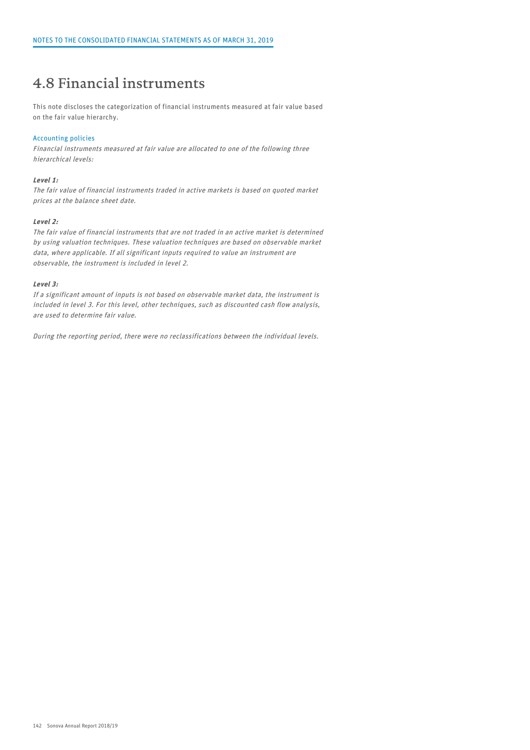# 4.8 Financial instruments

This note discloses the categorization of financial instruments measured at fair value based on the fair value hierarchy.

## Accounting policies

*Financial instruments measured at fair value are allocated to one of the following three hierarchical levels:*

***Level 1:***

*The fair value of financial instruments traded in active markets is based on quoted market prices at the balance sheet date.*

***Level 2:***

*The fair value of financial instruments that are not traded in an active market is determined by using valuation techniques. These valuation techniques are based on observable market data, where applicable. If all significant inputs required to value an instrument are observable, the instrument is included in level 2.*

***Level 3:***

*If a significant amount of inputs is not based on observable market data, the instrument is included in level 3. For this level, other techniques, such as discounted cash flow analysis, are used to determine fair value.*

*During the reporting period, there were no reclassifications between the individual levels.*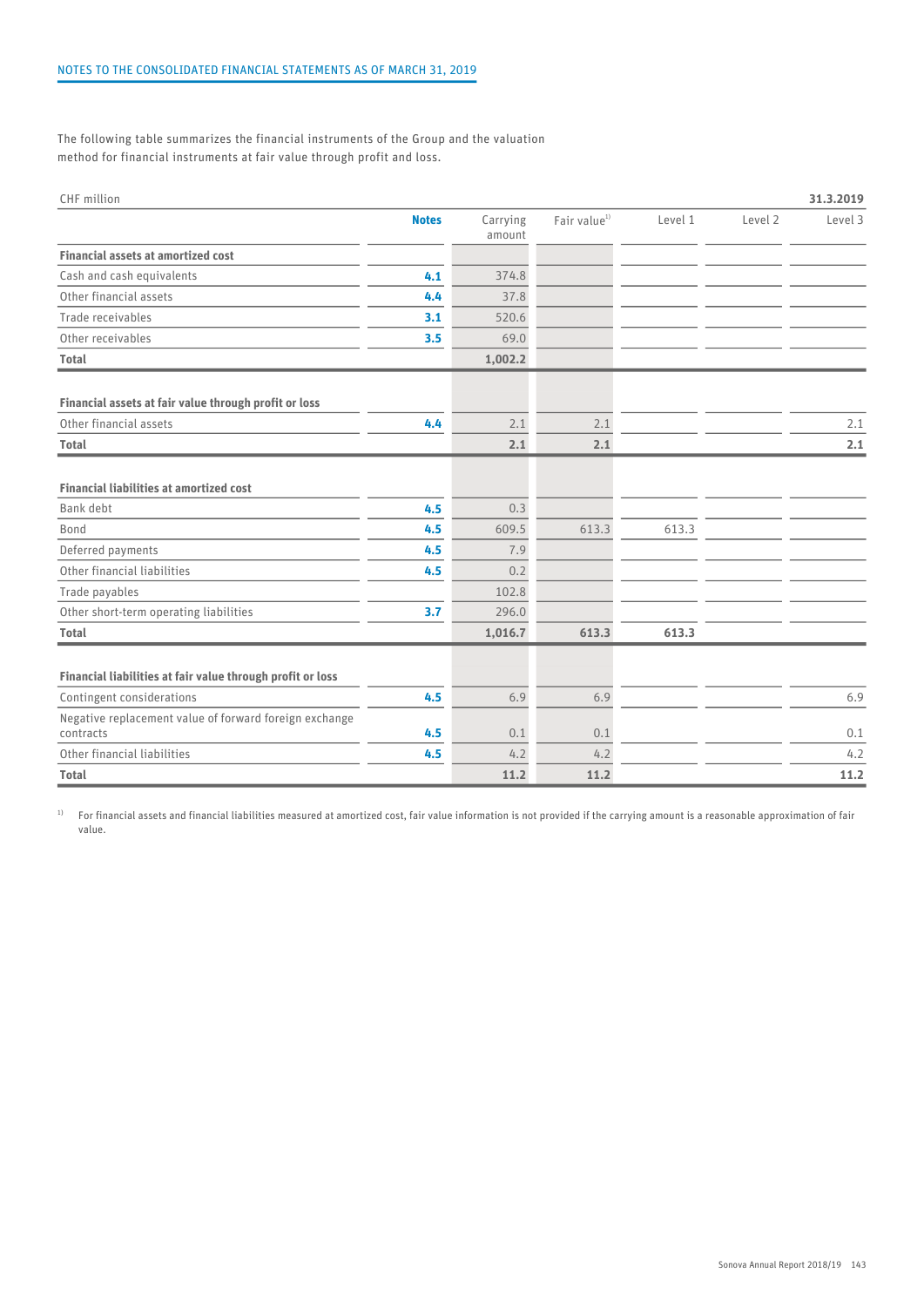The following table summarizes the financial instruments of the Group and the valuation method for financial instruments at fair value through profit and loss.

| CHF million | | | | | | 31.3.2019 |
|---|---|---|---|---|---|---|
| | Notes | Carrying amount | Fair value[1] | Level 1 | Level 2 | Level 3 |
| **Financial assets at amortized cost** | | | | | | |
| Cash and cash equivalents | 4.1 | 374.8 | | | | |
| Other financial assets | 4.4 | 37.8 | | | | |
| Trade receivables | 3.1 | 520.6 | | | | |
| Other receivables | 3.5 | 69.0 | | | | |
| **Total** | | **1,002.2** | | | | |
| **Financial assets at fair value through profit or loss** | | | | | | |
| Other financial assets | 4.4 | 2.1 | 2.1 | | | 2.1 |
| **Total** | | **2.1** | **2.1** | | | **2.1** |
| **Financial liabilities at amortized cost** | | | | | | |
| Bank debt | 4.5 | 0.3 | | | | |
| Bond | 4.5 | 609.5 | 613.3 | 613.3 | | |
| Deferred payments | 4.5 | 7.9 | | | | |
| Other financial liabilities | 4.5 | 0.2 | | | | |
| Trade payables | | 102.8 | | | | |
| Other short-term operating liabilities | 3.7 | 296.0 | | | | |
| **Total** | | **1,016.7** | **613.3** | **613.3** | | |
| **Financial liabilities at fair value through profit or loss** | | | | | | |
| Contingent considerations | 4.5 | 6.9 | 6.9 | | | 6.9 |
| Negative replacement value of forward foreign exchange contracts | 4.5 | 0.1 | 0.1 | | | 0.1 |
| Other financial liabilities | 4.5 | 4.2 | 4.2 | | | 4.2 |
| **Total** | | **11.2** | **11.2** | | | **11.2** |

[1] For financial assets and financial liabilities measured at amortized cost, fair value information is not provided if the carrying amount is a reasonable approximation of fair value.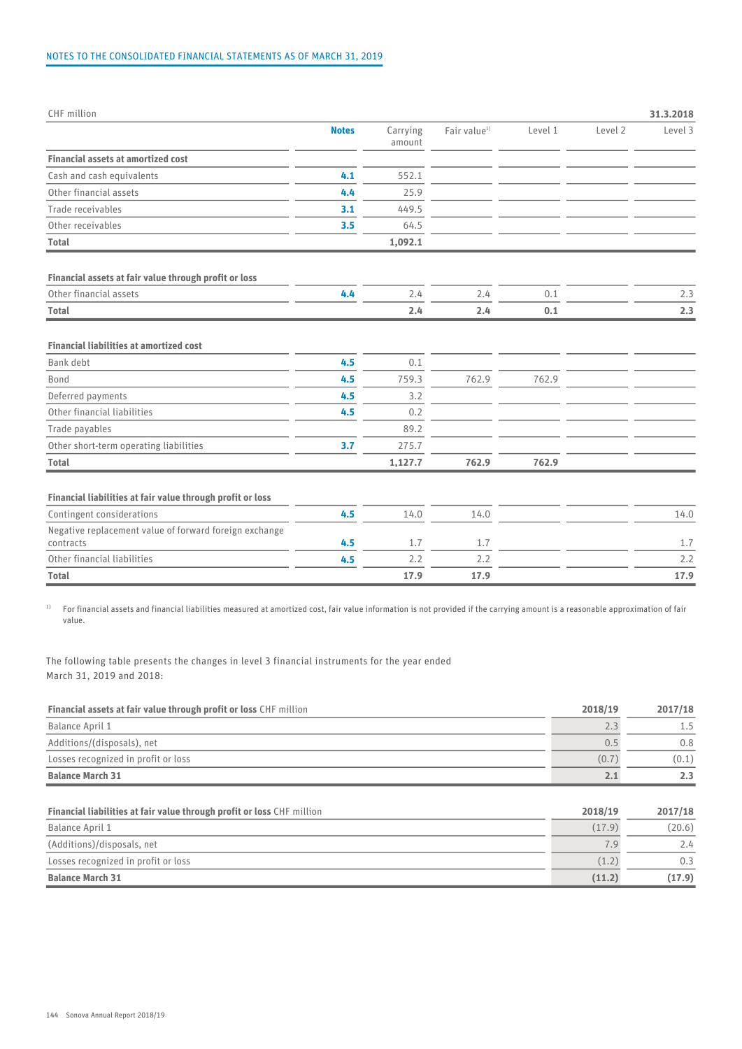| CHF million | | | | | | 31.3.2018 |
|---|---|---|---|---|---|---|
| | Notes | Carrying amount | Fair value[1] | Level 1 | Level 2 | Level 3 |
| **Financial assets at amortized cost** | | | | | | |
| Cash and cash equivalents | 4.1 | 552.1 | | | | |
| Other financial assets | 4.4 | 25.9 | | | | |
| Trade receivables | 3.1 | 449.5 | | | | |
| Other receivables | 3.5 | 64.5 | | | | |
| **Total** | | **1,092.1** | | | | |
| **Financial assets at fair value through profit or loss** | | | | | | |
| Other financial assets | 4.4 | 2.4 | 2.4 | 0.1 | | 2.3 |
| **Total** | | **2.4** | **2.4** | **0.1** | | **2.3** |
| **Financial liabilities at amortized cost** | | | | | | |
| Bank debt | 4.5 | 0.1 | | | | |
| Bond | 4.5 | 759.3 | 762.9 | 762.9 | | |
| Deferred payments | 4.5 | 3.2 | | | | |
| Other financial liabilities | 4.5 | 0.2 | | | | |
| Trade payables | | 89.2 | | | | |
| Other short-term operating liabilities | 3.7 | 275.7 | | | | |
| **Total** | | **1,127.7** | **762.9** | **762.9** | | |
| **Financial liabilities at fair value through profit or loss** | | | | | | |
| Contingent considerations | 4.5 | 14.0 | 14.0 | | | 14.0 |
| Negative replacement value of forward foreign exchange contracts | 4.5 | 1.7 | 1.7 | | | 1.7 |
| Other financial liabilities | 4.5 | 2.2 | 2.2 | | | 2.2 |
| **Total** | | **17.9** | **17.9** | | | **17.9** |

[1] For financial assets and financial liabilities measured at amortized cost, fair value information is not provided if the carrying amount is a reasonable approximation of fair value.

The following table presents the changes in level 3 financial instruments for the year ended March 31, 2019 and 2018:

| **Financial assets at fair value through profit or loss** CHF million | 2018/19 | 2017/18 |
|---|---|---|
| Balance April 1 | 2.3 | 1.5 |
| Additions/(disposals), net | 0.5 | 0.8 |
| Losses recognized in profit or loss | (0.7) | (0.1) |
| **Balance March 31** | **2.1** | **2.3** |

| **Financial liabilities at fair value through profit or loss** CHF million | 2018/19 | 2017/18 |
|---|---|---|
| Balance April 1 | (17.9) | (20.6) |
| (Additions)/disposals, net | 7.9 | 2.4 |
| Losses recognized in profit or loss | (1.2) | 0.3 |
| **Balance March 31** | **(11.2)** | **(17.9)** |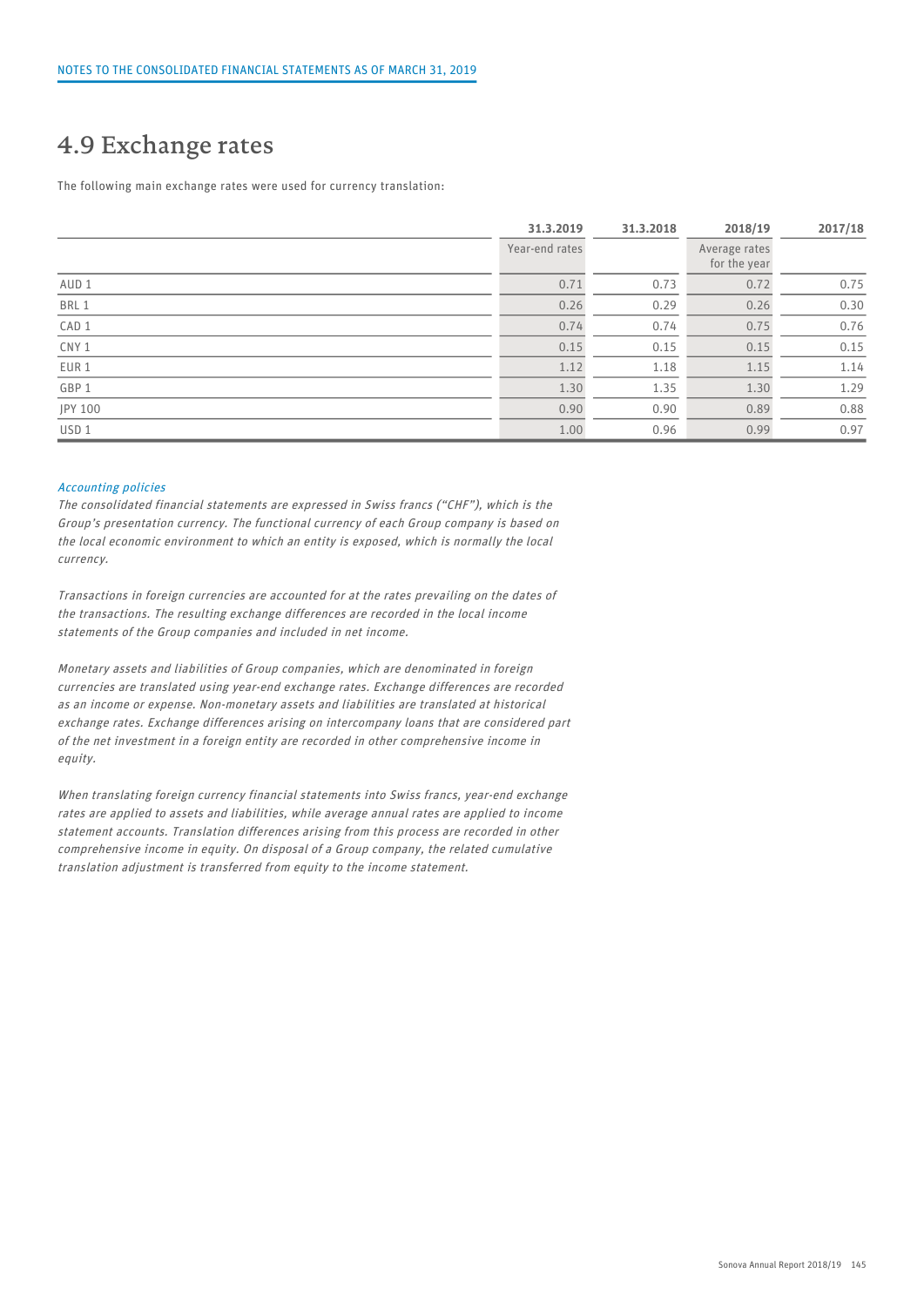## 4.9 Exchange rates

The following main exchange rates were used for currency translation:

| | 31.3.2019 | 31.3.2018 | 2018/19 | 2017/18 |
|---|---|---|---|---|
| | Year-end rates | | Average rates for the year | |
| AUD 1 | 0.71 | 0.73 | 0.72 | 0.75 |
| BRL 1 | 0.26 | 0.29 | 0.26 | 0.30 |
| CAD 1 | 0.74 | 0.74 | 0.75 | 0.76 |
| CNY 1 | 0.15 | 0.15 | 0.15 | 0.15 |
| EUR 1 | 1.12 | 1.18 | 1.15 | 1.14 |
| GBP 1 | 1.30 | 1.35 | 1.30 | 1.29 |
| JPY 100 | 0.90 | 0.90 | 0.89 | 0.88 |
| USD 1 | 1.00 | 0.96 | 0.99 | 0.97 |

*Accounting policies*

*The consolidated financial statements are expressed in Swiss francs ("CHF"), which is the Group's presentation currency. The functional currency of each Group company is based on the local economic environment to which an entity is exposed, which is normally the local currency.*

*Transactions in foreign currencies are accounted for at the rates prevailing on the dates of the transactions. The resulting exchange differences are recorded in the local income statements of the Group companies and included in net income.*

*Monetary assets and liabilities of Group companies, which are denominated in foreign currencies are translated using year-end exchange rates. Exchange differences are recorded as an income or expense. Non-monetary assets and liabilities are translated at historical exchange rates. Exchange differences arising on intercompany loans that are considered part of the net investment in a foreign entity are recorded in other comprehensive income in equity.*

*When translating foreign currency financial statements into Swiss francs, year-end exchange rates are applied to assets and liabilities, while average annual rates are applied to income statement accounts. Translation differences arising from this process are recorded in other comprehensive income in equity. On disposal of a Group company, the related cumulative translation adjustment is transferred from equity to the income statement.*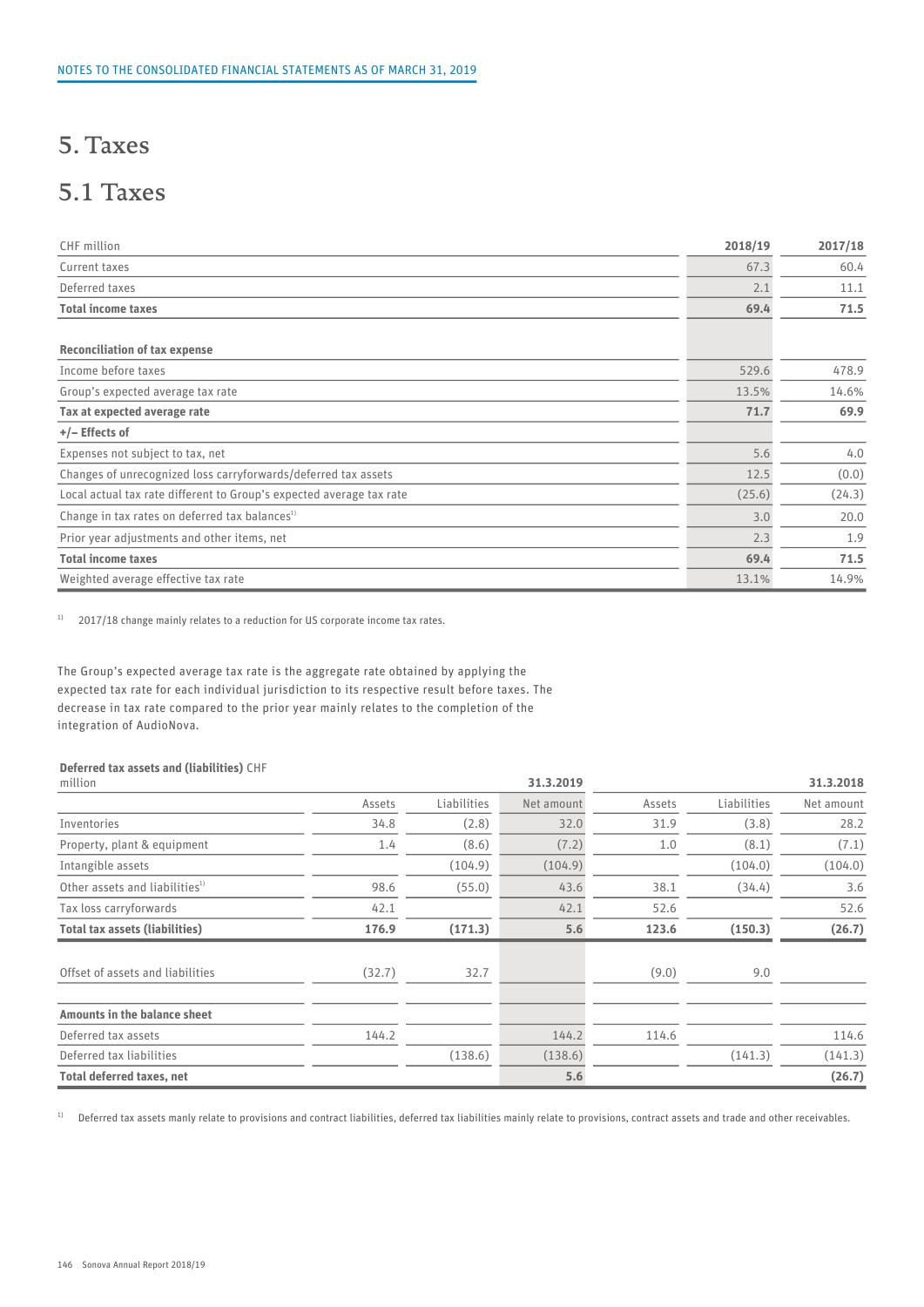# 5. Taxes

## 5.1 Taxes

| CHF million | 2018/19 | 2017/18 |
|---|---|---|
| Current taxes | 67.3 | 60.4 |
| Deferred taxes | 2.1 | 11.1 |
| **Total income taxes** | **69.4** | **71.5** |
| | | |
| **Reconciliation of tax expense** | | |
| Income before taxes | 529.6 | 478.9 |
| Group's expected average tax rate | 13.5% | 14.6% |
| **Tax at expected average rate** | **71.7** | **69.9** |
| **+/– Effects of** | | |
| Expenses not subject to tax, net | 5.6 | 4.0 |
| Changes of unrecognized loss carryforwards/deferred tax assets | 12.5 | (0.0) |
| Local actual tax rate different to Group's expected average tax rate | (25.6) | (24.3) |
| Change in tax rates on deferred tax balances[1] | 3.0 | 20.0 |
| Prior year adjustments and other items, net | 2.3 | 1.9 |
| **Total income taxes** | **69.4** | **71.5** |
| Weighted average effective tax rate | 13.1% | 14.9% |

[1] 2017/18 change mainly relates to a reduction for US corporate income tax rates.

The Group's expected average tax rate is the aggregate rate obtained by applying the expected tax rate for each individual jurisdiction to its respective result before taxes. The decrease in tax rate compared to the prior year mainly relates to the completion of the integration of AudioNova.

| **Deferred tax assets and (liabilities)** CHF million | | | **31.3.2019** | | | **31.3.2018** |
|---|---|---|---|---|---|---|
| | Assets | Liabilities | Net amount | Assets | Liabilities | Net amount |
| Inventories | 34.8 | (2.8) | 32.0 | 31.9 | (3.8) | 28.2 |
| Property, plant & equipment | 1.4 | (8.6) | (7.2) | 1.0 | (8.1) | (7.1) |
| Intangible assets | | (104.9) | (104.9) | | (104.0) | (104.0) |
| Other assets and liabilities[1] | 98.6 | (55.0) | 43.6 | 38.1 | (34.4) | 3.6 |
| Tax loss carryforwards | 42.1 | | 42.1 | 52.6 | | 52.6 |
| **Total tax assets (liabilities)** | **176.9** | **(171.3)** | **5.6** | **123.6** | **(150.3)** | **(26.7)** |
| | | | | | | |
| Offset of assets and liabilities | (32.7) | 32.7 | | (9.0) | 9.0 | |
| | | | | | | |
| **Amounts in the balance sheet** | | | | | | |
| Deferred tax assets | 144.2 | | 144.2 | 114.6 | | 114.6 |
| Deferred tax liabilities | | (138.6) | (138.6) | | (141.3) | (141.3) |
| **Total deferred taxes, net** | | | **5.6** | | | **(26.7)** |

[1] Deferred tax assets manly relate to provisions and contract liabilities, deferred tax liabilities mainly relate to provisions, contract assets and trade and other receivables.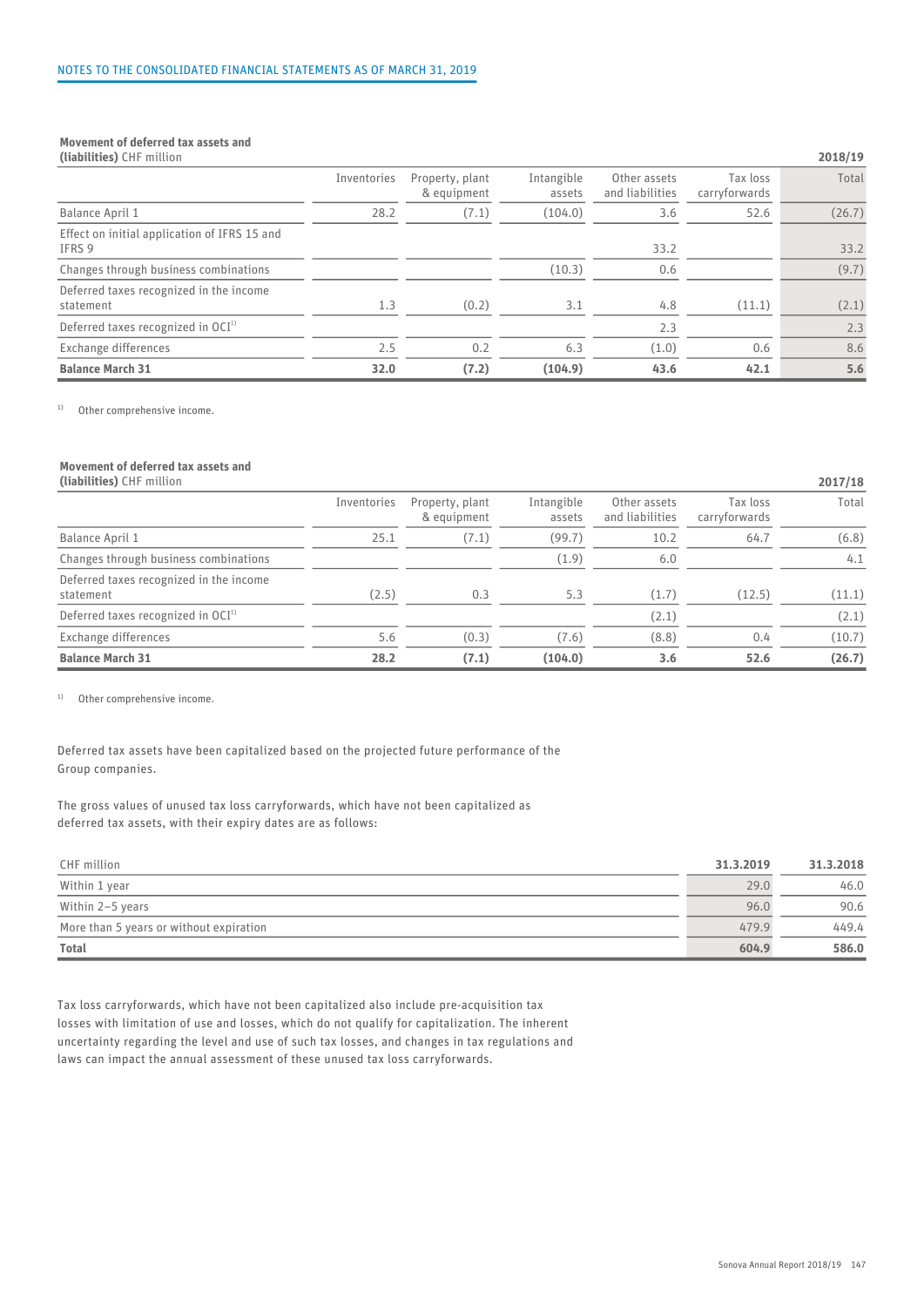**Movement of deferred tax assets and (liabilities)** CHF million

| 2018/19 | Inventories | Property, plant & equipment | Intangible assets | Other assets and liabilities | Tax loss carryforwards | Total |
|---|---|---|---|---|---|---|
| Balance April 1 | 28.2 | (7.1) | (104.0) | 3.6 | 52.6 | (26.7) |
| Effect on initial application of IFRS 15 and IFRS 9 | | | | 33.2 | | 33.2 |
| Changes through business combinations | | | (10.3) | 0.6 | | (9.7) |
| Deferred taxes recognized in the income statement | 1.3 | (0.2) | 3.1 | 4.8 | (11.1) | (2.1) |
| Deferred taxes recognized in OCI[1] | | | | 2.3 | | 2.3 |
| Exchange differences | 2.5 | 0.2 | 6.3 | (1.0) | 0.6 | 8.6 |
| **Balance March 31** | **32.0** | **(7.2)** | **(104.9)** | **43.6** | **42.1** | **5.6** |

[1] Other comprehensive income.

**Movement of deferred tax assets and (liabilities)** CHF million

| 2017/18 | Inventories | Property, plant & equipment | Intangible assets | Other assets and liabilities | Tax loss carryforwards | Total |
|---|---|---|---|---|---|---|
| Balance April 1 | 25.1 | (7.1) | (99.7) | 10.2 | 64.7 | (6.8) |
| Changes through business combinations | | | (1.9) | 6.0 | | 4.1 |
| Deferred taxes recognized in the income statement | (2.5) | 0.3 | 5.3 | (1.7) | (12.5) | (11.1) |
| Deferred taxes recognized in OCI[1] | | | | (2.1) | | (2.1) |
| Exchange differences | 5.6 | (0.3) | (7.6) | (8.8) | 0.4 | (10.7) |
| **Balance March 31** | **28.2** | **(7.1)** | **(104.0)** | **3.6** | **52.6** | **(26.7)** |

[1] Other comprehensive income.

Deferred tax assets have been capitalized based on the projected future performance of the Group companies.

The gross values of unused tax loss carryforwards, which have not been capitalized as deferred tax assets, with their expiry dates are as follows:

| CHF million | 31.3.2019 | 31.3.2018 |
|---|---|---|
| Within 1 year | 29.0 | 46.0 |
| Within 2–5 years | 96.0 | 90.6 |
| More than 5 years or without expiration | 479.9 | 449.4 |
| **Total** | **604.9** | **586.0** |

Tax loss carryforwards, which have not been capitalized also include pre-acquisition tax losses with limitation of use and losses, which do not qualify for capitalization. The inherent uncertainty regarding the level and use of such tax losses, and changes in tax regulations and laws can impact the annual assessment of these unused tax loss carryforwards.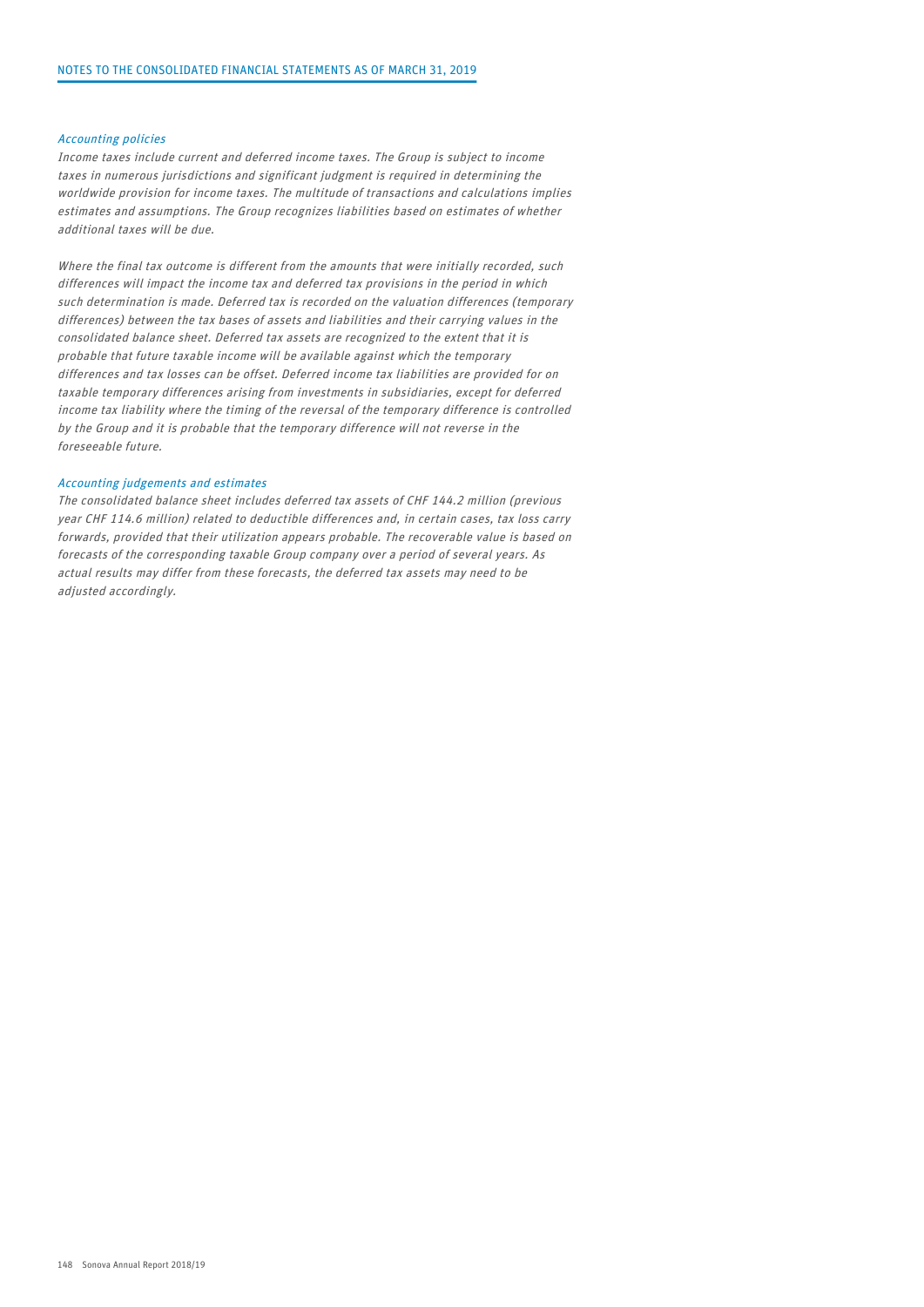*Accounting policies*

*Income taxes include current and deferred income taxes. The Group is subject to income taxes in numerous jurisdictions and significant judgment is required in determining the worldwide provision for income taxes. The multitude of transactions and calculations implies estimates and assumptions. The Group recognizes liabilities based on estimates of whether additional taxes will be due.*

*Where the final tax outcome is different from the amounts that were initially recorded, such differences will impact the income tax and deferred tax provisions in the period in which such determination is made. Deferred tax is recorded on the valuation differences (temporary differences) between the tax bases of assets and liabilities and their carrying values in the consolidated balance sheet. Deferred tax assets are recognized to the extent that it is probable that future taxable income will be available against which the temporary differences and tax losses can be offset. Deferred income tax liabilities are provided for on taxable temporary differences arising from investments in subsidiaries, except for deferred income tax liability where the timing of the reversal of the temporary difference is controlled by the Group and it is probable that the temporary difference will not reverse in the foreseeable future.*

*Accounting judgements and estimates*

*The consolidated balance sheet includes deferred tax assets of CHF 144.2 million (previous year CHF 114.6 million) related to deductible differences and, in certain cases, tax loss carry forwards, provided that their utilization appears probable. The recoverable value is based on forecasts of the corresponding taxable Group company over a period of several years. As actual results may differ from these forecasts, the deferred tax assets may need to be adjusted accordingly.*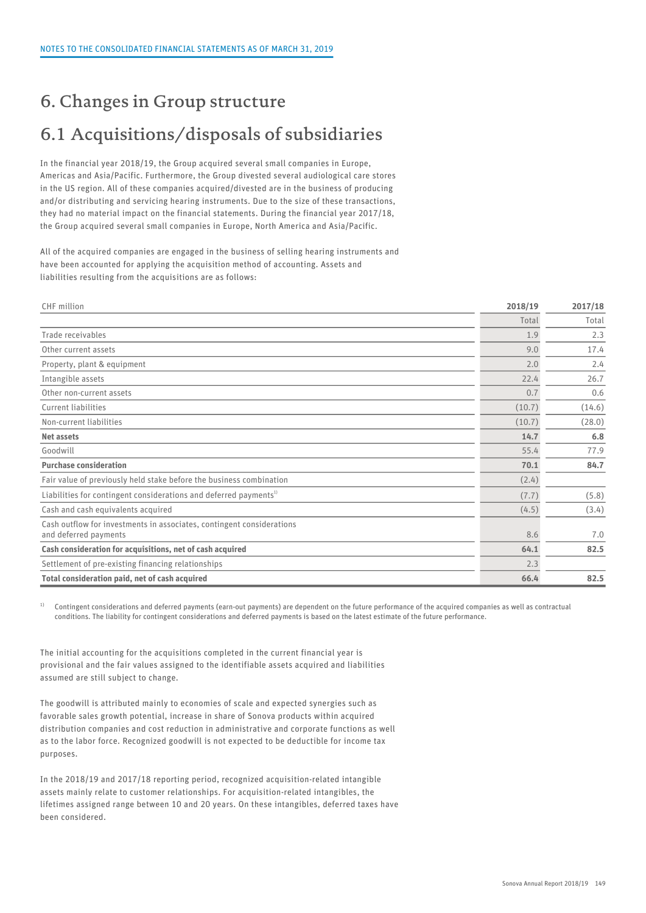# 6. Changes in Group structure

## 6.1 Acquisitions/disposals of subsidiaries

In the financial year 2018/19, the Group acquired several small companies in Europe, Americas and Asia/Pacific. Furthermore, the Group divested several audiological care stores in the US region. All of these companies acquired/divested are in the business of producing and/or distributing and servicing hearing instruments. Due to the size of these transactions, they had no material impact on the financial statements. During the financial year 2017/18, the Group acquired several small companies in Europe, North America and Asia/Pacific.

All of the acquired companies are engaged in the business of selling hearing instruments and have been accounted for applying the acquisition method of accounting. Assets and liabilities resulting from the acquisitions are as follows:

| CHF million | 2018/19 | 2017/18 |
|---|---|---|
| | Total | Total |
| Trade receivables | 1.9 | 2.3 |
| Other current assets | 9.0 | 17.4 |
| Property, plant & equipment | 2.0 | 2.4 |
| Intangible assets | 22.4 | 26.7 |
| Other non-current assets | 0.7 | 0.6 |
| Current liabilities | (10.7) | (14.6) |
| Non-current liabilities | (10.7) | (28.0) |
| **Net assets** | **14.7** | **6.8** |
| Goodwill | 55.4 | 77.9 |
| **Purchase consideration** | **70.1** | **84.7** |
| Fair value of previously held stake before the business combination | (2.4) | |
| Liabilities for contingent considerations and deferred payments[1] | (7.7) | (5.8) |
| Cash and cash equivalents acquired | (4.5) | (3.4) |
| Cash outflow for investments in associates, contingent considerations and deferred payments | 8.6 | 7.0 |
| **Cash consideration for acquisitions, net of cash acquired** | **64.1** | **82.5** |
| Settlement of pre-existing financing relationships | 2.3 | |
| **Total consideration paid, net of cash acquired** | **66.4** | **82.5** |

[1] Contingent considerations and deferred payments (earn-out payments) are dependent on the future performance of the acquired companies as well as contractual conditions. The liability for contingent considerations and deferred payments is based on the latest estimate of the future performance.

The initial accounting for the acquisitions completed in the current financial year is provisional and the fair values assigned to the identifiable assets acquired and liabilities assumed are still subject to change.

The goodwill is attributed mainly to economies of scale and expected synergies such as favorable sales growth potential, increase in share of Sonova products within acquired distribution companies and cost reduction in administrative and corporate functions as well as to the labor force. Recognized goodwill is not expected to be deductible for income tax purposes.

In the 2018/19 and 2017/18 reporting period, recognized acquisition-related intangible assets mainly relate to customer relationships. For acquisition-related intangibles, the lifetimes assigned range between 10 and 20 years. On these intangibles, deferred taxes have been considered.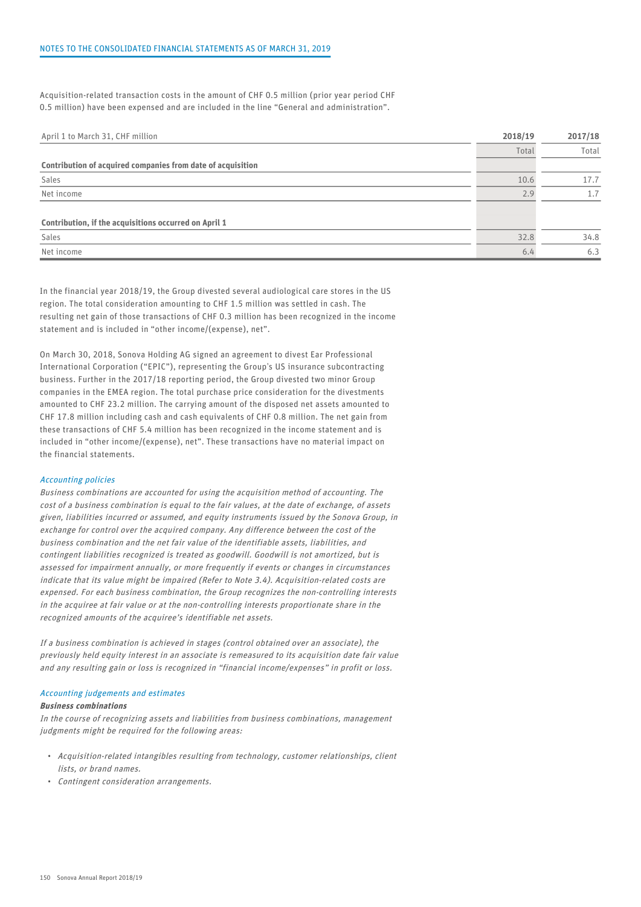Acquisition-related transaction costs in the amount of CHF 0.5 million (prior year period CHF 0.5 million) have been expensed and are included in the line "General and administration".

| April 1 to March 31, CHF million | 2018/19 | 2017/18 |
|---|---|---|
| | Total | Total |
| **Contribution of acquired companies from date of acquisition** | | |
| Sales | 10.6 | 17.7 |
| Net income | 2.9 | 1.7 |
| **Contribution, if the acquisitions occurred on April 1** | | |
| Sales | 32.8 | 34.8 |
| Net income | 6.4 | 6.3 |

In the financial year 2018/19, the Group divested several audiological care stores in the US region. The total consideration amounting to CHF 1.5 million was settled in cash. The resulting net gain of those transactions of CHF 0.3 million has been recognized in the income statement and is included in "other income/(expense), net".

On March 30, 2018, Sonova Holding AG signed an agreement to divest Ear Professional International Corporation ("EPIC"), representing the Group's US insurance subcontracting business. Further in the 2017/18 reporting period, the Group divested two minor Group companies in the EMEA region. The total purchase price consideration for the divestments amounted to CHF 23.2 million. The carrying amount of the disposed net assets amounted to CHF 17.8 million including cash and cash equivalents of CHF 0.8 million. The net gain from these transactions of CHF 5.4 million has been recognized in the income statement and is included in "other income/(expense), net". These transactions have no material impact on the financial statements.

*Accounting policies*

*Business combinations are accounted for using the acquisition method of accounting. The cost of a business combination is equal to the fair values, at the date of exchange, of assets given, liabilities incurred or assumed, and equity instruments issued by the Sonova Group, in exchange for control over the acquired company. Any difference between the cost of the business combination and the net fair value of the identifiable assets, liabilities, and contingent liabilities recognized is treated as goodwill. Goodwill is not amortized, but is assessed for impairment annually, or more frequently if events or changes in circumstances indicate that its value might be impaired (Refer to Note 3.4). Acquisition-related costs are expensed. For each business combination, the Group recognizes the non-controlling interests in the acquiree at fair value or at the non-controlling interests proportionate share in the recognized amounts of the acquiree's identifiable net assets.*

*If a business combination is achieved in stages (control obtained over an associate), the previously held equity interest in an associate is remeasured to its acquisition date fair value and any resulting gain or loss is recognized in "financial income/expenses" in profit or loss.*

*Accounting judgements and estimates*

***Business combinations***

*In the course of recognizing assets and liabilities from business combinations, management judgments might be required for the following areas:*

- *Acquisition-related intangibles resulting from technology, customer relationships, client lists, or brand names.*
- *Contingent consideration arrangements.*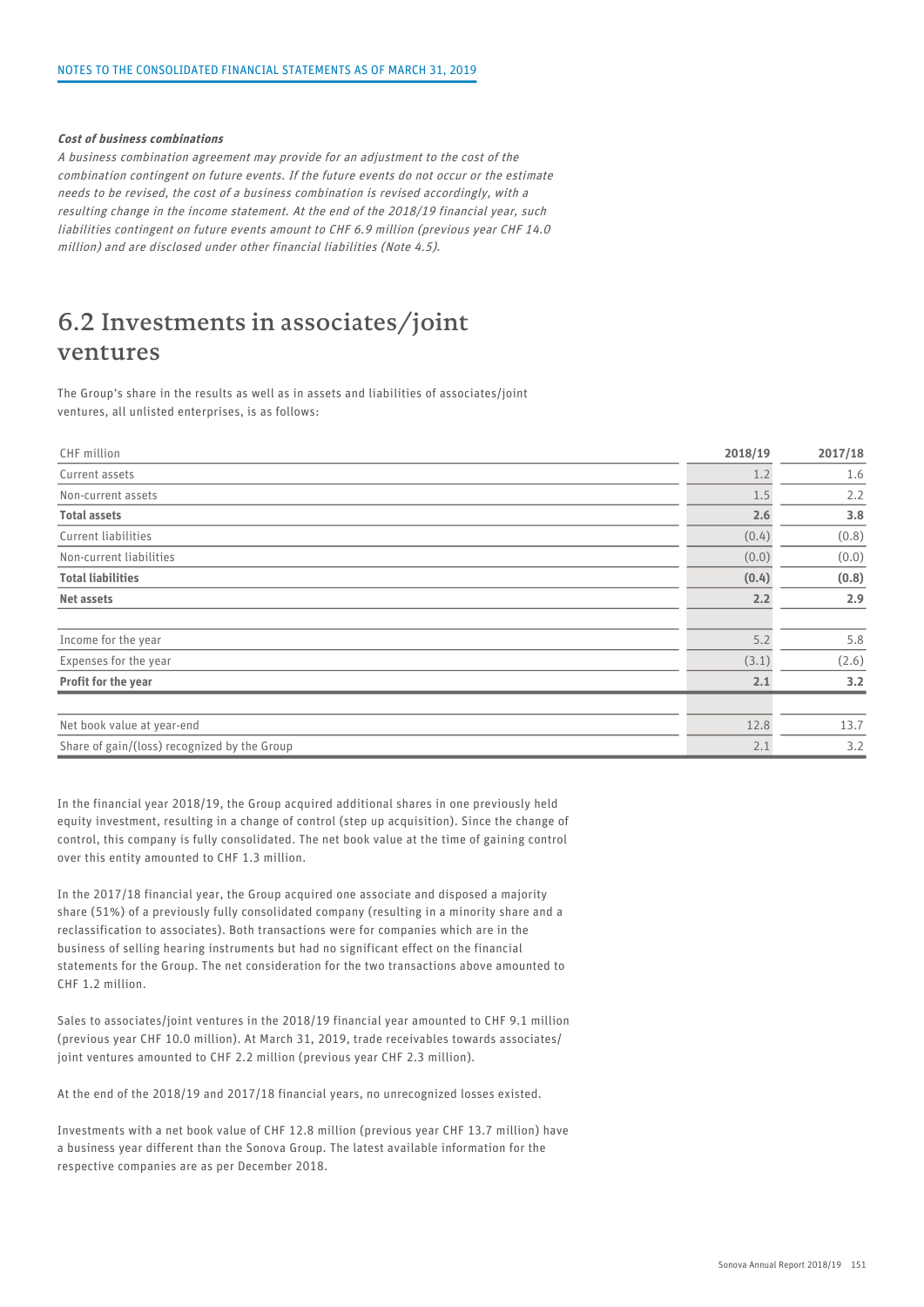***Cost of business combinations***

*A business combination agreement may provide for an adjustment to the cost of the combination contingent on future events. If the future events do not occur or the estimate needs to be revised, the cost of a business combination is revised accordingly, with a resulting change in the income statement. At the end of the 2018/19 financial year, such liabilities contingent on future events amount to CHF 6.9 million (previous year CHF 14.0 million) and are disclosed under other financial liabilities (Note 4.5).*

# 6.2 Investments in associates/joint ventures

The Group's share in the results as well as in assets and liabilities of associates/joint ventures, all unlisted enterprises, is as follows:

| CHF million | 2018/19 | 2017/18 |
|---|---|---|
| Current assets | 1.2 | 1.6 |
| Non-current assets | 1.5 | 2.2 |
| **Total assets** | **2.6** | **3.8** |
| Current liabilities | (0.4) | (0.8) |
| Non-current liabilities | (0.0) | (0.0) |
| **Total liabilities** | **(0.4)** | **(0.8)** |
| **Net assets** | **2.2** | **2.9** |
| | | |
| Income for the year | 5.2 | 5.8 |
| Expenses for the year | (3.1) | (2.6) |
| **Profit for the year** | **2.1** | **3.2** |
| | | |
| Net book value at year-end | 12.8 | 13.7 |
| Share of gain/(loss) recognized by the Group | 2.1 | 3.2 |

In the financial year 2018/19, the Group acquired additional shares in one previously held equity investment, resulting in a change of control (step up acquisition). Since the change of control, this company is fully consolidated. The net book value at the time of gaining control over this entity amounted to CHF 1.3 million.

In the 2017/18 financial year, the Group acquired one associate and disposed a majority share (51%) of a previously fully consolidated company (resulting in a minority share and a reclassification to associates). Both transactions were for companies which are in the business of selling hearing instruments but had no significant effect on the financial statements for the Group. The net consideration for the two transactions above amounted to CHF 1.2 million.

Sales to associates/joint ventures in the 2018/19 financial year amounted to CHF 9.1 million (previous year CHF 10.0 million). At March 31, 2019, trade receivables towards associates/joint ventures amounted to CHF 2.2 million (previous year CHF 2.3 million).

At the end of the 2018/19 and 2017/18 financial years, no unrecognized losses existed.

Investments with a net book value of CHF 12.8 million (previous year CHF 13.7 million) have a business year different than the Sonova Group. The latest available information for the respective companies are as per December 2018.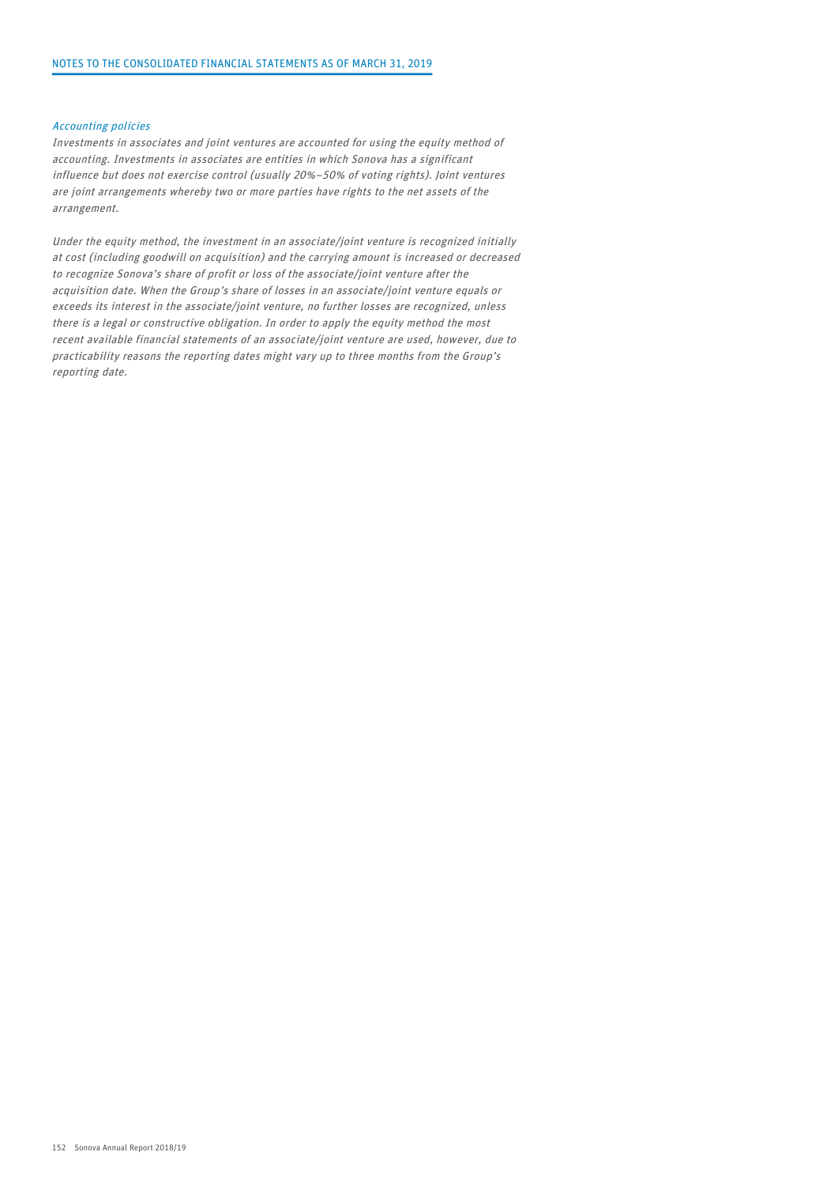*Accounting policies*

*Investments in associates and joint ventures are accounted for using the equity method of accounting. Investments in associates are entities in which Sonova has a significant influence but does not exercise control (usually 20%–50% of voting rights). Joint ventures are joint arrangements whereby two or more parties have rights to the net assets of the arrangement.*

*Under the equity method, the investment in an associate/joint venture is recognized initially at cost (including goodwill on acquisition) and the carrying amount is increased or decreased to recognize Sonova's share of profit or loss of the associate/joint venture after the acquisition date. When the Group's share of losses in an associate/joint venture equals or exceeds its interest in the associate/joint venture, no further losses are recognized, unless there is a legal or constructive obligation. In order to apply the equity method the most recent available financial statements of an associate/joint venture are used, however, due to practicability reasons the reporting dates might vary up to three months from the Group's reporting date.*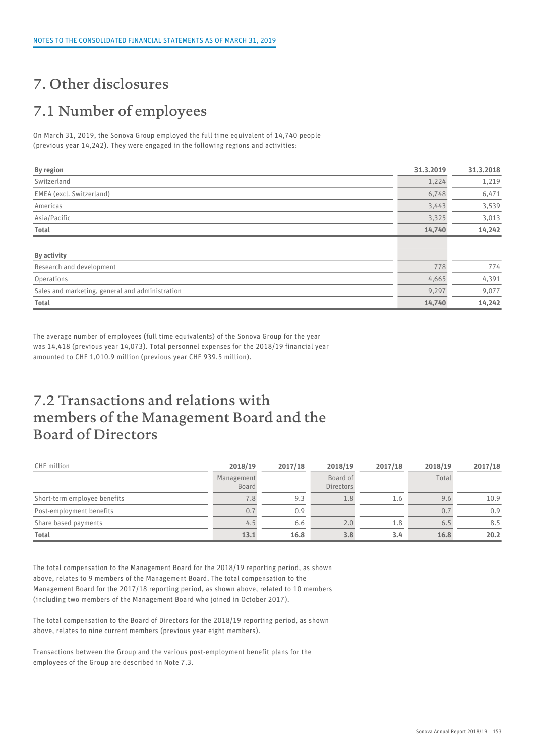# 7. Other disclosures

## 7.1 Number of employees

On March 31, 2019, the Sonova Group employed the full time equivalent of 14,740 people (previous year 14,242). They were engaged in the following regions and activities:

| By region | 31.3.2019 | 31.3.2018 |
|---|---|---|
| Switzerland | 1,224 | 1,219 |
| EMEA (excl. Switzerland) | 6,748 | 6,471 |
| Americas | 3,443 | 3,539 |
| Asia/Pacific | 3,325 | 3,013 |
| **Total** | **14,740** | **14,242** |
| | | |
| **By activity** | | |
| Research and development | 778 | 774 |
| Operations | 4,665 | 4,391 |
| Sales and marketing, general and administration | 9,297 | 9,077 |
| **Total** | **14,740** | **14,242** |

The average number of employees (full time equivalents) of the Sonova Group for the year was 14,418 (previous year 14,073). Total personnel expenses for the 2018/19 financial year amounted to CHF 1,010.9 million (previous year CHF 939.5 million).

## 7.2 Transactions and relations with members of the Management Board and the Board of Directors

| CHF million | 2018/19 | 2017/18 | 2018/19 | 2017/18 | 2018/19 | 2017/18 |
|---|---|---|---|---|---|---|
| | Management Board | | Board of Directors | | Total | |
| Short-term employee benefits | 7.8 | 9.3 | 1.8 | 1.6 | 9.6 | 10.9 |
| Post-employment benefits | 0.7 | 0.9 | | | 0.7 | 0.9 |
| Share based payments | 4.5 | 6.6 | 2.0 | 1.8 | 6.5 | 8.5 |
| **Total** | **13.1** | **16.8** | **3.8** | **3.4** | **16.8** | **20.2** |

The total compensation to the Management Board for the 2018/19 reporting period, as shown above, relates to 9 members of the Management Board. The total compensation to the Management Board for the 2017/18 reporting period, as shown above, related to 10 members (including two members of the Management Board who joined in October 2017).

The total compensation to the Board of Directors for the 2018/19 reporting period, as shown above, relates to nine current members (previous year eight members).

Transactions between the Group and the various post-employment benefit plans for the employees of the Group are described in Note 7.3.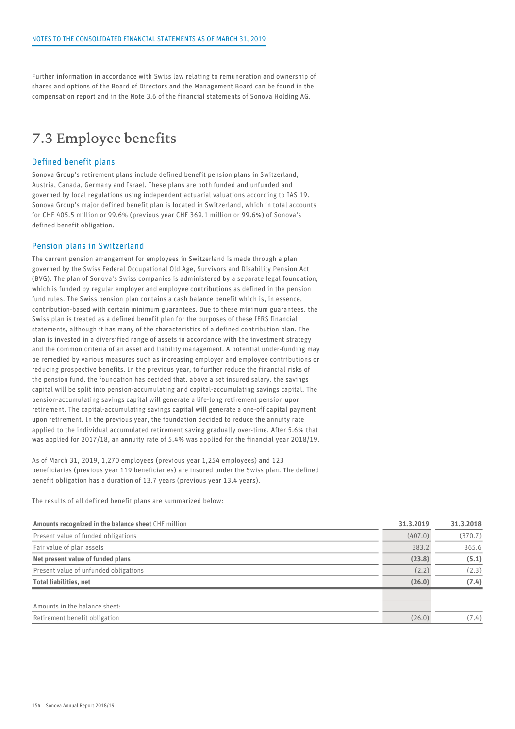Further information in accordance with Swiss law relating to remuneration and ownership of shares and options of the Board of Directors and the Management Board can be found in the compensation report and in the Note 3.6 of the financial statements of Sonova Holding AG.

## 7.3 Employee benefits

### Defined benefit plans

Sonova Group's retirement plans include defined benefit pension plans in Switzerland, Austria, Canada, Germany and Israel. These plans are both funded and unfunded and governed by local regulations using independent actuarial valuations according to IAS 19. Sonova Group's major defined benefit plan is located in Switzerland, which in total accounts for CHF 405.5 million or 99.6% (previous year CHF 369.1 million or 99.6%) of Sonova's defined benefit obligation.

### Pension plans in Switzerland

The current pension arrangement for employees in Switzerland is made through a plan governed by the Swiss Federal Occupational Old Age, Survivors and Disability Pension Act (BVG). The plan of Sonova's Swiss companies is administered by a separate legal foundation, which is funded by regular employer and employee contributions as defined in the pension fund rules. The Swiss pension plan contains a cash balance benefit which is, in essence, contribution-based with certain minimum guarantees. Due to these minimum guarantees, the Swiss plan is treated as a defined benefit plan for the purposes of these IFRS financial statements, although it has many of the characteristics of a defined contribution plan. The plan is invested in a diversified range of assets in accordance with the investment strategy and the common criteria of an asset and liability management. A potential under-funding may be remedied by various measures such as increasing employer and employee contributions or reducing prospective benefits. In the previous year, to further reduce the financial risks of the pension fund, the foundation has decided that, above a set insured salary, the savings capital will be split into pension-accumulating and capital-accumulating savings capital. The pension-accumulating savings capital will generate a life-long retirement pension upon retirement. The capital-accumulating savings capital will generate a one-off capital payment upon retirement. In the previous year, the foundation decided to reduce the annuity rate applied to the individual accumulated retirement saving gradually over-time. After 5.6% that was applied for 2017/18, an annuity rate of 5.4% was applied for the financial year 2018/19.

As of March 31, 2019, 1,270 employees (previous year 1,254 employees) and 123 beneficiaries (previous year 119 beneficiaries) are insured under the Swiss plan. The defined benefit obligation has a duration of 13.7 years (previous year 13.4 years).

The results of all defined benefit plans are summarized below:

| **Amounts recognized in the balance sheet** CHF million | **31.3.2019** | **31.3.2018** |
|---|---|---|
| Present value of funded obligations | (407.0) | (370.7) |
| Fair value of plan assets | 383.2 | 365.6 |
| **Net present value of funded plans** | **(23.8)** | **(5.1)** |
| Present value of unfunded obligations | (2.2) | (2.3) |
| **Total liabilities, net** | **(26.0)** | **(7.4)** |
| | | |
| Amounts in the balance sheet: | | |
| Retirement benefit obligation | (26.0) | (7.4) |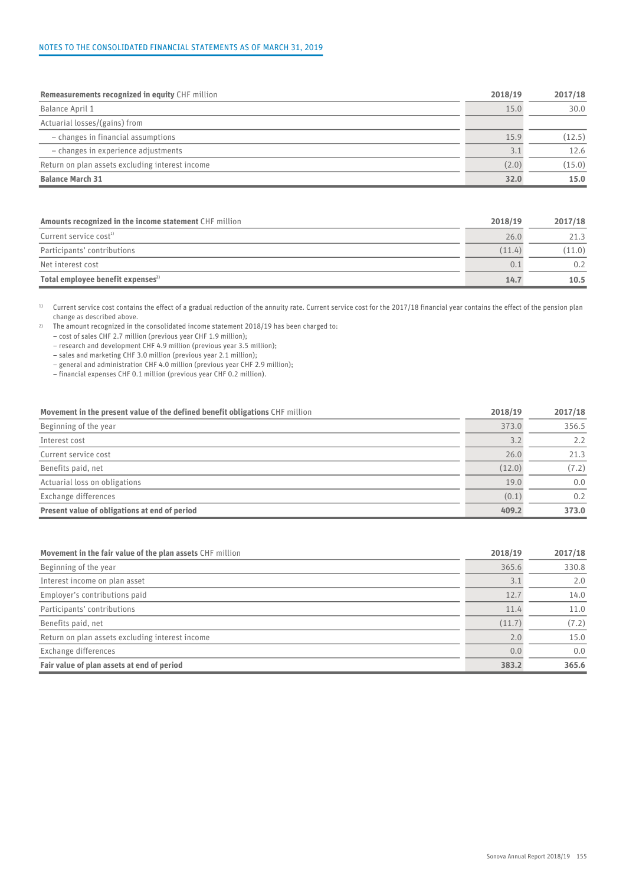| **Remeasurements recognized in equity** CHF million | **2018/19** | **2017/18** |
| --- | --- | --- |
| Balance April 1 | 15.0 | 30.0 |
| Actuarial losses/(gains) from | | |
| – changes in financial assumptions | 15.9 | (12.5) |
| – changes in experience adjustments | 3.1 | 12.6 |
| Return on plan assets excluding interest income | (2.0) | (15.0) |
| **Balance March 31** | **32.0** | **15.0** |

| **Amounts recognized in the income statement** CHF million | **2018/19** | **2017/18** |
| --- | --- | --- |
| Current service cost[1] | 26.0 | 21.3 |
| Participants' contributions | (11.4) | (11.0) |
| Net interest cost | 0.1 | 0.2 |
| **Total employee benefit expenses**[2] | **14.7** | **10.5** |

[1] Current service cost contains the effect of a gradual reduction of the annuity rate. Current service cost for the 2017/18 financial year contains the effect of the pension plan change as described above.

[2] The amount recognized in the consolidated income statement 2018/19 has been charged to:
- cost of sales CHF 2.7 million (previous year CHF 1.9 million);
- research and development CHF 4.9 million (previous year 3.5 million);
- sales and marketing CHF 3.0 million (previous year 2.1 million);
- general and administration CHF 4.0 million (previous year CHF 2.9 million);
- financial expenses CHF 0.1 million (previous year CHF 0.2 million).

| **Movement in the present value of the defined benefit obligations** CHF million | **2018/19** | **2017/18** |
| --- | --- | --- |
| Beginning of the year | 373.0 | 356.5 |
| Interest cost | 3.2 | 2.2 |
| Current service cost | 26.0 | 21.3 |
| Benefits paid, net | (12.0) | (7.2) |
| Actuarial loss on obligations | 19.0 | 0.0 |
| Exchange differences | (0.1) | 0.2 |
| **Present value of obligations at end of period** | **409.2** | **373.0** |

| **Movement in the fair value of the plan assets** CHF million | **2018/19** | **2017/18** |
| --- | --- | --- |
| Beginning of the year | 365.6 | 330.8 |
| Interest income on plan asset | 3.1 | 2.0 |
| Employer's contributions paid | 12.7 | 14.0 |
| Participants' contributions | 11.4 | 11.0 |
| Benefits paid, net | (11.7) | (7.2) |
| Return on plan assets excluding interest income | 2.0 | 15.0 |
| Exchange differences | 0.0 | 0.0 |
| **Fair value of plan assets at end of period** | **383.2** | **365.6** |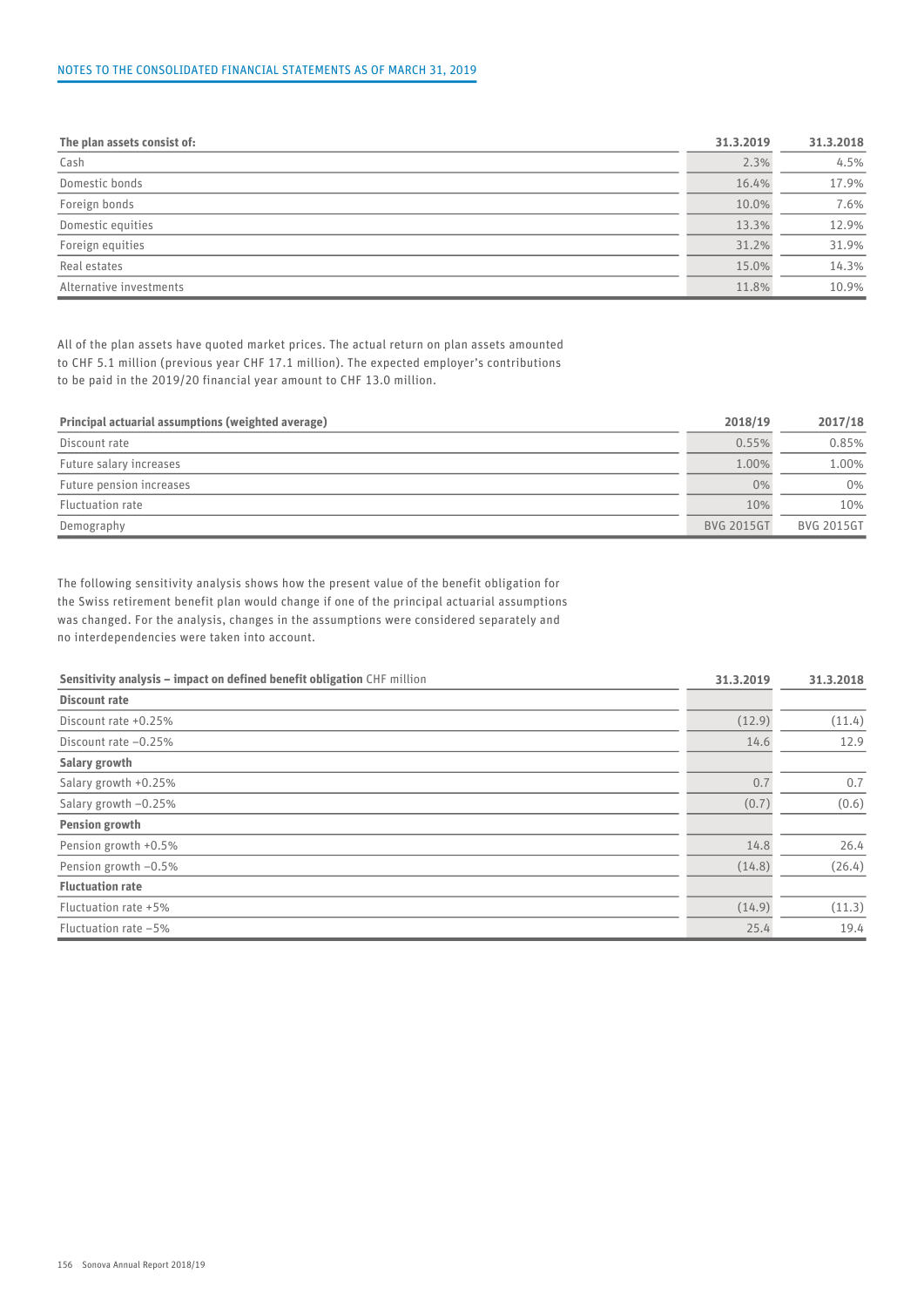| The plan assets consist of: | 31.3.2019 | 31.3.2018 |
|---|---|---|
| Cash | 2.3% | 4.5% |
| Domestic bonds | 16.4% | 17.9% |
| Foreign bonds | 10.0% | 7.6% |
| Domestic equities | 13.3% | 12.9% |
| Foreign equities | 31.2% | 31.9% |
| Real estates | 15.0% | 14.3% |
| Alternative investments | 11.8% | 10.9% |

All of the plan assets have quoted market prices. The actual return on plan assets amounted to CHF 5.1 million (previous year CHF 17.1 million). The expected employer's contributions to be paid in the 2019/20 financial year amount to CHF 13.0 million.

| Principal actuarial assumptions (weighted average) | 2018/19 | 2017/18 |
|---|---|---|
| Discount rate | 0.55% | 0.85% |
| Future salary increases | 1.00% | 1.00% |
| Future pension increases | 0% | 0% |
| Fluctuation rate | 10% | 10% |
| Demography | BVG 2015GT | BVG 2015GT |

The following sensitivity analysis shows how the present value of the benefit obligation for the Swiss retirement benefit plan would change if one of the principal actuarial assumptions was changed. For the analysis, changes in the assumptions were considered separately and no interdependencies were taken into account.

| **Sensitivity analysis – impact on defined benefit obligation** CHF million | 31.3.2019 | 31.3.2018 |
|---|---|---|
| **Discount rate** | | |
| Discount rate +0.25% | (12.9) | (11.4) |
| Discount rate –0.25% | 14.6 | 12.9 |
| **Salary growth** | | |
| Salary growth +0.25% | 0.7 | 0.7 |
| Salary growth –0.25% | (0.7) | (0.6) |
| **Pension growth** | | |
| Pension growth +0.5% | 14.8 | 26.4 |
| Pension growth –0.5% | (14.8) | (26.4) |
| **Fluctuation rate** | | |
| Fluctuation rate +5% | (14.9) | (11.3) |
| Fluctuation rate –5% | 25.4 | 19.4 |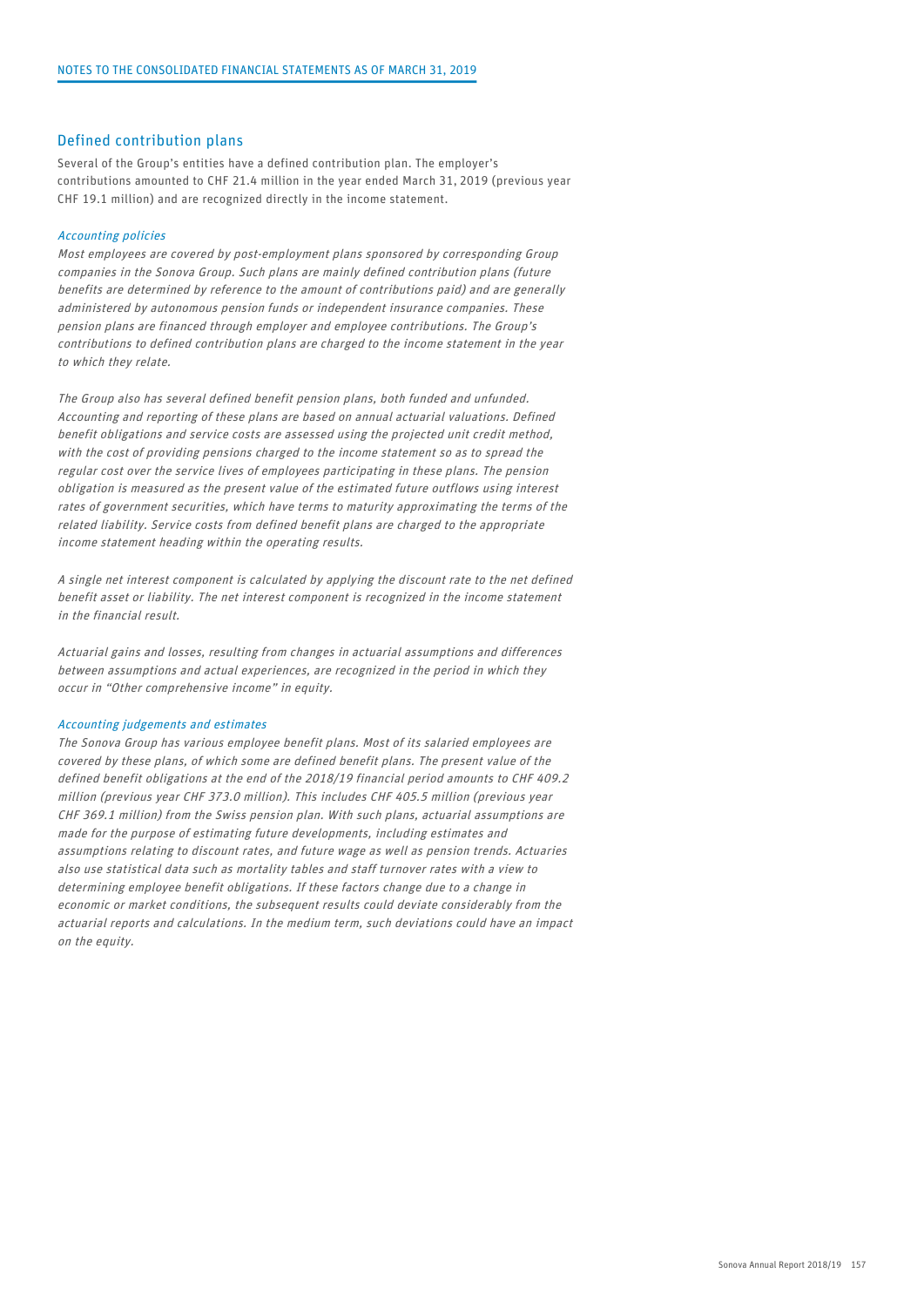## Defined contribution plans

Several of the Group's entities have a defined contribution plan. The employer's contributions amounted to CHF 21.4 million in the year ended March 31, 2019 (previous year CHF 19.1 million) and are recognized directly in the income statement.

### *Accounting policies*

*Most employees are covered by post-employment plans sponsored by corresponding Group companies in the Sonova Group. Such plans are mainly defined contribution plans (future benefits are determined by reference to the amount of contributions paid) and are generally administered by autonomous pension funds or independent insurance companies. These pension plans are financed through employer and employee contributions. The Group's contributions to defined contribution plans are charged to the income statement in the year to which they relate.*

*The Group also has several defined benefit pension plans, both funded and unfunded. Accounting and reporting of these plans are based on annual actuarial valuations. Defined benefit obligations and service costs are assessed using the projected unit credit method, with the cost of providing pensions charged to the income statement so as to spread the regular cost over the service lives of employees participating in these plans. The pension obligation is measured as the present value of the estimated future outflows using interest rates of government securities, which have terms to maturity approximating the terms of the related liability. Service costs from defined benefit plans are charged to the appropriate income statement heading within the operating results.*

*A single net interest component is calculated by applying the discount rate to the net defined benefit asset or liability. The net interest component is recognized in the income statement in the financial result.*

*Actuarial gains and losses, resulting from changes in actuarial assumptions and differences between assumptions and actual experiences, are recognized in the period in which they occur in "Other comprehensive income" in equity.*

### *Accounting judgements and estimates*

*The Sonova Group has various employee benefit plans. Most of its salaried employees are covered by these plans, of which some are defined benefit plans. The present value of the defined benefit obligations at the end of the 2018/19 financial period amounts to CHF 409.2 million (previous year CHF 373.0 million). This includes CHF 405.5 million (previous year CHF 369.1 million) from the Swiss pension plan. With such plans, actuarial assumptions are made for the purpose of estimating future developments, including estimates and assumptions relating to discount rates, and future wage as well as pension trends. Actuaries also use statistical data such as mortality tables and staff turnover rates with a view to determining employee benefit obligations. If these factors change due to a change in economic or market conditions, the subsequent results could deviate considerably from the actuarial reports and calculations. In the medium term, such deviations could have an impact on the equity.*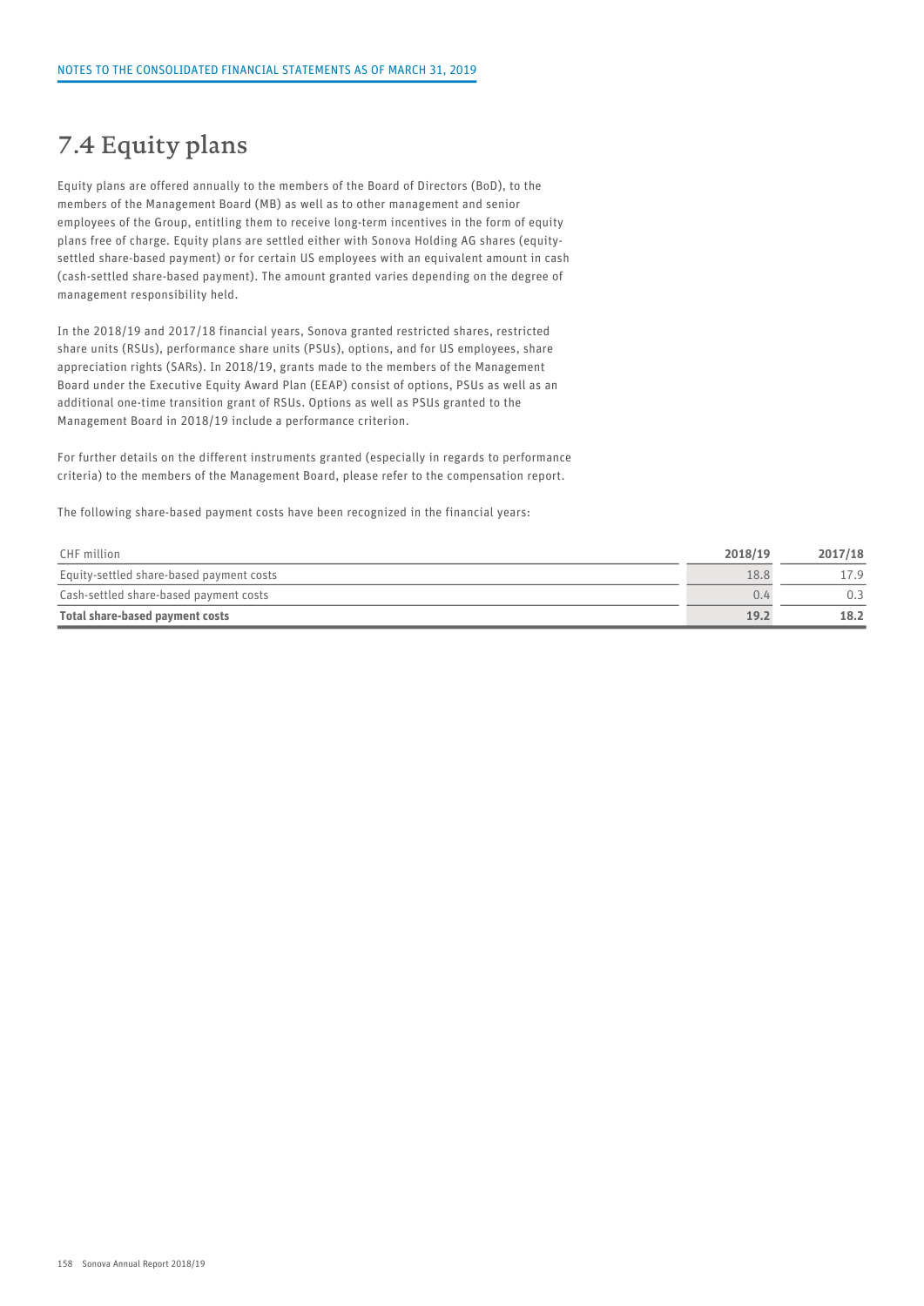# 7.4 Equity plans

Equity plans are offered annually to the members of the Board of Directors (BoD), to the members of the Management Board (MB) as well as to other management and senior employees of the Group, entitling them to receive long-term incentives in the form of equity plans free of charge. Equity plans are settled either with Sonova Holding AG shares (equity-settled share-based payment) or for certain US employees with an equivalent amount in cash (cash-settled share-based payment). The amount granted varies depending on the degree of management responsibility held.

In the 2018/19 and 2017/18 financial years, Sonova granted restricted shares, restricted share units (RSUs), performance share units (PSUs), options, and for US employees, share appreciation rights (SARs). In 2018/19, grants made to the members of the Management Board under the Executive Equity Award Plan (EEAP) consist of options, PSUs as well as an additional one-time transition grant of RSUs. Options as well as PSUs granted to the Management Board in 2018/19 include a performance criterion.

For further details on the different instruments granted (especially in regards to performance criteria) to the members of the Management Board, please refer to the compensation report.

The following share-based payment costs have been recognized in the financial years:

| CHF million | 2018/19 | 2017/18 |
|---|---|---|
| Equity-settled share-based payment costs | 18.8 | 17.9 |
| Cash-settled share-based payment costs | 0.4 | 0.3 |
| **Total share-based payment costs** | **19.2** | **18.2** |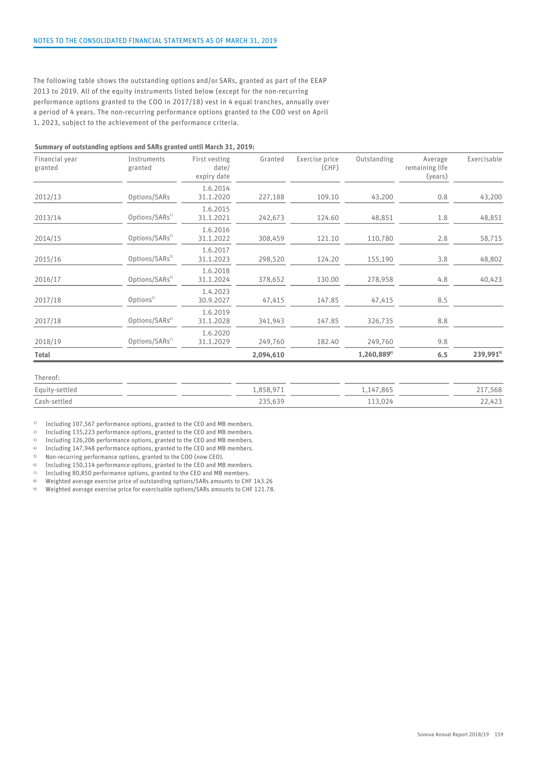The following table shows the outstanding options and/or SARs, granted as part of the EEAP 2013 to 2019. All of the equity instruments listed below (except for the non-recurring performance options granted to the COO in 2017/18) vest in 4 equal tranches, annually over a period of 4 years. The non-recurring performance options granted to the COO vest on April 1, 2023, subject to the achievement of the performance criteria.

**Summary of outstanding options and SARs granted until March 31, 2019:**

| Financial year granted | Instruments granted | First vesting date/ expiry date | Granted | Exercise price (CHF) | Outstanding | Average remaining life (years) | Exercisable |
|---|---|---|---|---|---|---|---|
| 2012/13 | Options/SARs | 1.6.2014 31.1.2020 | 227,188 | 109.10 | 43,200 | 0.8 | 43,200 |
| 2013/14 | Options/SARs[1] | 1.6.2015 31.1.2021 | 242,673 | 124.60 | 48,851 | 1.8 | 48,851 |
| 2014/15 | Options/SARs[2] | 1.6.2016 31.1.2022 | 308,459 | 121.10 | 110,780 | 2.8 | 58,715 |
| 2015/16 | Options/SARs[3] | 1.6.2017 31.1.2023 | 298,520 | 124.20 | 155,190 | 3.8 | 48,802 |
| 2016/17 | Options/SARs[4] | 1.6.2018 31.1.2024 | 378,652 | 130.00 | 278,958 | 4.8 | 40,423 |
| 2017/18 | Options[5] | 1.4.2023 30.9.2027 | 47,415 | 147.85 | 47,415 | 8.5 | |
| 2017/18 | Options/SARs[6] | 1.6.2019 31.1.2028 | 341,943 | 147.85 | 326,735 | 8.8 | |
| 2018/19 | Options/SARs[7] | 1.6.2020 31.1.2029 | 249,760 | 182.40 | 249,760 | 9.8 | |
| **Total** | | | **2,094,610** | | **1,260,889**[8] | **6.5** | **239,991**[9] |
| Thereof: | | | | | | | |
| Equity-settled | | | 1,858,971 | | 1,147,865 | | 217,568 |
| Cash-settled | | | 235,639 | | 113,024 | | 22,423 |

1) Including 107,567 performance options, granted to the CEO and MB members.
2) Including 135,223 performance options, granted to the CEO and MB members.
3) Including 126,206 performance options, granted to the CEO and MB members.
4) Including 147,948 performance options, granted to the CEO and MB members.
5) Non-recurring performance options, granted to the COO (now CEO).
6) Including 150,114 performance options, granted to the CEO and MB members.
7) Including 80,850 performance options, granted to the CEO and MB members.
8) Weighted average exercise price of outstanding options/SARs amounts to CHF 143.26
9) Weighted average exercise price for exercisable options/SARs amounts to CHF 121.78.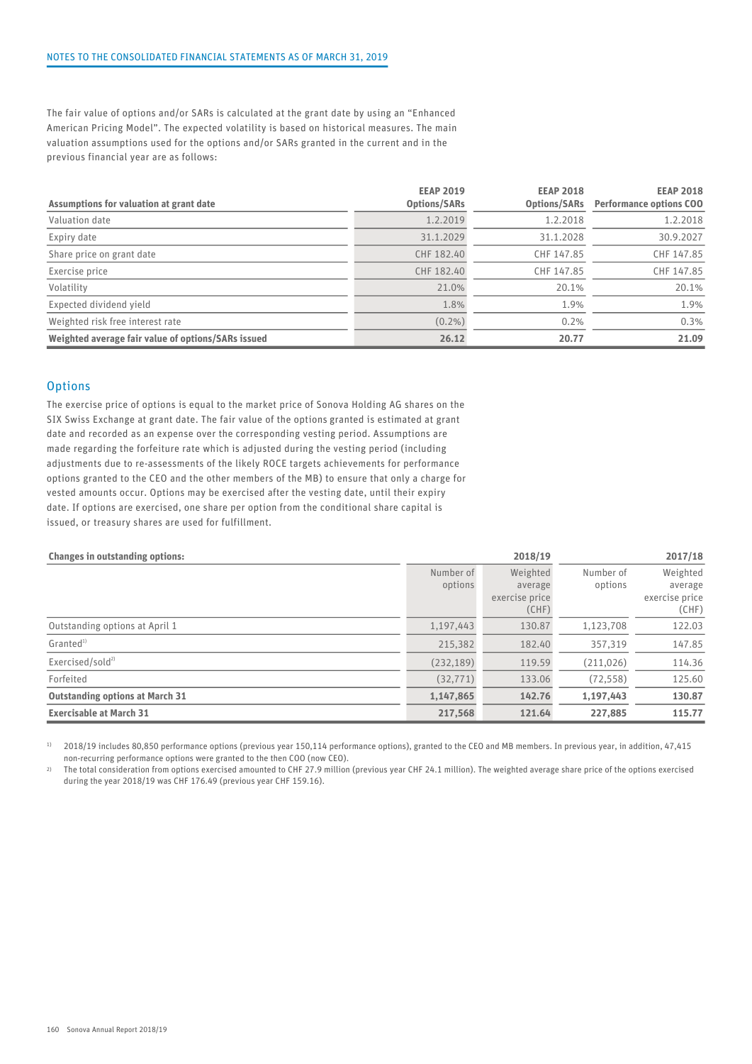The fair value of options and/or SARs is calculated at the grant date by using an "Enhanced American Pricing Model". The expected volatility is based on historical measures. The main valuation assumptions used for the options and/or SARs granted in the current and in the previous financial year are as follows:

| Assumptions for valuation at grant date | EEAP 2019 Options/SARs | EEAP 2018 Options/SARs | EEAP 2018 Performance options COO |
|---|---|---|---|
| Valuation date | 1.2.2019 | 1.2.2018 | 1.2.2018 |
| Expiry date | 31.1.2029 | 31.1.2028 | 30.9.2027 |
| Share price on grant date | CHF 182.40 | CHF 147.85 | CHF 147.85 |
| Exercise price | CHF 182.40 | CHF 147.85 | CHF 147.85 |
| Volatility | 21.0% | 20.1% | 20.1% |
| Expected dividend yield | 1.8% | 1.9% | 1.9% |
| Weighted risk free interest rate | (0.2%) | 0.2% | 0.3% |
| **Weighted average fair value of options/SARs issued** | **26.12** | **20.77** | **21.09** |

## Options

The exercise price of options is equal to the market price of Sonova Holding AG shares on the SIX Swiss Exchange at grant date. The fair value of the options granted is estimated at grant date and recorded as an expense over the corresponding vesting period. Assumptions are made regarding the forfeiture rate which is adjusted during the vesting period (including adjustments due to re-assessments of the likely ROCE targets achievements for performance options granted to the CEO and the other members of the MB) to ensure that only a charge for vested amounts occur. Options may be exercised after the vesting date, until their expiry date. If options are exercised, one share per option from the conditional share capital is issued, or treasury shares are used for fulfillment.

| Changes in outstanding options: | 2018/19 | | 2017/18 | |
|---|---|---|---|---|
| | Number of options | Weighted average exercise price (CHF) | Number of options | Weighted average exercise price (CHF) |
| Outstanding options at April 1 | 1,197,443 | 130.87 | 1,123,708 | 122.03 |
| Granted[1] | 215,382 | 182.40 | 357,319 | 147.85 |
| Exercised/sold[2] | (232,189) | 119.59 | (211,026) | 114.36 |
| Forfeited | (32,771) | 133.06 | (72,558) | 125.60 |
| **Outstanding options at March 31** | **1,147,865** | **142.76** | **1,197,443** | **130.87** |
| **Exercisable at March 31** | **217,568** | **121.64** | **227,885** | **115.77** |

[1] 2018/19 includes 80,850 performance options (previous year 150,114 performance options), granted to the CEO and MB members. In previous year, in addition, 47,415 non-recurring performance options were granted to the then COO (now CEO).

[2] The total consideration from options exercised amounted to CHF 27.9 million (previous year CHF 24.1 million). The weighted average share price of the options exercised during the year 2018/19 was CHF 176.49 (previous year CHF 159.16).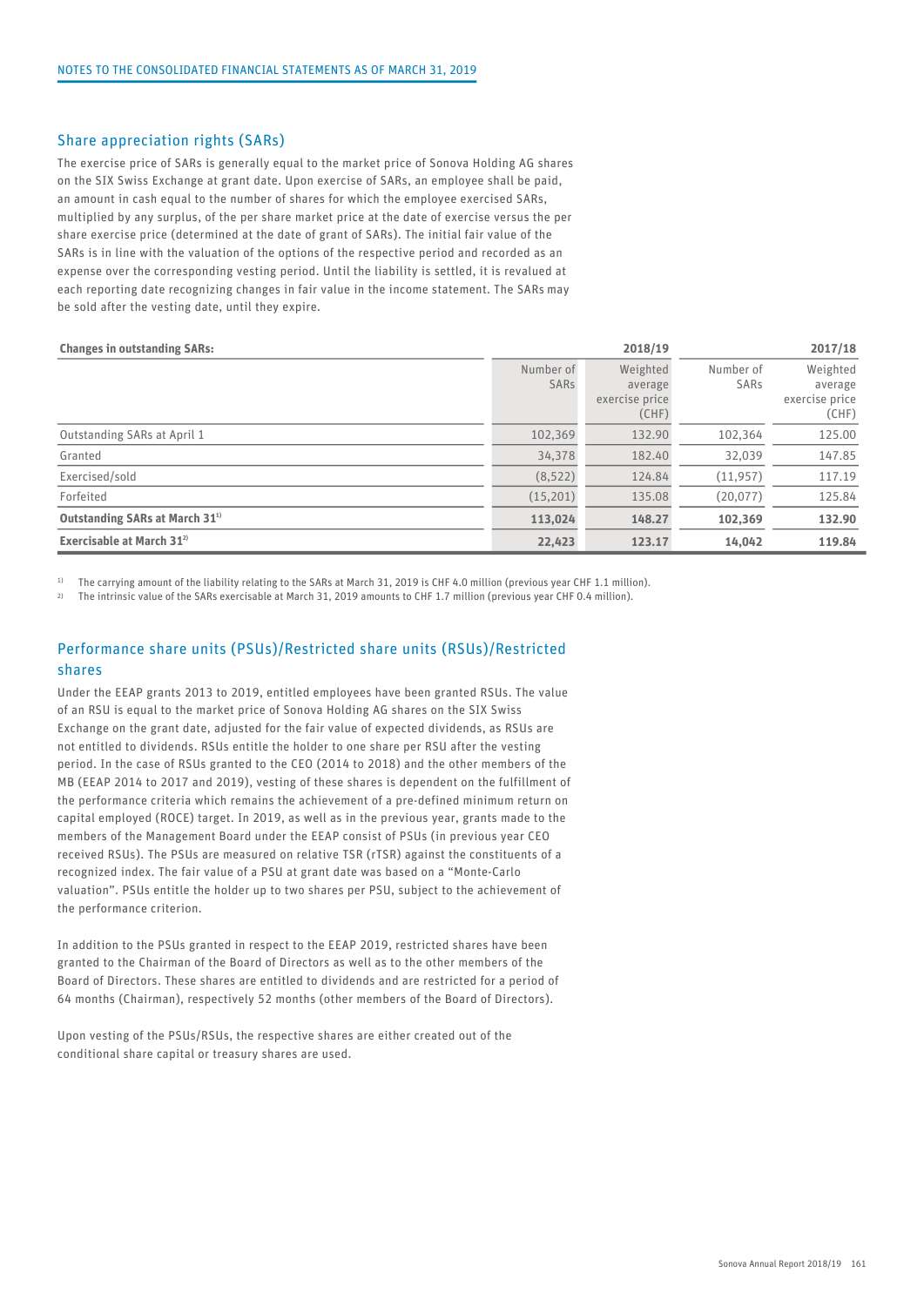## Share appreciation rights (SARs)

The exercise price of SARs is generally equal to the market price of Sonova Holding AG shares on the SIX Swiss Exchange at grant date. Upon exercise of SARs, an employee shall be paid, an amount in cash equal to the number of shares for which the employee exercised SARs, multiplied by any surplus, of the per share market price at the date of exercise versus the per share exercise price (determined at the date of grant of SARs). The initial fair value of the SARs is in line with the valuation of the options of the respective period and recorded as an expense over the corresponding vesting period. Until the liability is settled, it is revalued at each reporting date recognizing changes in fair value in the income statement. The SARs may be sold after the vesting date, until they expire.

| **Changes in outstanding SARs:** | | **2018/19** | | **2017/18** |
|---|---|---|---|---|
| | Number of SARs | Weighted average exercise price (CHF) | Number of SARs | Weighted average exercise price (CHF) |
| Outstanding SARs at April 1 | 102,369 | 132.90 | 102,364 | 125.00 |
| Granted | 34,378 | 182.40 | 32,039 | 147.85 |
| Exercised/sold | (8,522) | 124.84 | (11,957) | 117.19 |
| Forfeited | (15,201) | 135.08 | (20,077) | 125.84 |
| **Outstanding SARs at March 31[1]** | **113,024** | **148.27** | **102,369** | **132.90** |
| **Exercisable at March 31[2]** | **22,423** | **123.17** | **14,042** | **119.84** |

[1] The carrying amount of the liability relating to the SARs at March 31, 2019 is CHF 4.0 million (previous year CHF 1.1 million).

[2] The intrinsic value of the SARs exercisable at March 31, 2019 amounts to CHF 1.7 million (previous year CHF 0.4 million).

## Performance share units (PSUs)/Restricted share units (RSUs)/Restricted shares

Under the EEAP grants 2013 to 2019, entitled employees have been granted RSUs. The value of an RSU is equal to the market price of Sonova Holding AG shares on the SIX Swiss Exchange on the grant date, adjusted for the fair value of expected dividends, as RSUs are not entitled to dividends. RSUs entitle the holder to one share per RSU after the vesting period. In the case of RSUs granted to the CEO (2014 to 2018) and the other members of the MB (EEAP 2014 to 2017 and 2019), vesting of these shares is dependent on the fulfillment of the performance criteria which remains the achievement of a pre-defined minimum return on capital employed (ROCE) target. In 2019, as well as in the previous year, grants made to the members of the Management Board under the EEAP consist of PSUs (in previous year CEO received RSUs). The PSUs are measured on relative TSR (rTSR) against the constituents of a recognized index. The fair value of a PSU at grant date was based on a "Monte-Carlo valuation". PSUs entitle the holder up to two shares per PSU, subject to the achievement of the performance criterion.

In addition to the PSUs granted in respect to the EEAP 2019, restricted shares have been granted to the Chairman of the Board of Directors as well as to the other members of the Board of Directors. These shares are entitled to dividends and are restricted for a period of 64 months (Chairman), respectively 52 months (other members of the Board of Directors).

Upon vesting of the PSUs/RSUs, the respective shares are either created out of the conditional share capital or treasury shares are used.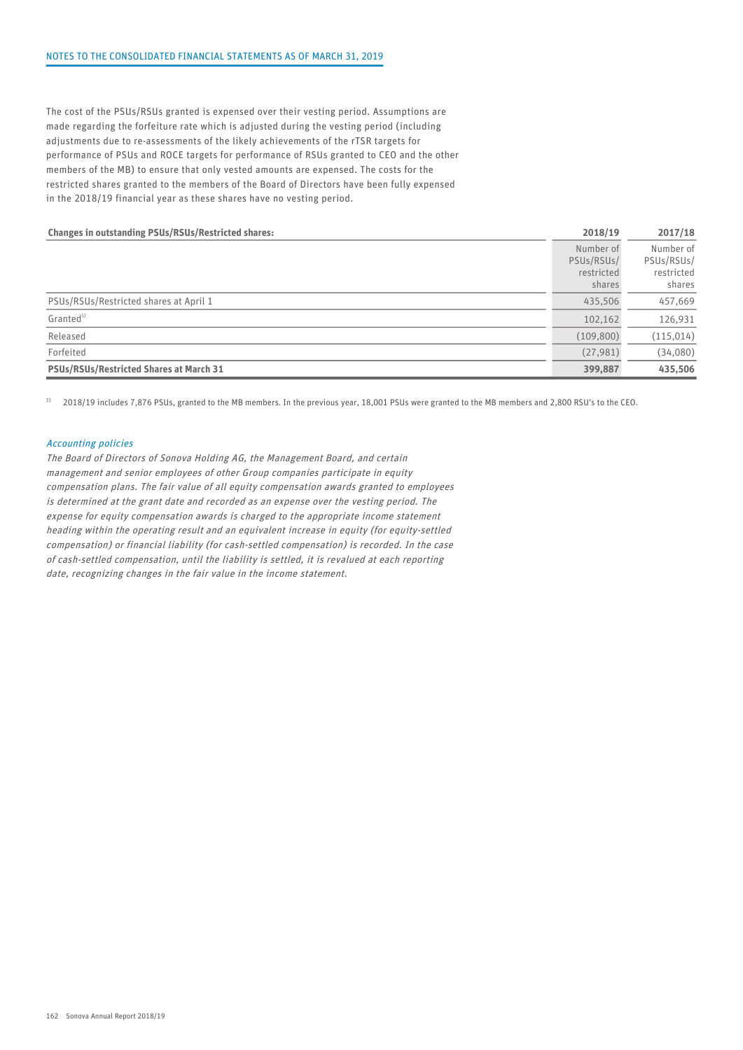The cost of the PSUs/RSUs granted is expensed over their vesting period. Assumptions are made regarding the forfeiture rate which is adjusted during the vesting period (including adjustments due to re-assessments of the likely achievements of the rTSR targets for performance of PSUs and ROCE targets for performance of RSUs granted to CEO and the other members of the MB) to ensure that only vested amounts are expensed. The costs for the restricted shares granted to the members of the Board of Directors have been fully expensed in the 2018/19 financial year as these shares have no vesting period.

| **Changes in outstanding PSUs/RSUs/Restricted shares:** | **2018/19** | **2017/18** |
|---|---|---|
| | Number of PSUs/RSUs/ restricted shares | Number of PSUs/RSUs/ restricted shares |
| PSUs/RSUs/Restricted shares at April 1 | 435,506 | 457,669 |
| Granted[1] | 102,162 | 126,931 |
| Released | (109,800) | (115,014) |
| Forfeited | (27,981) | (34,080) |
| **PSUs/RSUs/Restricted Shares at March 31** | **399,887** | **435,506** |

[1] 2018/19 includes 7,876 PSUs, granted to the MB members. In the previous year, 18,001 PSUs were granted to the MB members and 2,800 RSU's to the CEO.

*Accounting policies*

*The Board of Directors of Sonova Holding AG, the Management Board, and certain management and senior employees of other Group companies participate in equity compensation plans. The fair value of all equity compensation awards granted to employees is determined at the grant date and recorded as an expense over the vesting period. The expense for equity compensation awards is charged to the appropriate income statement heading within the operating result and an equivalent increase in equity (for equity-settled compensation) or financial liability (for cash-settled compensation) is recorded. In the case of cash-settled compensation, until the liability is settled, it is revalued at each reporting date, recognizing changes in the fair value in the income statement.*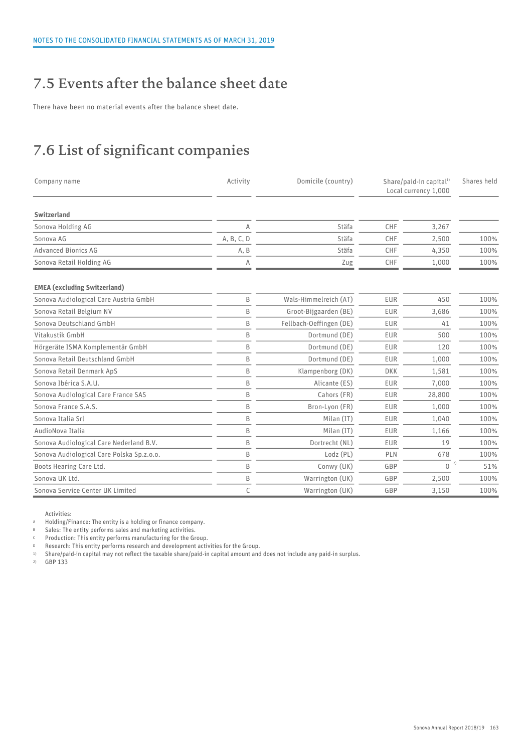## 7.5 Events after the balance sheet date

There have been no material events after the balance sheet date.

## 7.6 List of significant companies

| Company name | Activity | Domicile (country) | Share/paid-in capital[1] Local currency 1,000 | | Shares held |
|---|---|---|---|---|---|
| **Switzerland** | | | | | |
| Sonova Holding AG | A | Stäfa | CHF | 3,267 | |
| Sonova AG | A, B, C, D | Stäfa | CHF | 2,500 | 100% |
| Advanced Bionics AG | A, B | Stäfa | CHF | 4,350 | 100% |
| Sonova Retail Holding AG | A | Zug | CHF | 1,000 | 100% |
| **EMEA (excluding Switzerland)** | | | | | |
| Sonova Audiological Care Austria GmbH | B | Wals-Himmelreich (AT) | EUR | 450 | 100% |
| Sonova Retail Belgium NV | B | Groot-Bijgaarden (BE) | EUR | 3,686 | 100% |
| Sonova Deutschland GmbH | B | Fellbach-Oeffingen (DE) | EUR | 41 | 100% |
| Vitakustik GmbH | B | Dortmund (DE) | EUR | 500 | 100% |
| Hörgeräte ISMA Komplementär GmbH | B | Dortmund (DE) | EUR | 120 | 100% |
| Sonova Retail Deutschland GmbH | B | Dortmund (DE) | EUR | 1,000 | 100% |
| Sonova Retail Denmark ApS | B | Klampenborg (DK) | DKK | 1,581 | 100% |
| Sonova Ibérica S.A.U. | B | Alicante (ES) | EUR | 7,000 | 100% |
| Sonova Audiological Care France SAS | B | Cahors (FR) | EUR | 28,800 | 100% |
| Sonova France S.A.S. | B | Bron-Lyon (FR) | EUR | 1,000 | 100% |
| Sonova Italia Srl | B | Milan (IT) | EUR | 1,040 | 100% |
| AudioNova Italia | B | Milan (IT) | EUR | 1,166 | 100% |
| Sonova Audiological Care Nederland B.V. | B | Dortrecht (NL) | EUR | 19 | 100% |
| Sonova Audiological Care Polska Sp.z.o.o. | B | Lodz (PL) | PLN | 678 | 100% |
| Boots Hearing Care Ltd. | B | Conwy (UK) | GBP | 0 [2] | 51% |
| Sonova UK Ltd. | B | Warrington (UK) | GBP | 2,500 | 100% |
| Sonova Service Center UK Limited | C | Warrington (UK) | GBP | 3,150 | 100% |

Activities:

A Holding/Finance: The entity is a holding or finance company.

B Sales: The entity performs sales and marketing activities.

C Production: This entity performs manufacturing for the Group.

D Research: This entity performs research and development activities for the Group.

1) Share/paid-in capital may not reflect the taxable share/paid-in capital amount and does not include any paid-in surplus.

2) GBP 133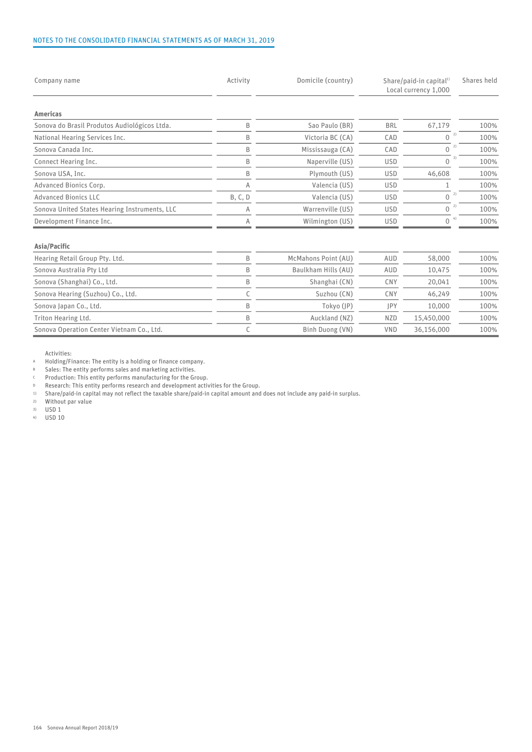| Company name | Activity | Domicile (country) | Share/paid-in capital[1] Local currency 1,000 | | Shares held |
|---|---|---|---|---|---|
| **Americas** | | | | | |
| Sonova do Brasil Produtos Audiológicos Ltda. | B | Sao Paulo (BR) | BRL | 67,179 | 100% |
| National Hearing Services Inc. | B | Victoria BC (CA) | CAD | 0 [2] | 100% |
| Sonova Canada Inc. | B | Mississauga (CA) | CAD | 0 [2] | 100% |
| Connect Hearing Inc. | B | Naperville (US) | USD | 0 [3] | 100% |
| Sonova USA, Inc. | B | Plymouth (US) | USD | 46,608 | 100% |
| Advanced Bionics Corp. | A | Valencia (US) | USD | 1 | 100% |
| Advanced Bionics LLC | B, C, D | Valencia (US) | USD | 0 [2] | 100% |
| Sonova United States Hearing Instruments, LLC | A | Warrenville (US) | USD | 0 [2] | 100% |
| Development Finance Inc. | A | Wilmington (US) | USD | 0 [4] | 100% |
| **Asia/Pacific** | | | | | |
| Hearing Retail Group Pty. Ltd. | B | McMahons Point (AU) | AUD | 58,000 | 100% |
| Sonova Australia Pty Ltd | B | Baulkham Hills (AU) | AUD | 10,475 | 100% |
| Sonova (Shanghai) Co., Ltd. | B | Shanghai (CN) | CNY | 20,041 | 100% |
| Sonova Hearing (Suzhou) Co., Ltd. | C | Suzhou (CN) | CNY | 46,249 | 100% |
| Sonova Japan Co., Ltd. | B | Tokyo (JP) | JPY | 10,000 | 100% |
| Triton Hearing Ltd. | B | Auckland (NZ) | NZD | 15,450,000 | 100% |
| Sonova Operation Center Vietnam Co., Ltd. | C | Binh Duong (VN) | VND | 36,156,000 | 100% |

Activities:

A Holding/Finance: The entity is a holding or finance company.
B Sales: The entity performs sales and marketing activities.
C Production: This entity performs manufacturing for the Group.
D Research: This entity performs research and development activities for the Group.

1) Share/paid-in capital may not reflect the taxable share/paid-in capital amount and does not include any paid-in surplus.
2) Without par value
3) USD 1
4) USD 10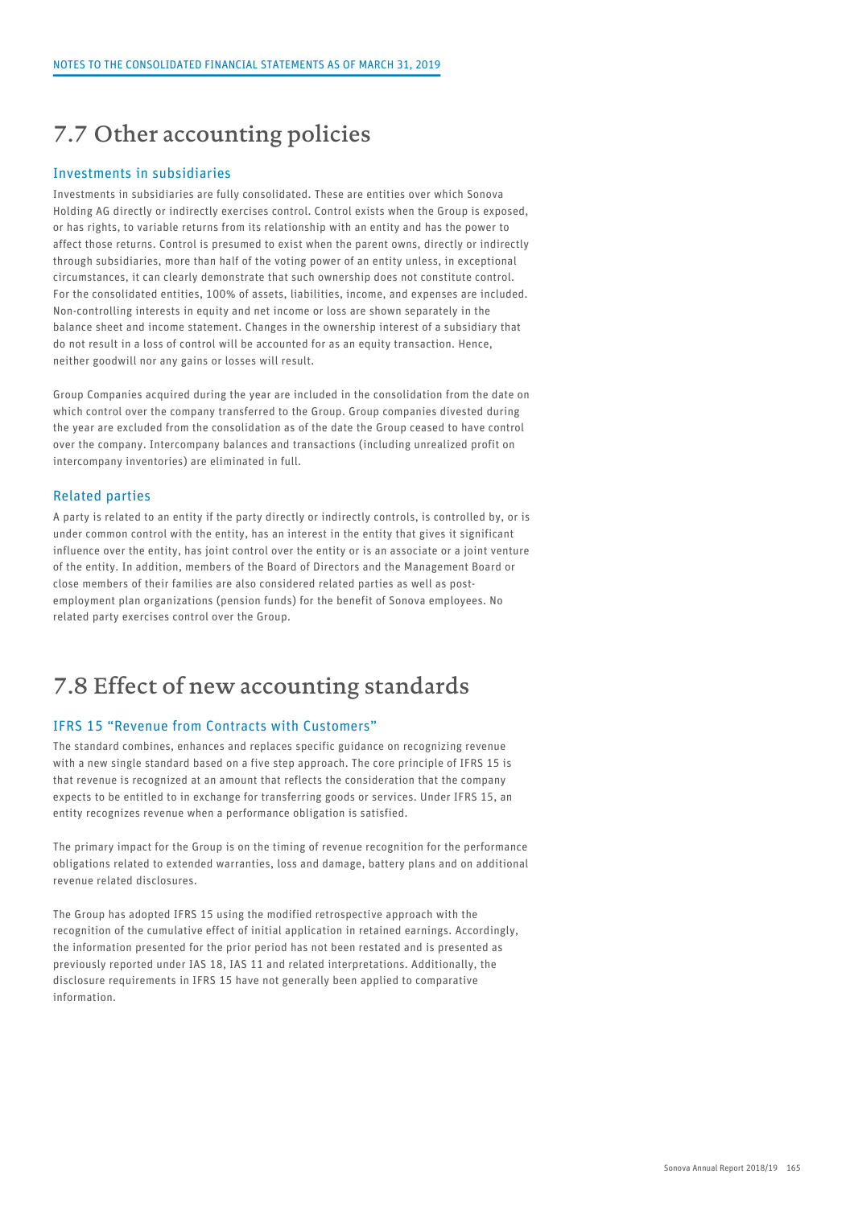## 7.7 Other accounting policies

### Investments in subsidiaries

Investments in subsidiaries are fully consolidated. These are entities over which Sonova Holding AG directly or indirectly exercises control. Control exists when the Group is exposed, or has rights, to variable returns from its relationship with an entity and has the power to affect those returns. Control is presumed to exist when the parent owns, directly or indirectly through subsidiaries, more than half of the voting power of an entity unless, in exceptional circumstances, it can clearly demonstrate that such ownership does not constitute control. For the consolidated entities, 100% of assets, liabilities, income, and expenses are included. Non-controlling interests in equity and net income or loss are shown separately in the balance sheet and income statement. Changes in the ownership interest of a subsidiary that do not result in a loss of control will be accounted for as an equity transaction. Hence, neither goodwill nor any gains or losses will result.

Group Companies acquired during the year are included in the consolidation from the date on which control over the company transferred to the Group. Group companies divested during the year are excluded from the consolidation as of the date the Group ceased to have control over the company. Intercompany balances and transactions (including unrealized profit on intercompany inventories) are eliminated in full.

### Related parties

A party is related to an entity if the party directly or indirectly controls, is controlled by, or is under common control with the entity, has an interest in the entity that gives it significant influence over the entity, has joint control over the entity or is an associate or a joint venture of the entity. In addition, members of the Board of Directors and the Management Board or close members of their families are also considered related parties as well as post-employment plan organizations (pension funds) for the benefit of Sonova employees. No related party exercises control over the Group.

## 7.8 Effect of new accounting standards

### IFRS 15 "Revenue from Contracts with Customers"

The standard combines, enhances and replaces specific guidance on recognizing revenue with a new single standard based on a five step approach. The core principle of IFRS 15 is that revenue is recognized at an amount that reflects the consideration that the company expects to be entitled to in exchange for transferring goods or services. Under IFRS 15, an entity recognizes revenue when a performance obligation is satisfied.

The primary impact for the Group is on the timing of revenue recognition for the performance obligations related to extended warranties, loss and damage, battery plans and on additional revenue related disclosures.

The Group has adopted IFRS 15 using the modified retrospective approach with the recognition of the cumulative effect of initial application in retained earnings. Accordingly, the information presented for the prior period has not been restated and is presented as previously reported under IAS 18, IAS 11 and related interpretations. Additionally, the disclosure requirements in IFRS 15 have not generally been applied to comparative information.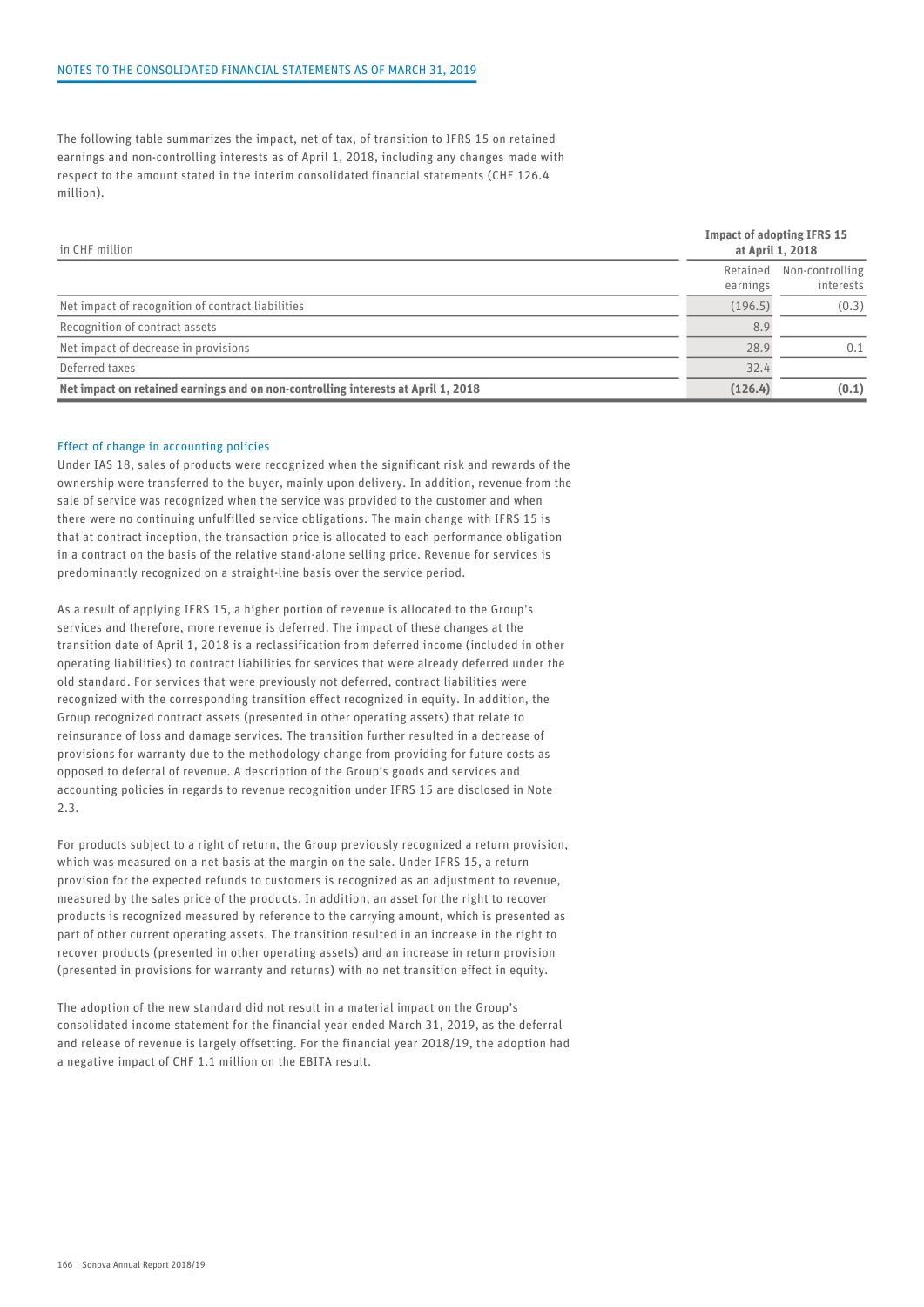The following table summarizes the impact, net of tax, of transition to IFRS 15 on retained earnings and non-controlling interests as of April 1, 2018, including any changes made with respect to the amount stated in the interim consolidated financial statements (CHF 126.4 million).

| in CHF million | Impact of adopting IFRS 15 at April 1, 2018 | |
|---|---|---|
| | Retained earnings | Non-controlling interests |
| Net impact of recognition of contract liabilities | (196.5) | (0.3) |
| Recognition of contract assets | 8.9 | |
| Net impact of decrease in provisions | 28.9 | 0.1 |
| Deferred taxes | 32.4 | |
| **Net impact on retained earnings and on non-controlling interests at April 1, 2018** | **(126.4)** | **(0.1)** |

### Effect of change in accounting policies

Under IAS 18, sales of products were recognized when the significant risk and rewards of the ownership were transferred to the buyer, mainly upon delivery. In addition, revenue from the sale of service was recognized when the service was provided to the customer and when there were no continuing unfulfilled service obligations. The main change with IFRS 15 is that at contract inception, the transaction price is allocated to each performance obligation in a contract on the basis of the relative stand-alone selling price. Revenue for services is predominantly recognized on a straight-line basis over the service period.

As a result of applying IFRS 15, a higher portion of revenue is allocated to the Group's services and therefore, more revenue is deferred. The impact of these changes at the transition date of April 1, 2018 is a reclassification from deferred income (included in other operating liabilities) to contract liabilities for services that were already deferred under the old standard. For services that were previously not deferred, contract liabilities were recognized with the corresponding transition effect recognized in equity. In addition, the Group recognized contract assets (presented in other operating assets) that relate to reinsurance of loss and damage services. The transition further resulted in a decrease of provisions for warranty due to the methodology change from providing for future costs as opposed to deferral of revenue. A description of the Group's goods and services and accounting policies in regards to revenue recognition under IFRS 15 are disclosed in Note 2.3.

For products subject to a right of return, the Group previously recognized a return provision, which was measured on a net basis at the margin on the sale. Under IFRS 15, a return provision for the expected refunds to customers is recognized as an adjustment to revenue, measured by the sales price of the products. In addition, an asset for the right to recover products is recognized measured by reference to the carrying amount, which is presented as part of other current operating assets. The transition resulted in an increase in the right to recover products (presented in other operating assets) and an increase in return provision (presented in provisions for warranty and returns) with no net transition effect in equity.

The adoption of the new standard did not result in a material impact on the Group's consolidated income statement for the financial year ended March 31, 2019, as the deferral and release of revenue is largely offsetting. For the financial year 2018/19, the adoption had a negative impact of CHF 1.1 million on the EBITA result.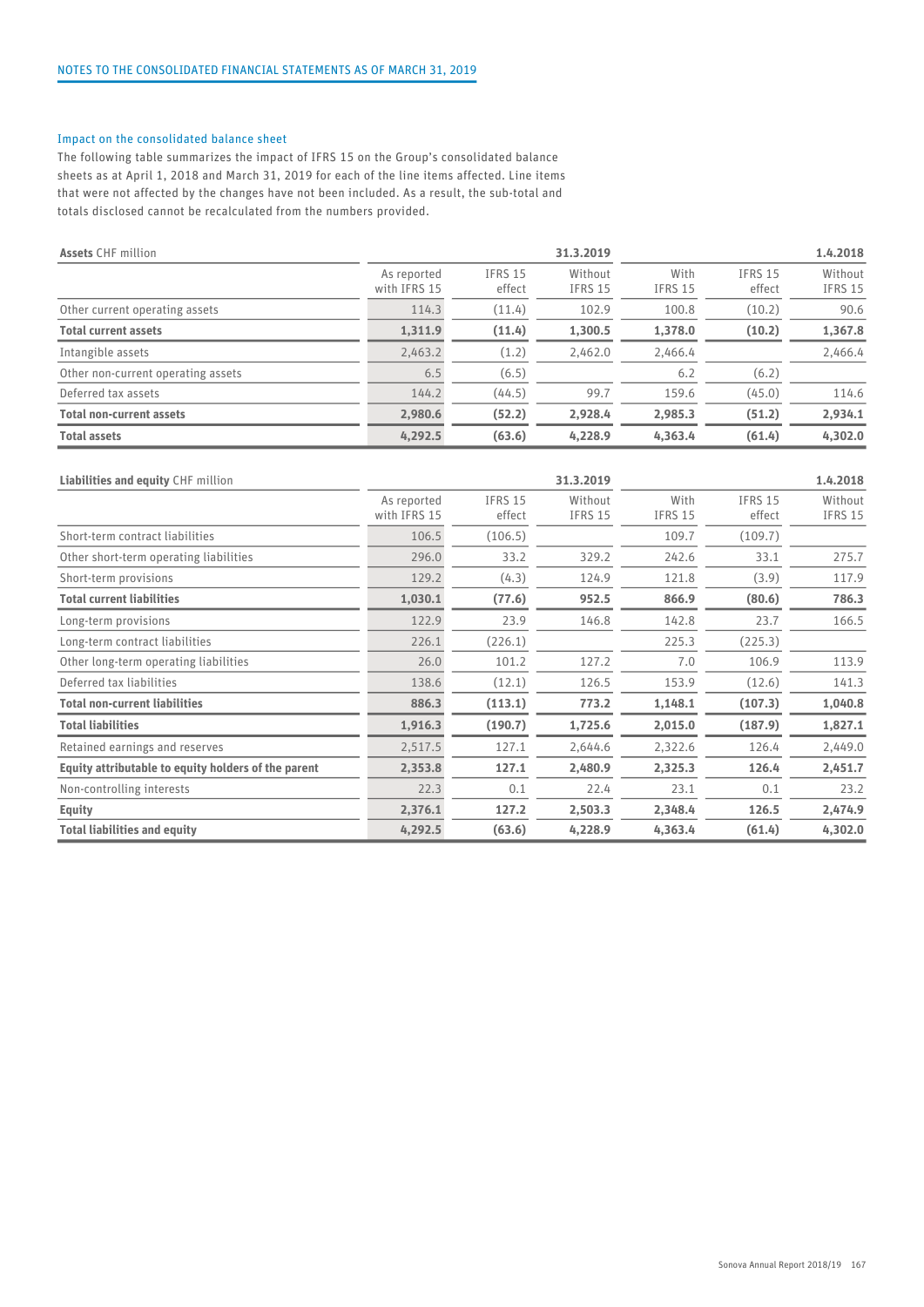## Impact on the consolidated balance sheet

The following table summarizes the impact of IFRS 15 on the Group's consolidated balance sheets as at April 1, 2018 and March 31, 2019 for each of the line items affected. Line items that were not affected by the changes have not been included. As a result, the sub-total and totals disclosed cannot be recalculated from the numbers provided.

| **Assets** CHF million | | | 31.3.2019 | | | 1.4.2018 |
|---|---|---|---|---|---|---|
| | As reported with IFRS 15 | IFRS 15 effect | Without IFRS 15 | With IFRS 15 | IFRS 15 effect | Without IFRS 15 |
| Other current operating assets | 114.3 | (11.4) | 102.9 | 100.8 | (10.2) | 90.6 |
| **Total current assets** | **1,311.9** | **(11.4)** | **1,300.5** | **1,378.0** | **(10.2)** | **1,367.8** |
| Intangible assets | 2,463.2 | (1.2) | 2,462.0 | 2,466.4 | | 2,466.4 |
| Other non-current operating assets | 6.5 | (6.5) | | 6.2 | (6.2) | |
| Deferred tax assets | 144.2 | (44.5) | 99.7 | 159.6 | (45.0) | 114.6 |
| **Total non-current assets** | **2,980.6** | **(52.2)** | **2,928.4** | **2,985.3** | **(51.2)** | **2,934.1** |
| **Total assets** | **4,292.5** | **(63.6)** | **4,228.9** | **4,363.4** | **(61.4)** | **4,302.0** |

| **Liabilities and equity** CHF million | | | 31.3.2019 | | | 1.4.2018 |
|---|---|---|---|---|---|---|
| | As reported with IFRS 15 | IFRS 15 effect | Without IFRS 15 | With IFRS 15 | IFRS 15 effect | Without IFRS 15 |
| Short-term contract liabilities | 106.5 | (106.5) | | 109.7 | (109.7) | |
| Other short-term operating liabilities | 296.0 | 33.2 | 329.2 | 242.6 | 33.1 | 275.7 |
| Short-term provisions | 129.2 | (4.3) | 124.9 | 121.8 | (3.9) | 117.9 |
| **Total current liabilities** | **1,030.1** | **(77.6)** | **952.5** | **866.9** | **(80.6)** | **786.3** |
| Long-term provisions | 122.9 | 23.9 | 146.8 | 142.8 | 23.7 | 166.5 |
| Long-term contract liabilities | 226.1 | (226.1) | | 225.3 | (225.3) | |
| Other long-term operating liabilities | 26.0 | 101.2 | 127.2 | 7.0 | 106.9 | 113.9 |
| Deferred tax liabilities | 138.6 | (12.1) | 126.5 | 153.9 | (12.6) | 141.3 |
| **Total non-current liabilities** | **886.3** | **(113.1)** | **773.2** | **1,148.1** | **(107.3)** | **1,040.8** |
| **Total liabilities** | **1,916.3** | **(190.7)** | **1,725.6** | **2,015.0** | **(187.9)** | **1,827.1** |
| Retained earnings and reserves | 2,517.5 | 127.1 | 2,644.6 | 2,322.6 | 126.4 | 2,449.0 |
| **Equity attributable to equity holders of the parent** | **2,353.8** | **127.1** | **2,480.9** | **2,325.3** | **126.4** | **2,451.7** |
| Non-controlling interests | 22.3 | 0.1 | 22.4 | 23.1 | 0.1 | 23.2 |
| **Equity** | **2,376.1** | **127.2** | **2,503.3** | **2,348.4** | **126.5** | **2,474.9** |
| **Total liabilities and equity** | **4,292.5** | **(63.6)** | **4,228.9** | **4,363.4** | **(61.4)** | **4,302.0** |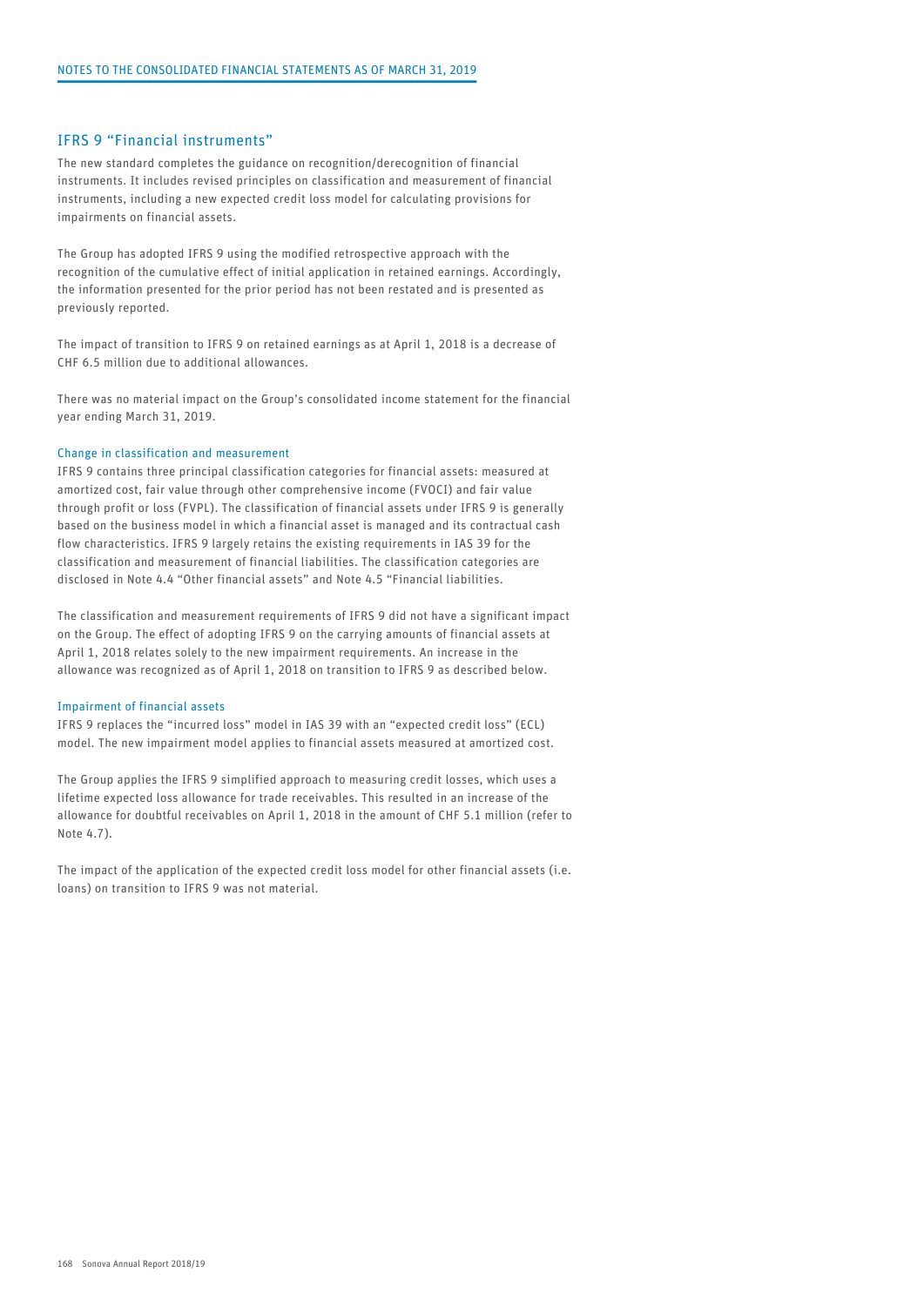## IFRS 9 "Financial instruments"

The new standard completes the guidance on recognition/derecognition of financial instruments. It includes revised principles on classification and measurement of financial instruments, including a new expected credit loss model for calculating provisions for impairments on financial assets.

The Group has adopted IFRS 9 using the modified retrospective approach with the recognition of the cumulative effect of initial application in retained earnings. Accordingly, the information presented for the prior period has not been restated and is presented as previously reported.

The impact of transition to IFRS 9 on retained earnings as at April 1, 2018 is a decrease of CHF 6.5 million due to additional allowances.

There was no material impact on the Group's consolidated income statement for the financial year ending March 31, 2019.

### Change in classification and measurement

IFRS 9 contains three principal classification categories for financial assets: measured at amortized cost, fair value through other comprehensive income (FVOCI) and fair value through profit or loss (FVPL). The classification of financial assets under IFRS 9 is generally based on the business model in which a financial asset is managed and its contractual cash flow characteristics. IFRS 9 largely retains the existing requirements in IAS 39 for the classification and measurement of financial liabilities. The classification categories are disclosed in Note 4.4 "Other financial assets" and Note 4.5 "Financial liabilities.

The classification and measurement requirements of IFRS 9 did not have a significant impact on the Group. The effect of adopting IFRS 9 on the carrying amounts of financial assets at April 1, 2018 relates solely to the new impairment requirements. An increase in the allowance was recognized as of April 1, 2018 on transition to IFRS 9 as described below.

### Impairment of financial assets

IFRS 9 replaces the "incurred loss" model in IAS 39 with an "expected credit loss" (ECL) model. The new impairment model applies to financial assets measured at amortized cost.

The Group applies the IFRS 9 simplified approach to measuring credit losses, which uses a lifetime expected loss allowance for trade receivables. This resulted in an increase of the allowance for doubtful receivables on April 1, 2018 in the amount of CHF 5.1 million (refer to Note 4.7).

The impact of the application of the expected credit loss model for other financial assets (i.e. loans) on transition to IFRS 9 was not material.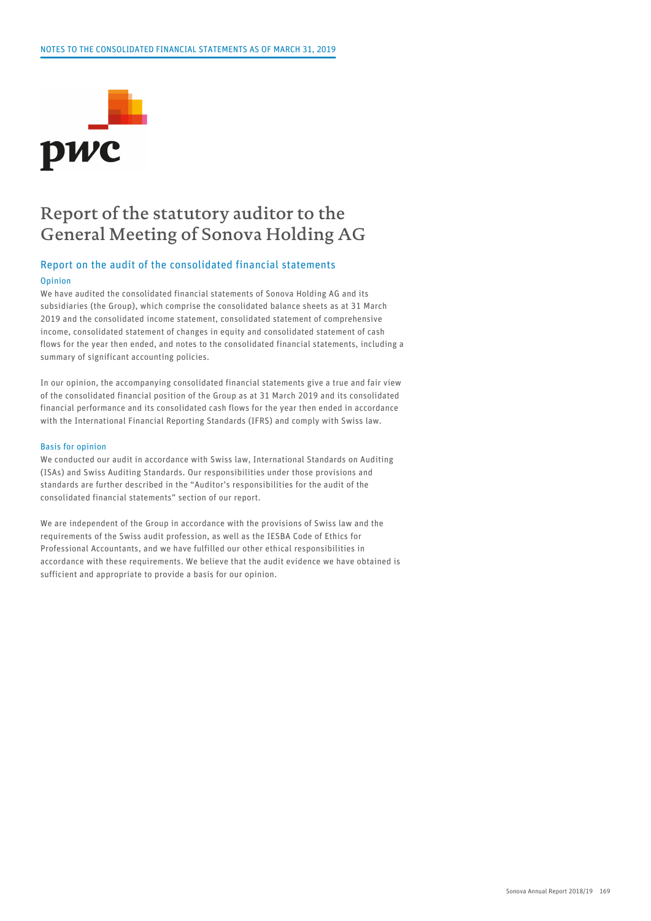# Report of the statutory auditor to the General Meeting of Sonova Holding AG

## Report on the audit of the consolidated financial statements

### Opinion

We have audited the consolidated financial statements of Sonova Holding AG and its subsidiaries (the Group), which comprise the consolidated balance sheets as at 31 March 2019 and the consolidated income statement, consolidated statement of comprehensive income, consolidated statement of changes in equity and consolidated statement of cash flows for the year then ended, and notes to the consolidated financial statements, including a summary of significant accounting policies.

In our opinion, the accompanying consolidated financial statements give a true and fair view of the consolidated financial position of the Group as at 31 March 2019 and its consolidated financial performance and its consolidated cash flows for the year then ended in accordance with the International Financial Reporting Standards (IFRS) and comply with Swiss law.

### Basis for opinion

We conducted our audit in accordance with Swiss law, International Standards on Auditing (ISAs) and Swiss Auditing Standards. Our responsibilities under those provisions and standards are further described in the "Auditor's responsibilities for the audit of the consolidated financial statements" section of our report.

We are independent of the Group in accordance with the provisions of Swiss law and the requirements of the Swiss audit profession, as well as the IESBA Code of Ethics for Professional Accountants, and we have fulfilled our other ethical responsibilities in accordance with these requirements. We believe that the audit evidence we have obtained is sufficient and appropriate to provide a basis for our opinion.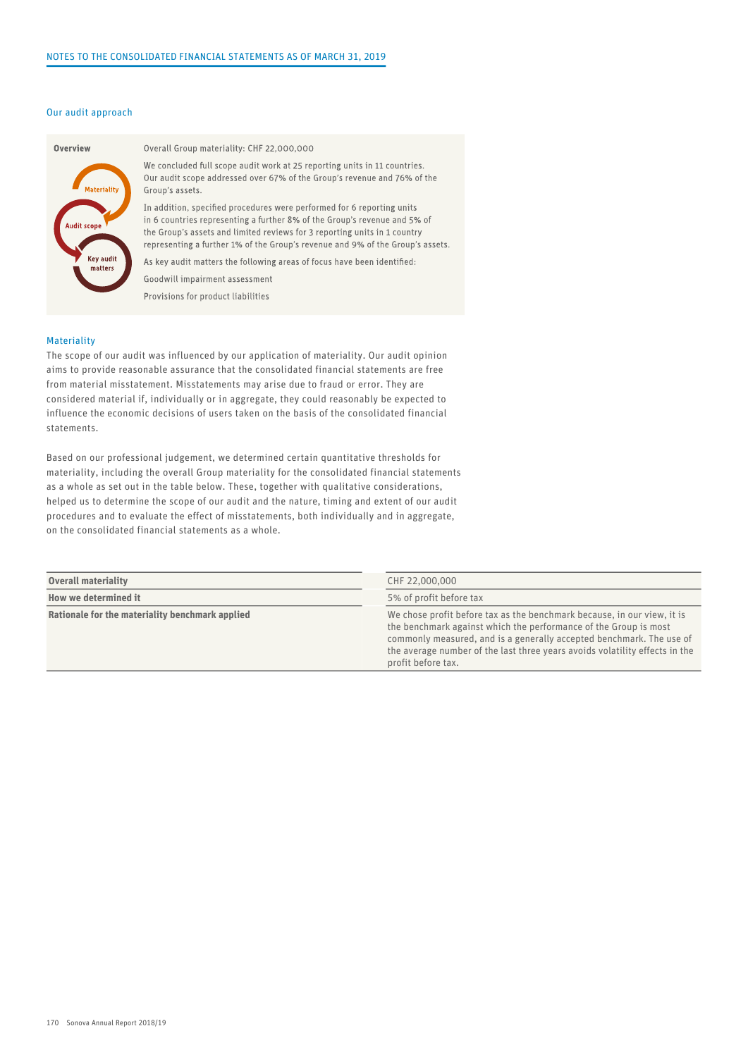## Our audit approach

**Overview**

Overall Group materiality: CHF 22,000,000

We concluded full scope audit work at 25 reporting units in 11 countries. Our audit scope addressed over 67% of the Group's revenue and 76% of the Group's assets.

In addition, specified procedures were performed for 6 reporting units in 6 countries representing a further 8% of the Group's revenue and 5% of the Group's assets and limited reviews for 3 reporting units in 1 country representing a further 1% of the Group's revenue and 9% of the Group's assets.

As key audit matters the following areas of focus have been identified:

Goodwill impairment assessment

Provisions for product liabilities

### Materiality

The scope of our audit was influenced by our application of materiality. Our audit opinion aims to provide reasonable assurance that the consolidated financial statements are free from material misstatement. Misstatements may arise due to fraud or error. They are considered material if, individually or in aggregate, they could reasonably be expected to influence the economic decisions of users taken on the basis of the consolidated financial statements.

Based on our professional judgement, we determined certain quantitative thresholds for materiality, including the overall Group materiality for the consolidated financial statements as a whole as set out in the table below. These, together with qualitative considerations, helped us to determine the scope of our audit and the nature, timing and extent of our audit procedures and to evaluate the effect of misstatements, both individually and in aggregate, on the consolidated financial statements as a whole.

| | |
|---|---|
| **Overall materiality** | CHF 22,000,000 |
| **How we determined it** | 5% of profit before tax |
| **Rationale for the materiality benchmark applied** | We chose profit before tax as the benchmark because, in our view, it is the benchmark against which the performance of the Group is most commonly measured, and is a generally accepted benchmark. The use of the average number of the last three years avoids volatility effects in the profit before tax. |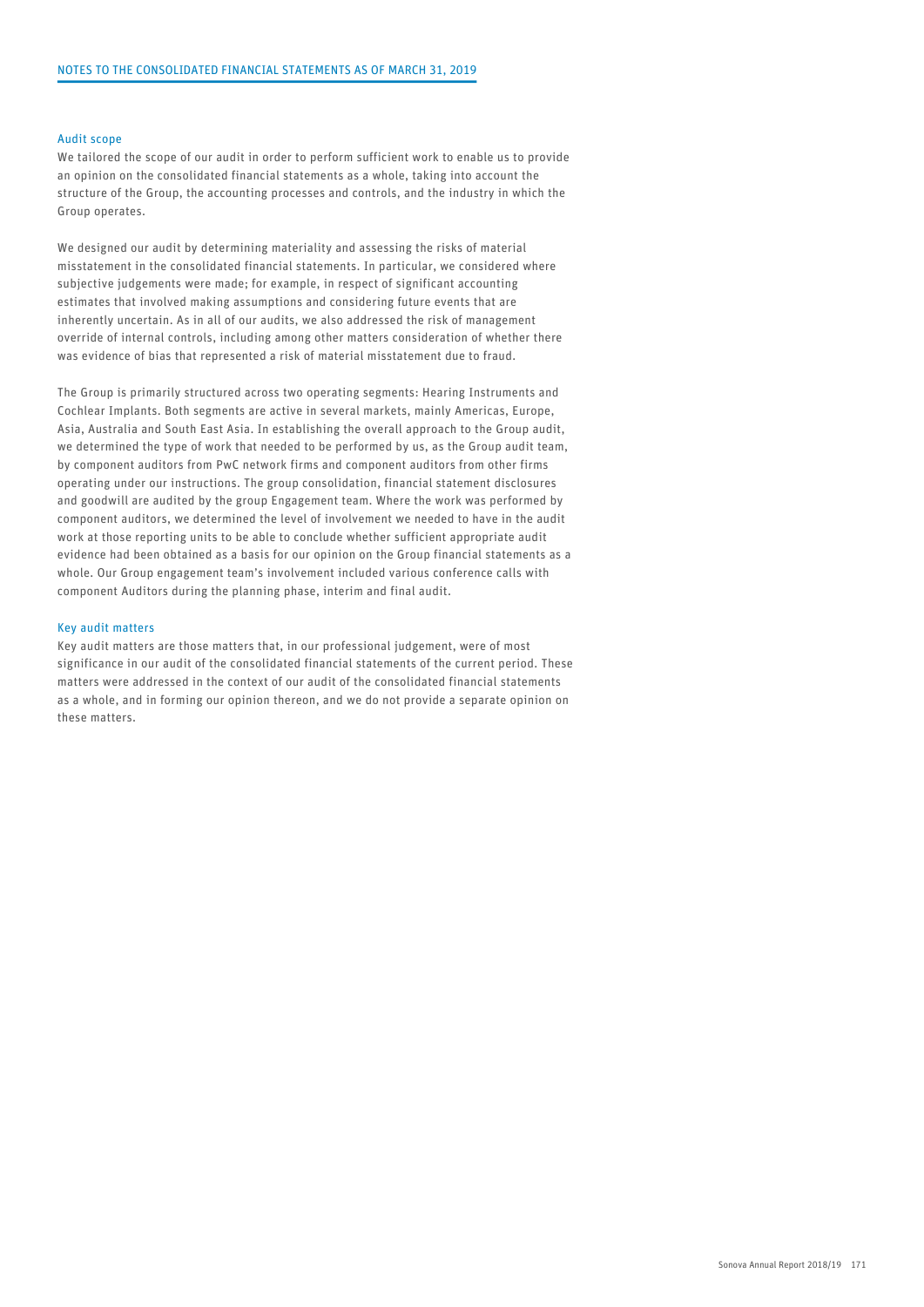#### Audit scope

We tailored the scope of our audit in order to perform sufficient work to enable us to provide an opinion on the consolidated financial statements as a whole, taking into account the structure of the Group, the accounting processes and controls, and the industry in which the Group operates.

We designed our audit by determining materiality and assessing the risks of material misstatement in the consolidated financial statements. In particular, we considered where subjective judgements were made; for example, in respect of significant accounting estimates that involved making assumptions and considering future events that are inherently uncertain. As in all of our audits, we also addressed the risk of management override of internal controls, including among other matters consideration of whether there was evidence of bias that represented a risk of material misstatement due to fraud.

The Group is primarily structured across two operating segments: Hearing Instruments and Cochlear Implants. Both segments are active in several markets, mainly Americas, Europe, Asia, Australia and South East Asia. In establishing the overall approach to the Group audit, we determined the type of work that needed to be performed by us, as the Group audit team, by component auditors from PwC network firms and component auditors from other firms operating under our instructions. The group consolidation, financial statement disclosures and goodwill are audited by the group Engagement team. Where the work was performed by component auditors, we determined the level of involvement we needed to have in the audit work at those reporting units to be able to conclude whether sufficient appropriate audit evidence had been obtained as a basis for our opinion on the Group financial statements as a whole. Our Group engagement team's involvement included various conference calls with component Auditors during the planning phase, interim and final audit.

#### Key audit matters

Key audit matters are those matters that, in our professional judgement, were of most significance in our audit of the consolidated financial statements of the current period. These matters were addressed in the context of our audit of the consolidated financial statements as a whole, and in forming our opinion thereon, and we do not provide a separate opinion on these matters.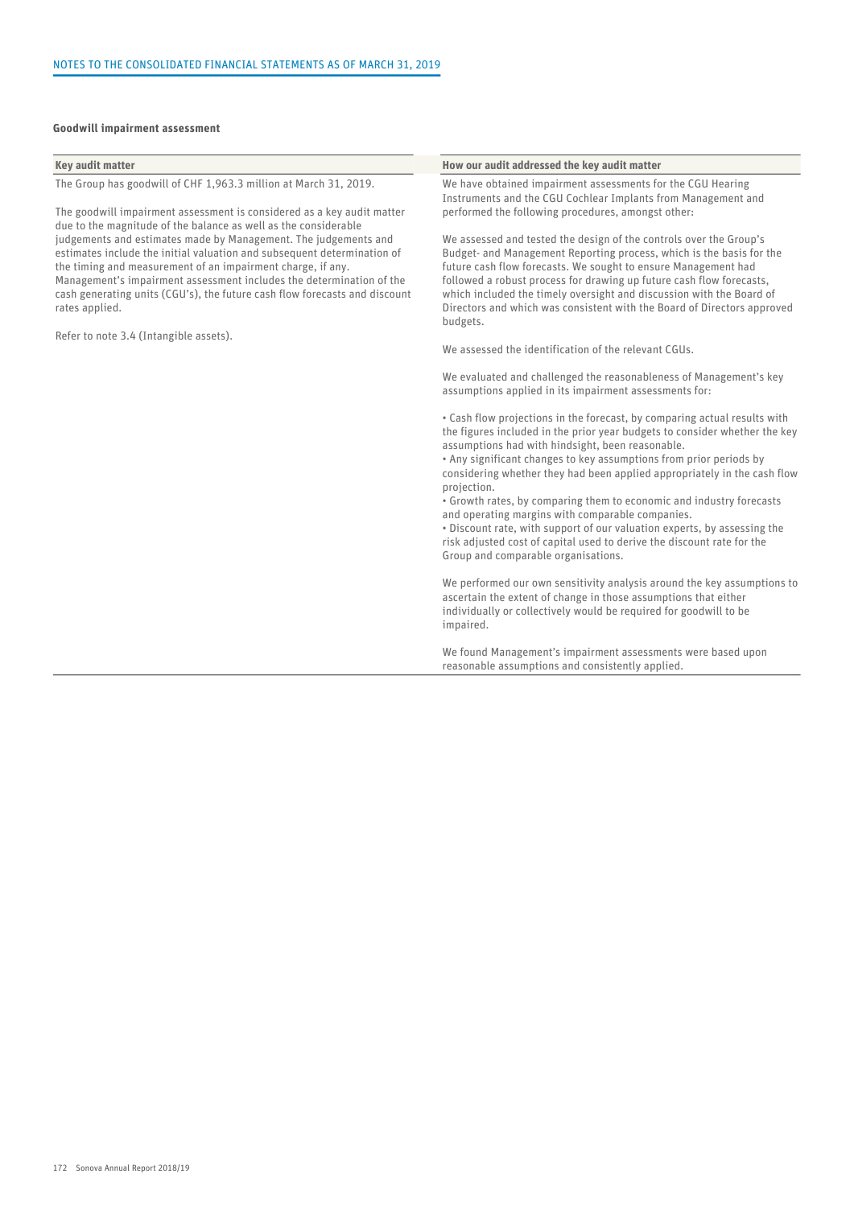#### Goodwill impairment assessment

| Key audit matter | How our audit addressed the key audit matter |
| --- | --- |
| The Group has goodwill of CHF 1,963.3 million at March 31, 2019.<br><br>The goodwill impairment assessment is considered as a key audit matter due to the magnitude of the balance as well as the considerable judgements and estimates made by Management. The judgements and estimates include the initial valuation and subsequent determination of the timing and measurement of an impairment charge, if any. Management's impairment assessment includes the determination of the cash generating units (CGU's), the future cash flow forecasts and discount rates applied.<br><br>Refer to note 3.4 (Intangible assets). | We have obtained impairment assessments for the CGU Hearing Instruments and the CGU Cochlear Implants from Management and performed the following procedures, amongst other:<br><br>We assessed and tested the design of the controls over the Group's Budget- and Management Reporting process, which is the basis for the future cash flow forecasts. We sought to ensure Management had followed a robust process for drawing up future cash flow forecasts, which included the timely oversight and discussion with the Board of Directors and which was consistent with the Board of Directors approved budgets.<br><br>We assessed the identification of the relevant CGUs.<br><br>We evaluated and challenged the reasonableness of Management's key assumptions applied in its impairment assessments for:<br><br>• Cash flow projections in the forecast, by comparing actual results with the figures included in the prior year budgets to consider whether the key assumptions had with hindsight, been reasonable.<br>• Any significant changes to key assumptions from prior periods by considering whether they had been applied appropriately in the cash flow projection.<br>• Growth rates, by comparing them to economic and industry forecasts and operating margins with comparable companies.<br>• Discount rate, with support of our valuation experts, by assessing the risk adjusted cost of capital used to derive the discount rate for the Group and comparable organisations.<br><br>We performed our own sensitivity analysis around the key assumptions to ascertain the extent of change in those assumptions that either individually or collectively would be required for goodwill to be impaired.<br><br>We found Management's impairment assessments were based upon reasonable assumptions and consistently applied. |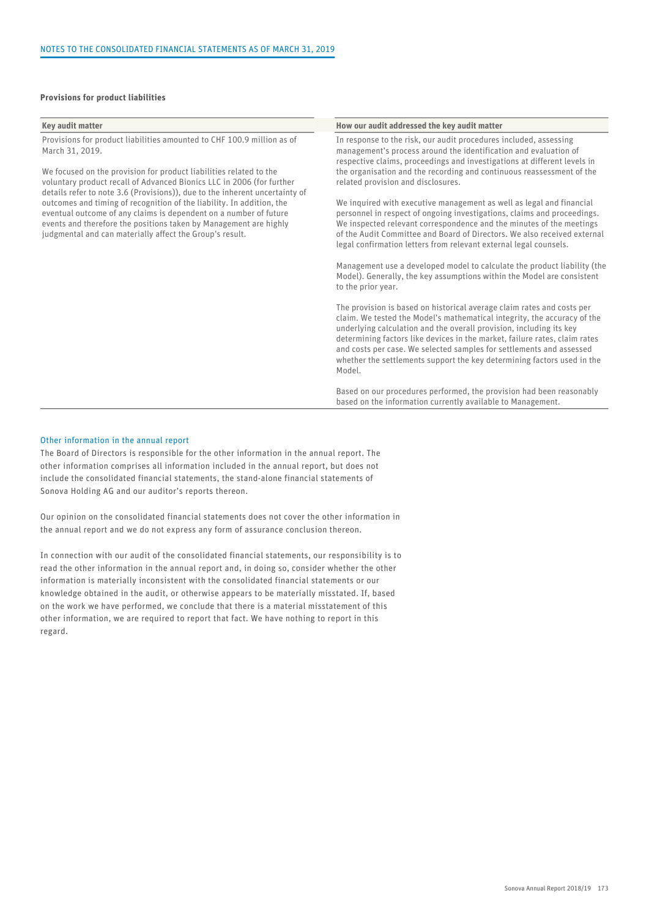### Provisions for product liabilities

| Key audit matter | How our audit addressed the key audit matter |
|---|---|
| Provisions for product liabilities amounted to CHF 100.9 million as of March 31, 2019.<br><br>We focused on the provision for product liabilities related to the voluntary product recall of Advanced Bionics LLC in 2006 (for further details refer to note 3.6 (Provisions)), due to the inherent uncertainty of outcomes and timing of recognition of the liability. In addition, the eventual outcome of any claims is dependent on a number of future events and therefore the positions taken by Management are highly judgmental and can materially affect the Group's result. | In response to the risk, our audit procedures included, assessing management's process around the identification and evaluation of respective claims, proceedings and investigations at different levels in the organisation and the recording and continuous reassessment of the related provision and disclosures.<br><br>We inquired with executive management as well as legal and financial personnel in respect of ongoing investigations, claims and proceedings. We inspected relevant correspondence and the minutes of the meetings of the Audit Committee and Board of Directors. We also received external legal confirmation letters from relevant external legal counsels.<br><br>Management use a developed model to calculate the product liability (the Model). Generally, the key assumptions within the Model are consistent to the prior year.<br><br>The provision is based on historical average claim rates and costs per claim. We tested the Model's mathematical integrity, the accuracy of the underlying calculation and the overall provision, including its key determining factors like devices in the market, failure rates, claim rates and costs per case. We selected samples for settlements and assessed whether the settlements support the key determining factors used in the Model.<br><br>Based on our procedures performed, the provision had been reasonably based on the information currently available to Management. |

### Other information in the annual report

The Board of Directors is responsible for the other information in the annual report. The other information comprises all information included in the annual report, but does not include the consolidated financial statements, the stand-alone financial statements of Sonova Holding AG and our auditor's reports thereon.

Our opinion on the consolidated financial statements does not cover the other information in the annual report and we do not express any form of assurance conclusion thereon.

In connection with our audit of the consolidated financial statements, our responsibility is to read the other information in the annual report and, in doing so, consider whether the other information is materially inconsistent with the consolidated financial statements or our knowledge obtained in the audit, or otherwise appears to be materially misstated. If, based on the work we have performed, we conclude that there is a material misstatement of this other information, we are required to report that fact. We have nothing to report in this regard.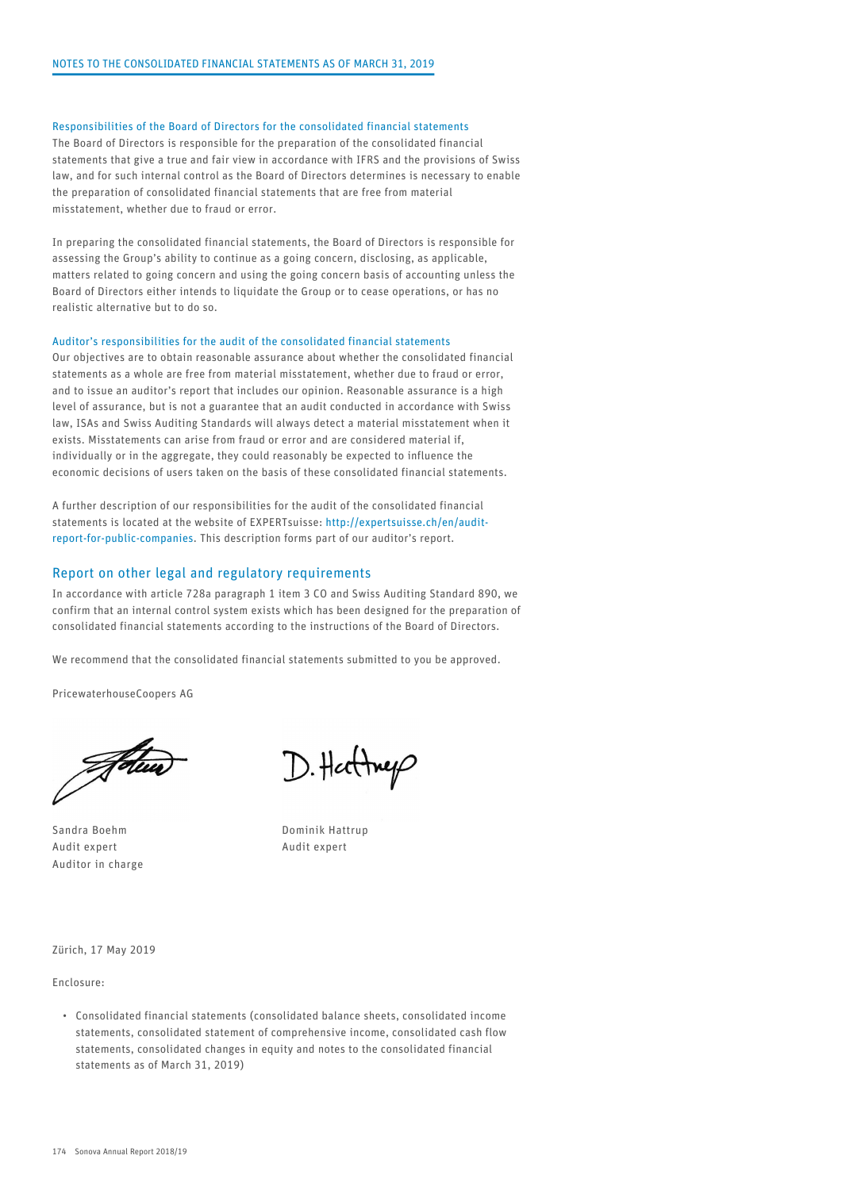### Responsibilities of the Board of Directors for the consolidated financial statements

The Board of Directors is responsible for the preparation of the consolidated financial statements that give a true and fair view in accordance with IFRS and the provisions of Swiss law, and for such internal control as the Board of Directors determines is necessary to enable the preparation of consolidated financial statements that are free from material misstatement, whether due to fraud or error.

In preparing the consolidated financial statements, the Board of Directors is responsible for assessing the Group's ability to continue as a going concern, disclosing, as applicable, matters related to going concern and using the going concern basis of accounting unless the Board of Directors either intends to liquidate the Group or to cease operations, or has no realistic alternative but to do so.

### Auditor's responsibilities for the audit of the consolidated financial statements

Our objectives are to obtain reasonable assurance about whether the consolidated financial statements as a whole are free from material misstatement, whether due to fraud or error, and to issue an auditor's report that includes our opinion. Reasonable assurance is a high level of assurance, but is not a guarantee that an audit conducted in accordance with Swiss law, ISAs and Swiss Auditing Standards will always detect a material misstatement when it exists. Misstatements can arise from fraud or error and are considered material if, individually or in the aggregate, they could reasonably be expected to influence the economic decisions of users taken on the basis of these consolidated financial statements.

A further description of our responsibilities for the audit of the consolidated financial statements is located at the website of EXPERTsuisse: http://expertsuisse.ch/en/audit-report-for-public-companies. This description forms part of our auditor's report.

## Report on other legal and regulatory requirements

In accordance with article 728a paragraph 1 item 3 CO and Swiss Auditing Standard 890, we confirm that an internal control system exists which has been designed for the preparation of consolidated financial statements according to the instructions of the Board of Directors.

We recommend that the consolidated financial statements submitted to you be approved.

PricewaterhouseCoopers AG

| | |
|---|---|
| Sandra Boehm<br>Audit expert<br>Auditor in charge | Dominik Hattrup<br>Audit expert |

Zürich, 17 May 2019

Enclosure:

- Consolidated financial statements (consolidated balance sheets, consolidated income statements, consolidated statement of comprehensive income, consolidated cash flow statements, consolidated changes in equity and notes to the consolidated financial statements as of March 31, 2019)